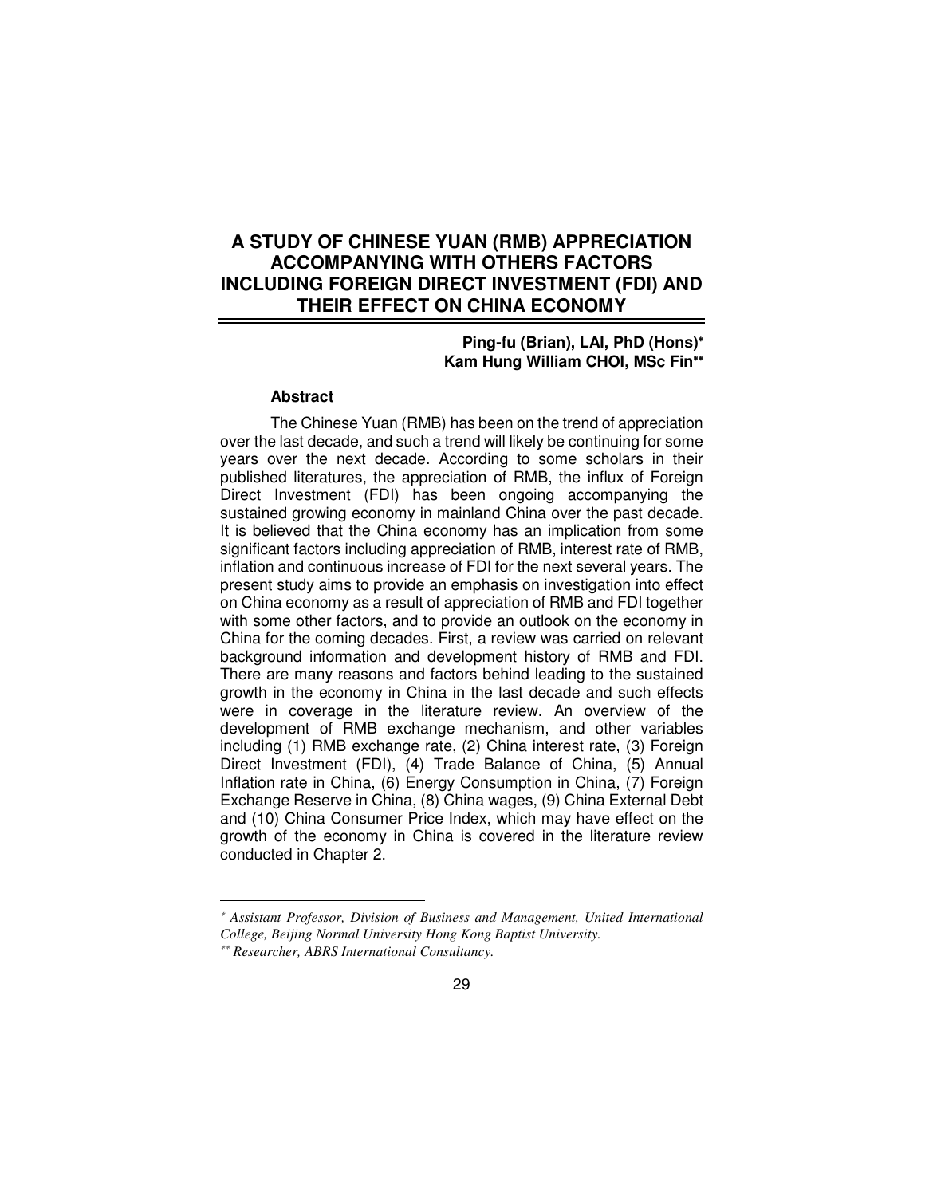# A STUDY OF CHINESE YUAN (RMB) APPRECIATION ACCOMPANYING WITH OTHERS FACTORS INCLUDING FOREIGN DIRECT INVESTMENT (FDI) AND THEIR EFFECT ON CHINA ECONOMY

**Ping-fu (Brian), LAI, PhD (Hons)***
**Kam Hung William CHOI, MSc Fin****

### Abstract

The Chinese Yuan (RMB) has been on the trend of appreciation over the last decade, and such a trend will likely be continuing for some years over the next decade. According to some scholars in their published literatures, the appreciation of RMB, the influx of Foreign Direct Investment (FDI) has been ongoing accompanying the sustained growing economy in mainland China over the past decade. It is believed that the China economy has an implication from some significant factors including appreciation of RMB, interest rate of RMB, inflation and continuous increase of FDI for the next several years. The present study aims to provide an emphasis on investigation into effect on China economy as a result of appreciation of RMB and FDI together with some other factors, and to provide an outlook on the economy in China for the coming decades. First, a review was carried on relevant background information and development history of RMB and FDI. There are many reasons and factors behind leading to the sustained growth in the economy in China in the last decade and such effects were in coverage in the literature review. An overview of the development of RMB exchange mechanism, and other variables including (1) RMB exchange rate, (2) China interest rate, (3) Foreign Direct Investment (FDI), (4) Trade Balance of China, (5) Annual Inflation rate in China, (6) Energy Consumption in China, (7) Foreign Exchange Reserve in China, (8) China wages, (9) China External Debt and (10) China Consumer Price Index, which may have effect on the growth of the economy in China is covered in the literature review conducted in Chapter 2.

---

\* *Assistant Professor, Division of Business and Management, United International College, Beijing Normal University Hong Kong Baptist University.*

\*\* *Researcher, ABRS International Consultancy.*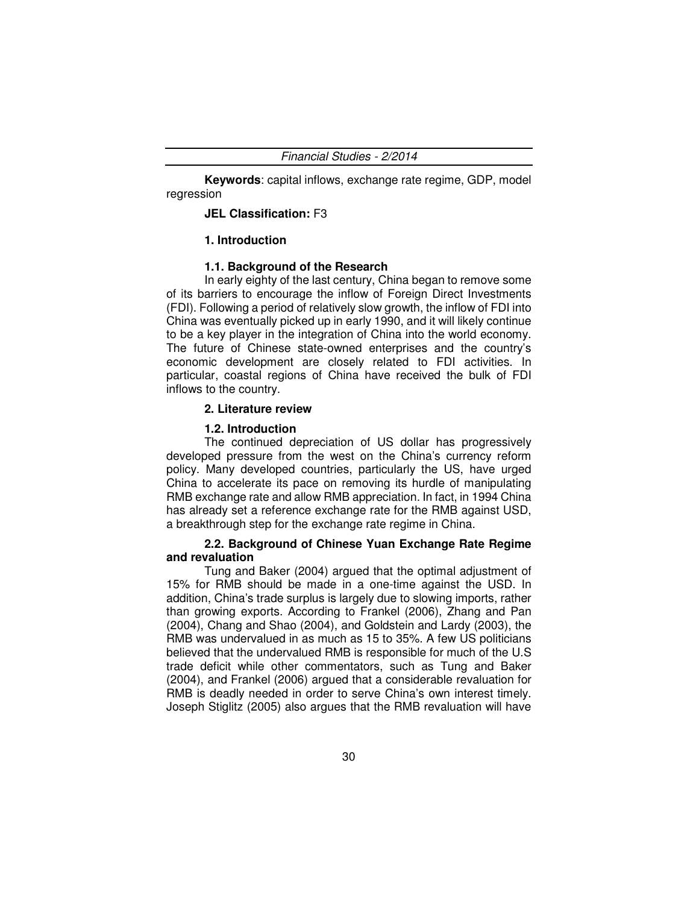**Keywords**: capital inflows, exchange rate regime, GDP, model regression

**JEL Classification:** F3

## 1. Introduction

### 1.1. Background of the Research

In early eighty of the last century, China began to remove some of its barriers to encourage the inflow of Foreign Direct Investments (FDI). Following a period of relatively slow growth, the inflow of FDI into China was eventually picked up in early 1990, and it will likely continue to be a key player in the integration of China into the world economy. The future of Chinese state-owned enterprises and the country's economic development are closely related to FDI activities. In particular, coastal regions of China have received the bulk of FDI inflows to the country.

## 2. Literature review

### 1.2. Introduction

The continued depreciation of US dollar has progressively developed pressure from the west on the China's currency reform policy. Many developed countries, particularly the US, have urged China to accelerate its pace on removing its hurdle of manipulating RMB exchange rate and allow RMB appreciation. In fact, in 1994 China has already set a reference exchange rate for the RMB against USD, a breakthrough step for the exchange rate regime in China.

### 2.2. Background of Chinese Yuan Exchange Rate Regime and revaluation

Tung and Baker (2004) argued that the optimal adjustment of 15% for RMB should be made in a one-time against the USD. In addition, China's trade surplus is largely due to slowing imports, rather than growing exports. According to Frankel (2006), Zhang and Pan (2004), Chang and Shao (2004), and Goldstein and Lardy (2003), the RMB was undervalued in as much as 15 to 35%. A few US politicians believed that the undervalued RMB is responsible for much of the U.S trade deficit while other commentators, such as Tung and Baker (2004), and Frankel (2006) argued that a considerable revaluation for RMB is deadly needed in order to serve China's own interest timely. Joseph Stiglitz (2005) also argues that the RMB revaluation will have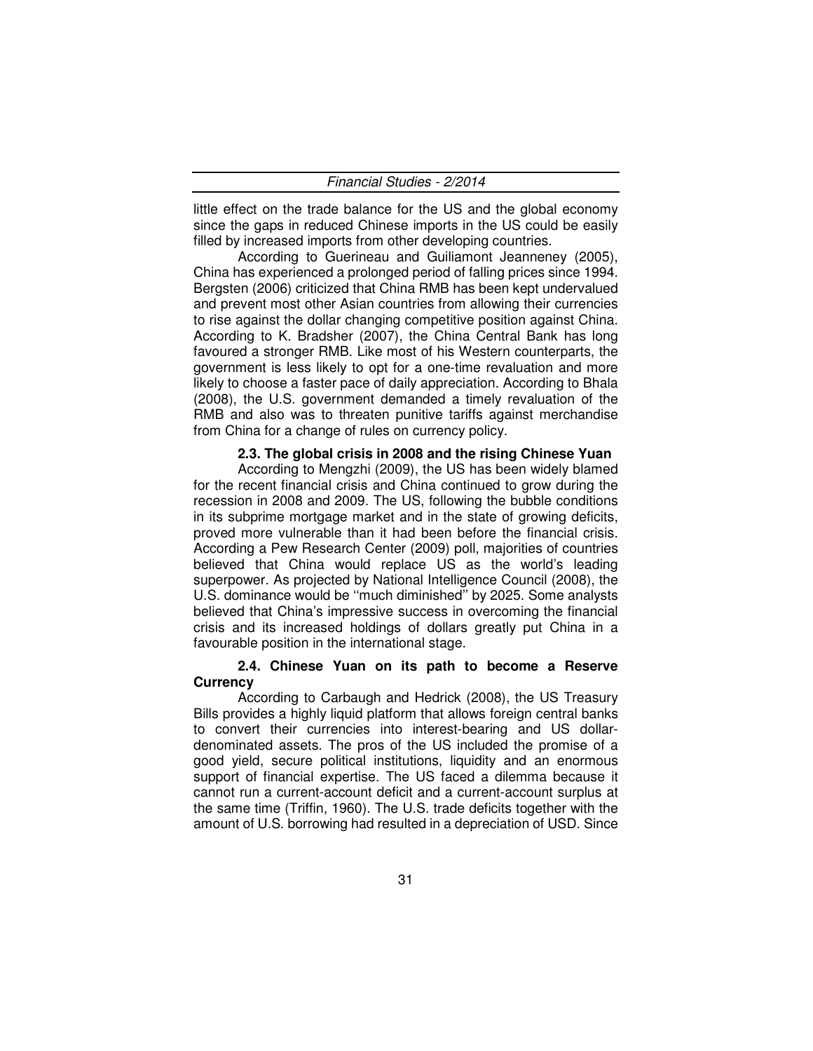little effect on the trade balance for the US and the global economy since the gaps in reduced Chinese imports in the US could be easily filled by increased imports from other developing countries.

According to Guerineau and Guiliamont Jeanneney (2005), China has experienced a prolonged period of falling prices since 1994. Bergsten (2006) criticized that China RMB has been kept undervalued and prevent most other Asian countries from allowing their currencies to rise against the dollar changing competitive position against China. According to K. Bradsher (2007), the China Central Bank has long favoured a stronger RMB. Like most of his Western counterparts, the government is less likely to opt for a one-time revaluation and more likely to choose a faster pace of daily appreciation. According to Bhala (2008), the U.S. government demanded a timely revaluation of the RMB and also was to threaten punitive tariffs against merchandise from China for a change of rules on currency policy.

### 2.3. The global crisis in 2008 and the rising Chinese Yuan

According to Mengzhi (2009), the US has been widely blamed for the recent financial crisis and China continued to grow during the recession in 2008 and 2009. The US, following the bubble conditions in its subprime mortgage market and in the state of growing deficits, proved more vulnerable than it had been before the financial crisis. According a Pew Research Center (2009) poll, majorities of countries believed that China would replace US as the world's leading superpower. As projected by National Intelligence Council (2008), the U.S. dominance would be ''much diminished'' by 2025. Some analysts believed that China's impressive success in overcoming the financial crisis and its increased holdings of dollars greatly put China in a favourable position in the international stage.

### 2.4. Chinese Yuan on its path to become a Reserve Currency

According to Carbaugh and Hedrick (2008), the US Treasury Bills provides a highly liquid platform that allows foreign central banks to convert their currencies into interest-bearing and US dollar-denominated assets. The pros of the US included the promise of a good yield, secure political institutions, liquidity and an enormous support of financial expertise. The US faced a dilemma because it cannot run a current-account deficit and a current-account surplus at the same time (Triffin, 1960). The U.S. trade deficits together with the amount of U.S. borrowing had resulted in a depreciation of USD. Since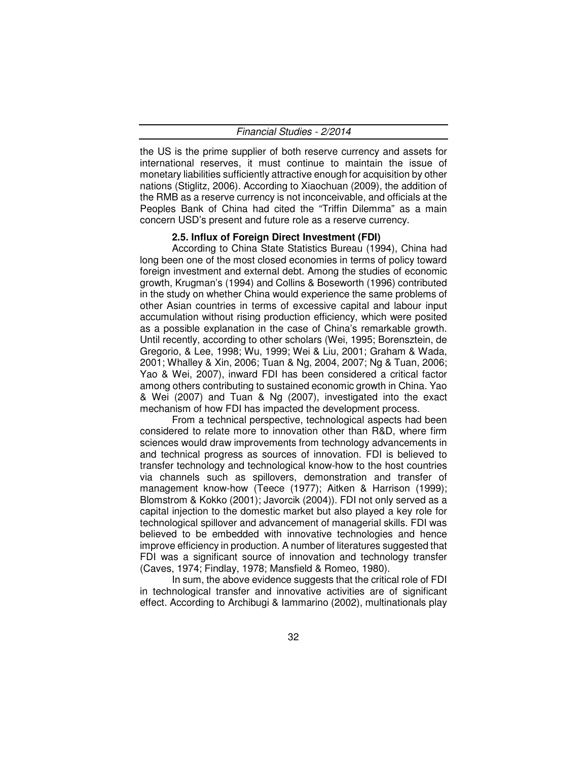the US is the prime supplier of both reserve currency and assets for international reserves, it must continue to maintain the issue of monetary liabilities sufficiently attractive enough for acquisition by other nations (Stiglitz, 2006). According to Xiaochuan (2009), the addition of the RMB as a reserve currency is not inconceivable, and officials at the Peoples Bank of China had cited the "Triffin Dilemma" as a main concern USD's present and future role as a reserve currency.

### 2.5. Influx of Foreign Direct Investment (FDI)

According to China State Statistics Bureau (1994), China had long been one of the most closed economies in terms of policy toward foreign investment and external debt. Among the studies of economic growth, Krugman's (1994) and Collins & Boseworth (1996) contributed in the study on whether China would experience the same problems of other Asian countries in terms of excessive capital and labour input accumulation without rising production efficiency, which were posited as a possible explanation in the case of China's remarkable growth. Until recently, according to other scholars (Wei, 1995; Borensztein, de Gregorio, & Lee, 1998; Wu, 1999; Wei & Liu, 2001; Graham & Wada, 2001; Whalley & Xin, 2006; Tuan & Ng, 2004, 2007; Ng & Tuan, 2006; Yao & Wei, 2007), inward FDI has been considered a critical factor among others contributing to sustained economic growth in China. Yao & Wei (2007) and Tuan & Ng (2007), investigated into the exact mechanism of how FDI has impacted the development process.

From a technical perspective, technological aspects had been considered to relate more to innovation other than R&D, where firm sciences would draw improvements from technology advancements in and technical progress as sources of innovation. FDI is believed to transfer technology and technological know-how to the host countries via channels such as spillovers, demonstration and transfer of management know-how (Teece (1977); Aitken & Harrison (1999); Blomstrom & Kokko (2001); Javorcik (2004)). FDI not only served as a capital injection to the domestic market but also played a key role for technological spillover and advancement of managerial skills. FDI was believed to be embedded with innovative technologies and hence improve efficiency in production. A number of literatures suggested that FDI was a significant source of innovation and technology transfer (Caves, 1974; Findlay, 1978; Mansfield & Romeo, 1980).

In sum, the above evidence suggests that the critical role of FDI in technological transfer and innovative activities are of significant effect. According to Archibugi & Iammarino (2002), multinationals play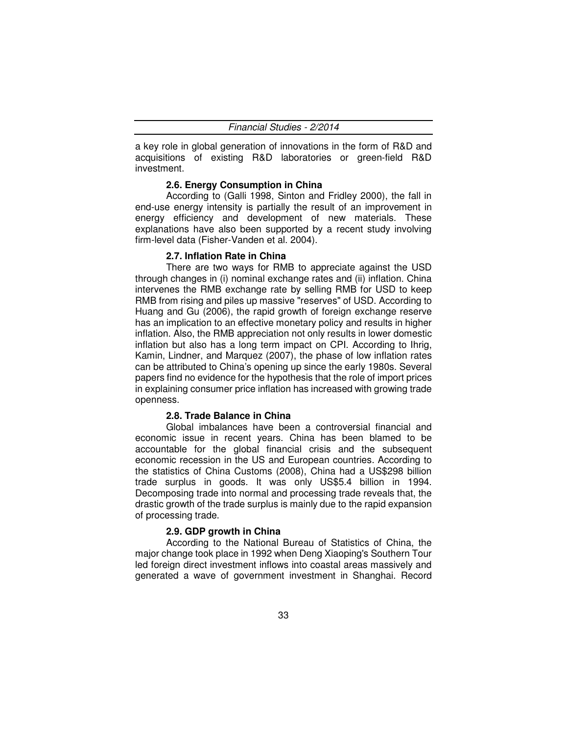a key role in global generation of innovations in the form of R&D and acquisitions of existing R&D laboratories or green-field R&D investment.

### 2.6. Energy Consumption in China

According to (Galli 1998, Sinton and Fridley 2000), the fall in end-use energy intensity is partially the result of an improvement in energy efficiency and development of new materials. These explanations have also been supported by a recent study involving firm-level data (Fisher-Vanden et al. 2004).

### 2.7. Inflation Rate in China

There are two ways for RMB to appreciate against the USD through changes in (i) nominal exchange rates and (ii) inflation. China intervenes the RMB exchange rate by selling RMB for USD to keep RMB from rising and piles up massive "reserves" of USD. According to Huang and Gu (2006), the rapid growth of foreign exchange reserve has an implication to an effective monetary policy and results in higher inflation. Also, the RMB appreciation not only results in lower domestic inflation but also has a long term impact on CPI. According to Ihrig, Kamin, Lindner, and Marquez (2007), the phase of low inflation rates can be attributed to China's opening up since the early 1980s. Several papers find no evidence for the hypothesis that the role of import prices in explaining consumer price inflation has increased with growing trade openness.

### 2.8. Trade Balance in China

Global imbalances have been a controversial financial and economic issue in recent years. China has been blamed to be accountable for the global financial crisis and the subsequent economic recession in the US and European countries. According to the statistics of China Customs (2008), China had a US$298 billion trade surplus in goods. It was only US$5.4 billion in 1994. Decomposing trade into normal and processing trade reveals that, the drastic growth of the trade surplus is mainly due to the rapid expansion of processing trade.

### 2.9. GDP growth in China

According to the National Bureau of Statistics of China, the major change took place in 1992 when Deng Xiaoping's Southern Tour led foreign direct investment inflows into coastal areas massively and generated a wave of government investment in Shanghai. Record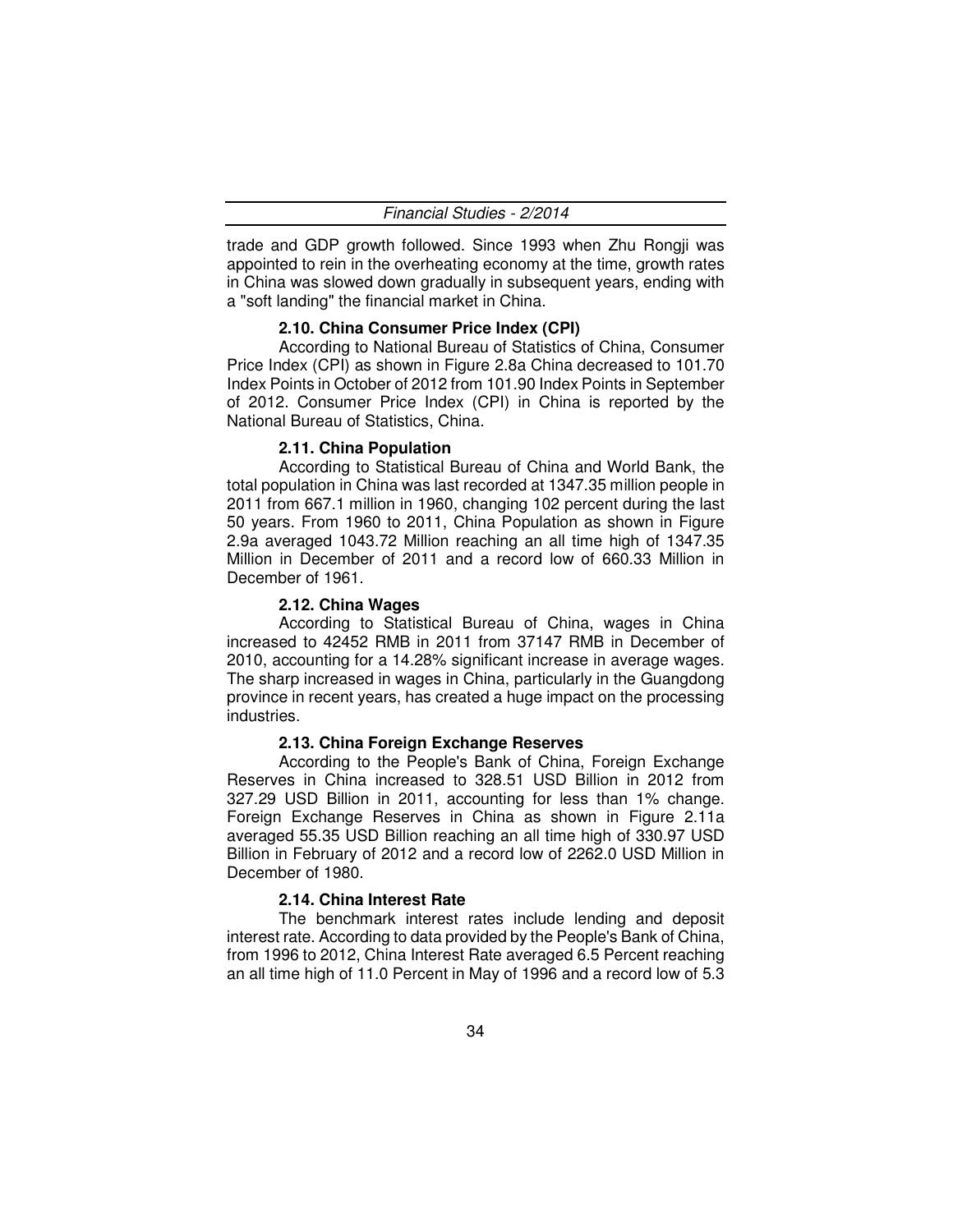trade and GDP growth followed. Since 1993 when Zhu Rongji was appointed to rein in the overheating economy at the time, growth rates in China was slowed down gradually in subsequent years, ending with a "soft landing" the financial market in China.

### 2.10. China Consumer Price Index (CPI)

According to National Bureau of Statistics of China, Consumer Price Index (CPI) as shown in Figure 2.8a China decreased to 101.70 Index Points in October of 2012 from 101.90 Index Points in September of 2012. Consumer Price Index (CPI) in China is reported by the National Bureau of Statistics, China.

### 2.11. China Population

According to Statistical Bureau of China and World Bank, the total population in China was last recorded at 1347.35 million people in 2011 from 667.1 million in 1960, changing 102 percent during the last 50 years. From 1960 to 2011, China Population as shown in Figure 2.9a averaged 1043.72 Million reaching an all time high of 1347.35 Million in December of 2011 and a record low of 660.33 Million in December of 1961.

### 2.12. China Wages

According to Statistical Bureau of China, wages in China increased to 42452 RMB in 2011 from 37147 RMB in December of 2010, accounting for a 14.28% significant increase in average wages. The sharp increased in wages in China, particularly in the Guangdong province in recent years, has created a huge impact on the processing industries.

### 2.13. China Foreign Exchange Reserves

According to the People's Bank of China, Foreign Exchange Reserves in China increased to 328.51 USD Billion in 2012 from 327.29 USD Billion in 2011, accounting for less than 1% change. Foreign Exchange Reserves in China as shown in Figure 2.11a averaged 55.35 USD Billion reaching an all time high of 330.97 USD Billion in February of 2012 and a record low of 2262.0 USD Million in December of 1980.

### 2.14. China Interest Rate

The benchmark interest rates include lending and deposit interest rate. According to data provided by the People's Bank of China, from 1996 to 2012, China Interest Rate averaged 6.5 Percent reaching an all time high of 11.0 Percent in May of 1996 and a record low of 5.3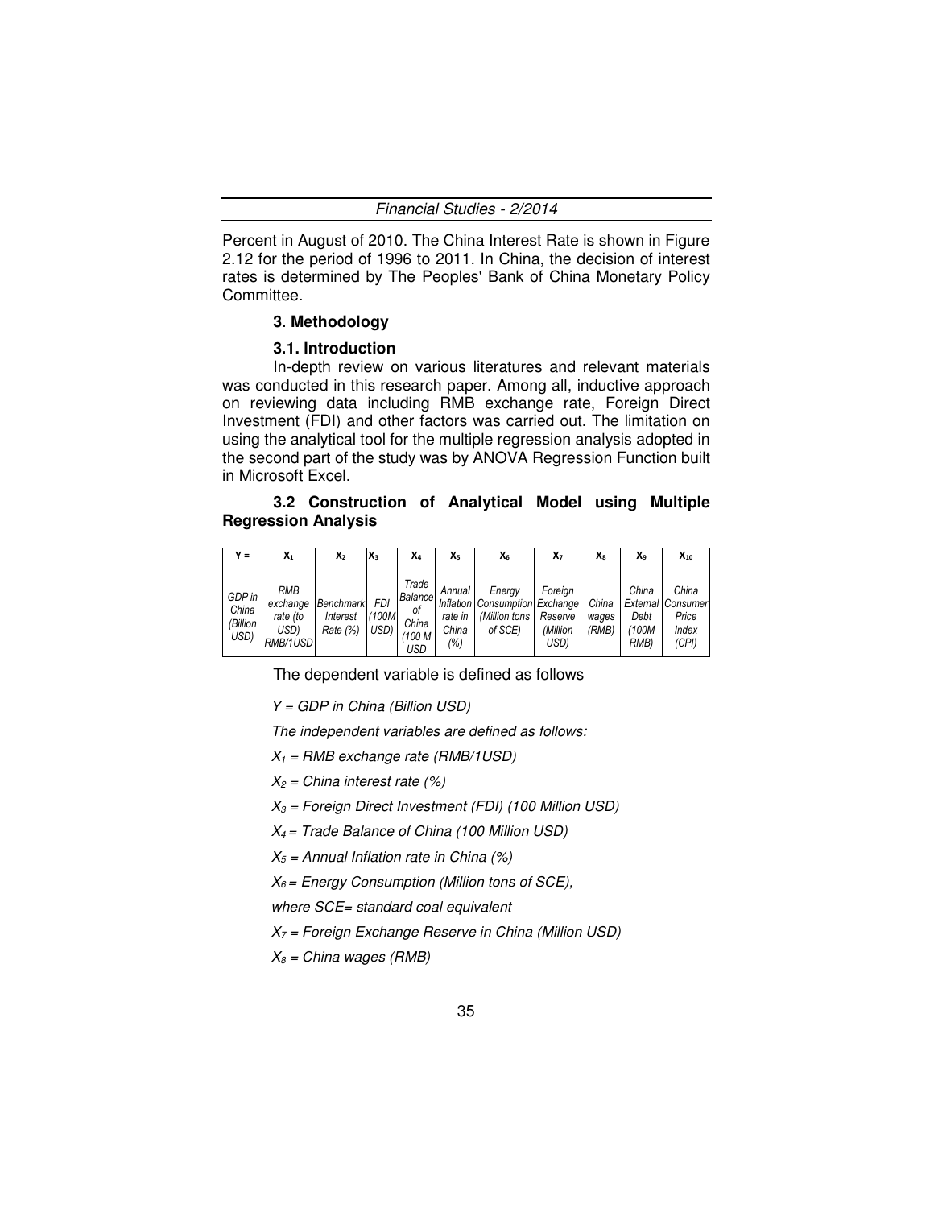Percent in August of 2010. The China Interest Rate is shown in Figure 2.12 for the period of 1996 to 2011. In China, the decision of interest rates is determined by The Peoples' Bank of China Monetary Policy Committee.

## 3. Methodology

### 3.1. Introduction

In-depth review on various literatures and relevant materials was conducted in this research paper. Among all, inductive approach on reviewing data including RMB exchange rate, Foreign Direct Investment (FDI) and other factors was carried out. The limitation on using the analytical tool for the multiple regression analysis adopted in the second part of the study was by ANOVA Regression Function built in Microsoft Excel.

### 3.2 Construction of Analytical Model using Multiple Regression Analysis

| Y = | $X_1$ | $X_2$ | $X_3$ | $X_4$ | $X_5$ | $X_6$ | $X_7$ | $X_8$ | $X_9$ | $X_{10}$ |
|---|---|---|---|---|---|---|---|---|---|---|
| *GDP in China (Billion USD)* | *RMB exchange rate (to USD) RMB/1USD* | *Benchmark Interest Rate (%)* | *FDI (100M USD)* | *Trade Balance of China (100 M USD* | *Annual Inflation rate in China (%)* | *Energy Consumption (Million tons of SCE)* | *Foreign Exchange Reserve (Million USD)* | *China wages (RMB)* | *China External Debt (100M RMB)* | *China Consumer Price Index (CPI)* |

The dependent variable is defined as follows

*Y = GDP in China (Billion USD)*

*The independent variables are defined as follows:*

*$X_1$ = RMB exchange rate (RMB/1USD)*

*$X_2$ = China interest rate (%)*

*$X_3$ = Foreign Direct Investment (FDI) (100 Million USD)*

*$X_4$ = Trade Balance of China (100 Million USD)*

*$X_5$ = Annual Inflation rate in China (%)*

*$X_6$ = Energy Consumption (Million tons of SCE),*

*where SCE= standard coal equivalent*

*$X_7$ = Foreign Exchange Reserve in China (Million USD)*

*$X_8$ = China wages (RMB)*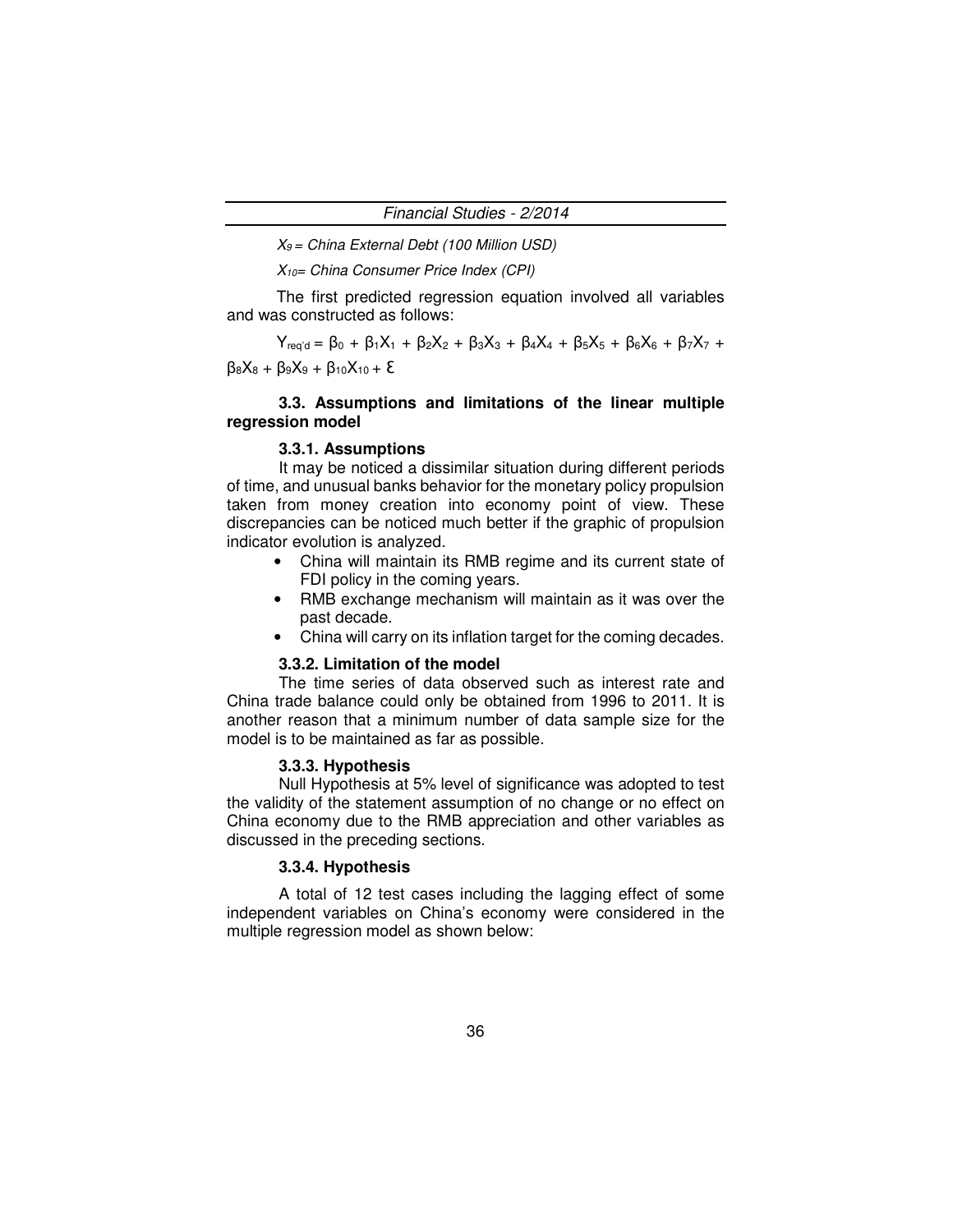*$X_9$ = China External Debt (100 Million USD)*

*$X_{10}$= China Consumer Price Index (CPI)*

The first predicted regression equation involved all variables and was constructed as follows:

$$Y_{req'd} = \beta_0 + \beta_1 X_1 + \beta_2 X_2 + \beta_3 X_3 + \beta_4 X_4 + \beta_5 X_5 + \beta_6 X_6 + \beta_7 X_7 + \beta_8 X_8 + \beta_9 X_9 + \beta_{10} X_{10} + \varepsilon$$

### 3.3. Assumptions and limitations of the linear multiple regression model

#### 3.3.1. Assumptions

It may be noticed a dissimilar situation during different periods of time, and unusual banks behavior for the monetary policy propulsion taken from money creation into economy point of view. These discrepancies can be noticed much better if the graphic of propulsion indicator evolution is analyzed.

- China will maintain its RMB regime and its current state of FDI policy in the coming years.
- RMB exchange mechanism will maintain as it was over the past decade.
- China will carry on its inflation target for the coming decades.

#### 3.3.2. Limitation of the model

The time series of data observed such as interest rate and China trade balance could only be obtained from 1996 to 2011. It is another reason that a minimum number of data sample size for the model is to be maintained as far as possible.

#### 3.3.3. Hypothesis

Null Hypothesis at 5% level of significance was adopted to test the validity of the statement assumption of no change or no effect on China economy due to the RMB appreciation and other variables as discussed in the preceding sections.

#### 3.3.4. Hypothesis

A total of 12 test cases including the lagging effect of some independent variables on China's economy were considered in the multiple regression model as shown below: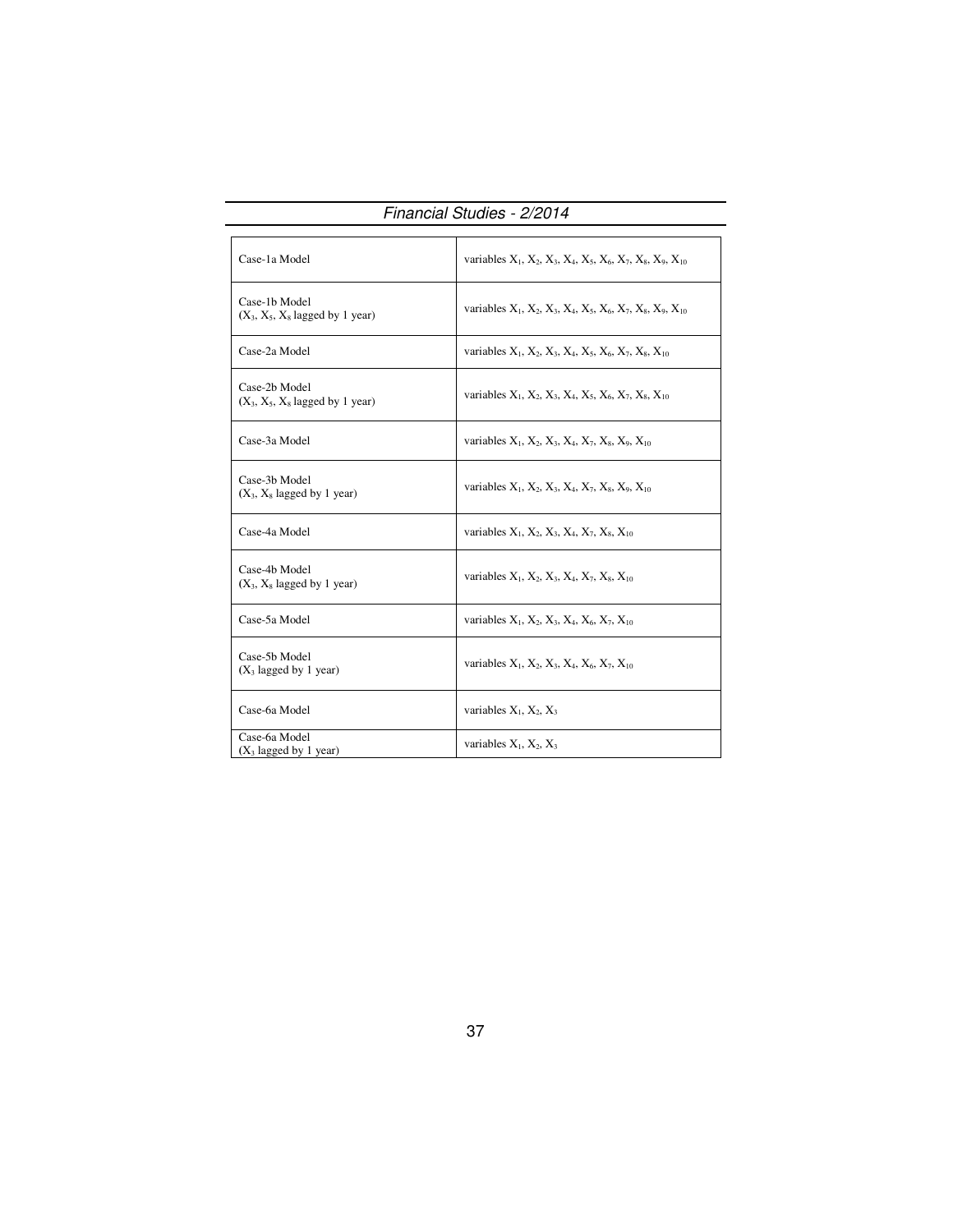| Case-1a Model | variables $X_1$, $X_2$, $X_3$, $X_4$, $X_5$, $X_6$, $X_7$, $X_8$, $X_9$, $X_{10}$ |
|---|---|
| Case-1b Model ($X_3$, $X_5$, $X_8$ lagged by 1 year) | variables $X_1$, $X_2$, $X_3$, $X_4$, $X_5$, $X_6$, $X_7$, $X_8$, $X_9$, $X_{10}$ |
| Case-2a Model | variables $X_1$, $X_2$, $X_3$, $X_4$, $X_5$, $X_6$, $X_7$, $X_8$, $X_{10}$ |
| Case-2b Model ($X_3$, $X_5$, $X_8$ lagged by 1 year) | variables $X_1$, $X_2$, $X_3$, $X_4$, $X_5$, $X_6$, $X_7$, $X_8$, $X_{10}$ |
| Case-3a Model | variables $X_1$, $X_2$, $X_3$, $X_4$, $X_7$, $X_8$, $X_9$, $X_{10}$ |
| Case-3b Model ($X_3$, $X_8$ lagged by 1 year) | variables $X_1$, $X_2$, $X_3$, $X_4$, $X_7$, $X_8$, $X_9$, $X_{10}$ |
| Case-4a Model | variables $X_1$, $X_2$, $X_3$, $X_4$, $X_7$, $X_8$, $X_{10}$ |
| Case-4b Model ($X_3$, $X_8$ lagged by 1 year) | variables $X_1$, $X_2$, $X_3$, $X_4$, $X_7$, $X_8$, $X_{10}$ |
| Case-5a Model | variables $X_1$, $X_2$, $X_3$, $X_4$, $X_6$, $X_7$, $X_{10}$ |
| Case-5b Model ($X_3$ lagged by 1 year) | variables $X_1$, $X_2$, $X_3$, $X_4$, $X_6$, $X_7$, $X_{10}$ |
| Case-6a Model | variables $X_1$, $X_2$, $X_3$ |
| Case-6a Model ($X_3$ lagged by 1 year) | variables $X_1$, $X_2$, $X_3$ |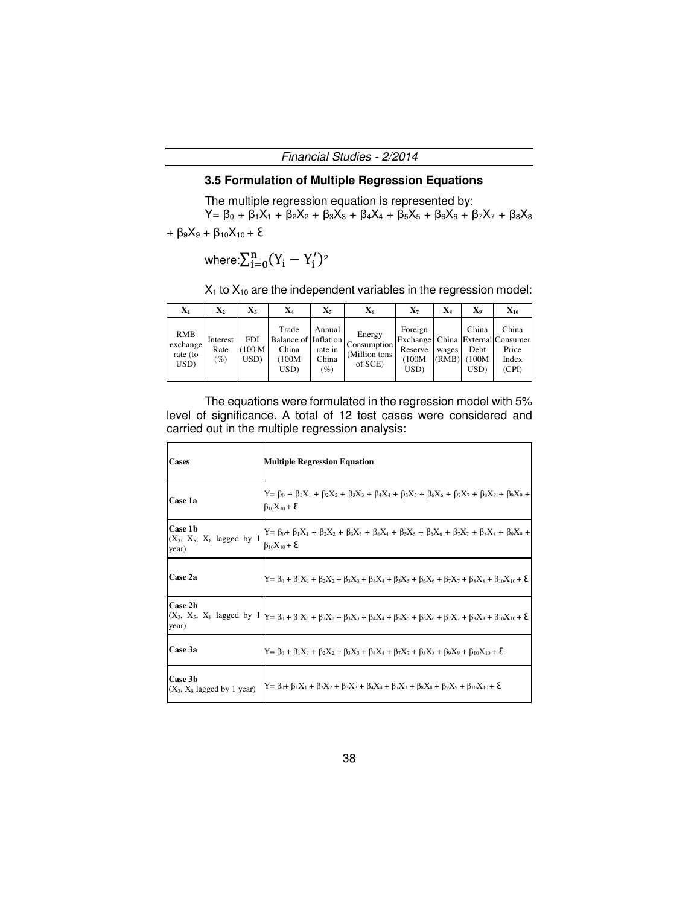### 3.5 Formulation of Multiple Regression Equations

The multiple regression equation is represented by:

$$Y= \beta_0 + \beta_1X_1 + \beta_2X_2 + \beta_3X_3 + \beta_4X_4 + \beta_5X_5 + \beta_6X_6 + \beta_7X_7 + \beta_8X_8 + \beta_9X_9 + \beta_{10}X_{10} + \varepsilon$$

where: $\sum_{i=0}^{n}(Y_i - Y_i')^2$

$X_1$ to $X_{10}$ are the independent variables in the regression model:

| $X_1$ | $X_2$ | $X_3$ | $X_4$ | $X_5$ | $X_6$ | $X_7$ | $X_8$ | $X_9$ | $X_{10}$ |
|---|---|---|---|---|---|---|---|---|---|
| RMB exchange rate (to USD) | Interest Rate (%) | FDI (100 M USD) | Trade Balance of China (100M USD) | Annual Inflation rate in China (%) | Energy Consumption (Million tons of SCE) | Foreign Exchange Reserve (100M USD) | China wages (RMB) | China External Debt (100M USD) | China Consumer Price Index (CPI) |

The equations were formulated in the regression model with 5% level of significance. A total of 12 test cases were considered and carried out in the multiple regression analysis:

| Cases | Multiple Regression Equation |
|---|---|
| **Case 1a** | $Y= \beta_0 + \beta_1X_1 + \beta_2X_2 + \beta_3X_3 + \beta_4X_4 + \beta_5X_5 + \beta_6X_6 + \beta_7X_7 + \beta_8X_8 + \beta_9X_9 + \beta_{10}X_{10} + \varepsilon$ |
| **Case 1b** ($X_3$, $X_5$, $X_8$ lagged by 1 year) | $Y= \beta_0 + \beta_1X_1 + \beta_2X_2 + \beta_3X_3 + \beta_4X_4 + \beta_5X_5 + \beta_6X_6 + \beta_7X_7 + \beta_8X_8 + \beta_9X_9 + \beta_{10}X_{10} + \varepsilon$ |
| **Case 2a** | $Y= \beta_0 + \beta_1X_1 + \beta_2X_2 + \beta_3X_3 + \beta_4X_4 + \beta_5X_5 + \beta_6X_6 + \beta_7X_7 + \beta_8X_8 + \beta_{10}X_{10} + \varepsilon$ |
| **Case 2b** ($X_3$, $X_5$, $X_8$ lagged by 1 year) | $Y= \beta_0 + \beta_1X_1 + \beta_2X_2 + \beta_3X_3 + \beta_4X_4 + \beta_5X_5 + \beta_6X_6 + \beta_7X_7 + \beta_8X_8 + \beta_{10}X_{10} + \varepsilon$ |
| **Case 3a** | $Y= \beta_0 + \beta_1X_1 + \beta_2X_2 + \beta_3X_3 + \beta_4X_4 + \beta_7X_7 + \beta_8X_8 + \beta_9X_9 + \beta_{10}X_{10} + \varepsilon$ |
| **Case 3b** ($X_3$, $X_8$ lagged by 1 year) | $Y= \beta_0 + \beta_1X_1 + \beta_2X_2 + \beta_3X_3 + \beta_4X_4 + \beta_7X_7 + \beta_8X_8 + \beta_9X_9 + \beta_{10}X_{10} + \varepsilon$ |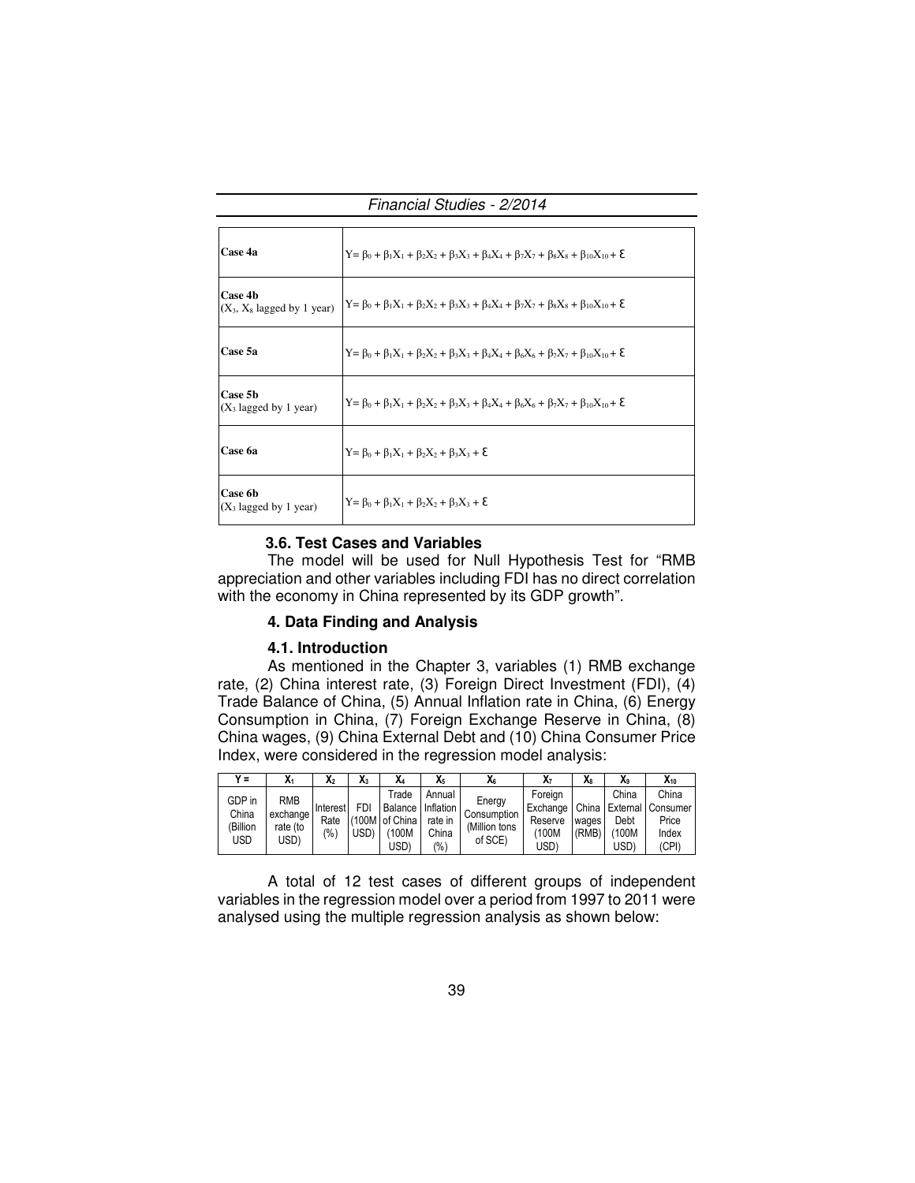| | |
|---|---|
| **Case 4a** | $Y = \beta_0 + \beta_1X_1 + \beta_2X_2 + \beta_3X_3 + \beta_4X_4 + \beta_7X_7 + \beta_8X_8 + \beta_{10}X_{10} + \varepsilon$ |
| **Case 4b** ($X_3$, $X_8$ lagged by 1 year) | $Y = \beta_0 + \beta_1X_1 + \beta_2X_2 + \beta_3X_3 + \beta_4X_4 + \beta_7X_7 + \beta_8X_8 + \beta_{10}X_{10} + \varepsilon$ |
| **Case 5a** | $Y = \beta_0 + \beta_1X_1 + \beta_2X_2 + \beta_3X_3 + \beta_4X_4 + \beta_6X_6 + \beta_7X_7 + \beta_{10}X_{10} + \varepsilon$ |
| **Case 5b** ($X_3$ lagged by 1 year) | $Y = \beta_0 + \beta_1X_1 + \beta_2X_2 + \beta_3X_3 + \beta_4X_4 + \beta_6X_6 + \beta_7X_7 + \beta_{10}X_{10} + \varepsilon$ |
| **Case 6a** | $Y = \beta_0 + \beta_1X_1 + \beta_2X_2 + \beta_3X_3 + \varepsilon$ |
| **Case 6b** ($X_3$ lagged by 1 year) | $Y = \beta_0 + \beta_1X_1 + \beta_2X_2 + \beta_3X_3 + \varepsilon$ |

### 3.6. Test Cases and Variables

The model will be used for Null Hypothesis Test for "RMB appreciation and other variables including FDI has no direct correlation with the economy in China represented by its GDP growth".

## 4. Data Finding and Analysis

### 4.1. Introduction

As mentioned in the Chapter 3, variables (1) RMB exchange rate, (2) China interest rate, (3) Foreign Direct Investment (FDI), (4) Trade Balance of China, (5) Annual Inflation rate in China, (6) Energy Consumption in China, (7) Foreign Exchange Reserve in China, (8) China wages, (9) China External Debt and (10) China Consumer Price Index, were considered in the regression model analysis:

| Y = | $X_1$ | $X_2$ | $X_3$ | $X_4$ | $X_5$ | $X_6$ | $X_7$ | $X_8$ | $X_9$ | $X_{10}$ |
|---|---|---|---|---|---|---|---|---|---|---|
| GDP in China (Billion USD | RMB exchange rate (to USD) | Interest Rate (%) | FDI (100M USD) | Trade Balance of China (100M USD) | Annual Inflation rate in China (%) | Energy Consumption (Million tons of SCE) | Foreign Exchange Reserve (100M USD) | China wages (RMB) | China External Debt (100M USD) | China Consumer Price Index (CPI) |

A total of 12 test cases of different groups of independent variables in the regression model over a period from 1997 to 2011 were analysed using the multiple regression analysis as shown below: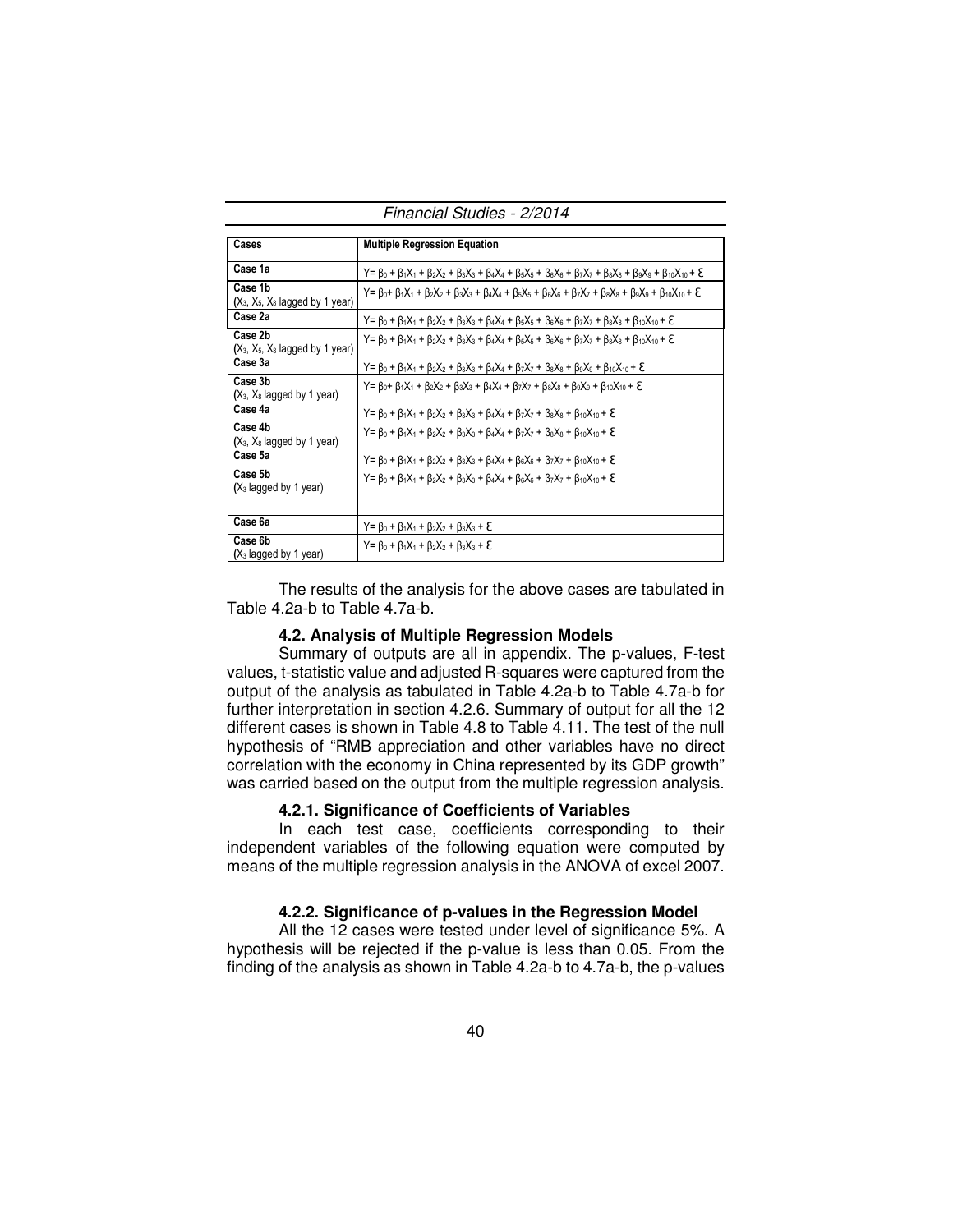| Cases | Multiple Regression Equation |
| --- | --- |
| Case 1a | $Y = \beta_0 + \beta_1X_1 + \beta_2X_2 + \beta_3X_3 + \beta_4X_4 + \beta_5X_5 + \beta_6X_6 + \beta_7X_7 + \beta_8X_8 + \beta_9X_9 + \beta_{10}X_{10} + \varepsilon$ |
| Case 1b ($X_3$, $X_5$, $X_8$ lagged by 1 year) | $Y = \beta_0 + \beta_1X_1 + \beta_2X_2 + \beta_3X_3 + \beta_4X_4 + \beta_5X_5 + \beta_6X_6 + \beta_7X_7 + \beta_8X_8 + \beta_9X_9 + \beta_{10}X_{10} + \varepsilon$ |
| Case 2a | $Y = \beta_0 + \beta_1X_1 + \beta_2X_2 + \beta_3X_3 + \beta_4X_4 + \beta_5X_5 + \beta_6X_6 + \beta_7X_7 + \beta_8X_8 + \beta_{10}X_{10} + \varepsilon$ |
| Case 2b ($X_3$, $X_5$, $X_8$ lagged by 1 year) | $Y = \beta_0 + \beta_1X_1 + \beta_2X_2 + \beta_3X_3 + \beta_4X_4 + \beta_5X_5 + \beta_6X_6 + \beta_7X_7 + \beta_8X_8 + \beta_{10}X_{10} + \varepsilon$ |
| Case 3a | $Y = \beta_0 + \beta_1X_1 + \beta_2X_2 + \beta_3X_3 + \beta_4X_4 + \beta_7X_7 + \beta_8X_8 + \beta_9X_9 + \beta_{10}X_{10} + \varepsilon$ |
| Case 3b ($X_3$, $X_8$ lagged by 1 year) | $Y = \beta_0 + \beta_1X_1 + \beta_2X_2 + \beta_3X_3 + \beta_4X_4 + \beta_7X_7 + \beta_8X_8 + \beta_9X_9 + \beta_{10}X_{10} + \varepsilon$ |
| Case 4a | $Y = \beta_0 + \beta_1X_1 + \beta_2X_2 + \beta_3X_3 + \beta_4X_4 + \beta_7X_7 + \beta_8X_8 + \beta_{10}X_{10} + \varepsilon$ |
| Case 4b ($X_3$, $X_8$ lagged by 1 year) | $Y = \beta_0 + \beta_1X_1 + \beta_2X_2 + \beta_3X_3 + \beta_4X_4 + \beta_7X_7 + \beta_8X_8 + \beta_{10}X_{10} + \varepsilon$ |
| Case 5a | $Y = \beta_0 + \beta_1X_1 + \beta_2X_2 + \beta_3X_3 + \beta_4X_4 + \beta_6X_6 + \beta_7X_7 + \beta_{10}X_{10} + \varepsilon$ |
| Case 5b ($X_3$ lagged by 1 year) | $Y = \beta_0 + \beta_1X_1 + \beta_2X_2 + \beta_3X_3 + \beta_4X_4 + \beta_6X_6 + \beta_7X_7 + \beta_{10}X_{10} + \varepsilon$ |
| Case 6a | $Y = \beta_0 + \beta_1X_1 + \beta_2X_2 + \beta_3X_3 + \varepsilon$ |
| Case 6b ($X_3$ lagged by 1 year) | $Y = \beta_0 + \beta_1X_1 + \beta_2X_2 + \beta_3X_3 + \varepsilon$ |

The results of the analysis for the above cases are tabulated in Table 4.2a-b to Table 4.7a-b.

### 4.2. Analysis of Multiple Regression Models

Summary of outputs are all in appendix. The p-values, F-test values, t-statistic value and adjusted R-squares were captured from the output of the analysis as tabulated in Table 4.2a-b to Table 4.7a-b for further interpretation in section 4.2.6. Summary of output for all the 12 different cases is shown in Table 4.8 to Table 4.11. The test of the null hypothesis of "RMB appreciation and other variables have no direct correlation with the economy in China represented by its GDP growth" was carried based on the output from the multiple regression analysis.

#### 4.2.1. Significance of Coefficients of Variables

In each test case, coefficients corresponding to their independent variables of the following equation were computed by means of the multiple regression analysis in the ANOVA of excel 2007.

#### 4.2.2. Significance of p-values in the Regression Model

All the 12 cases were tested under level of significance 5%. A hypothesis will be rejected if the p-value is less than 0.05. From the finding of the analysis as shown in Table 4.2a-b to 4.7a-b, the p-values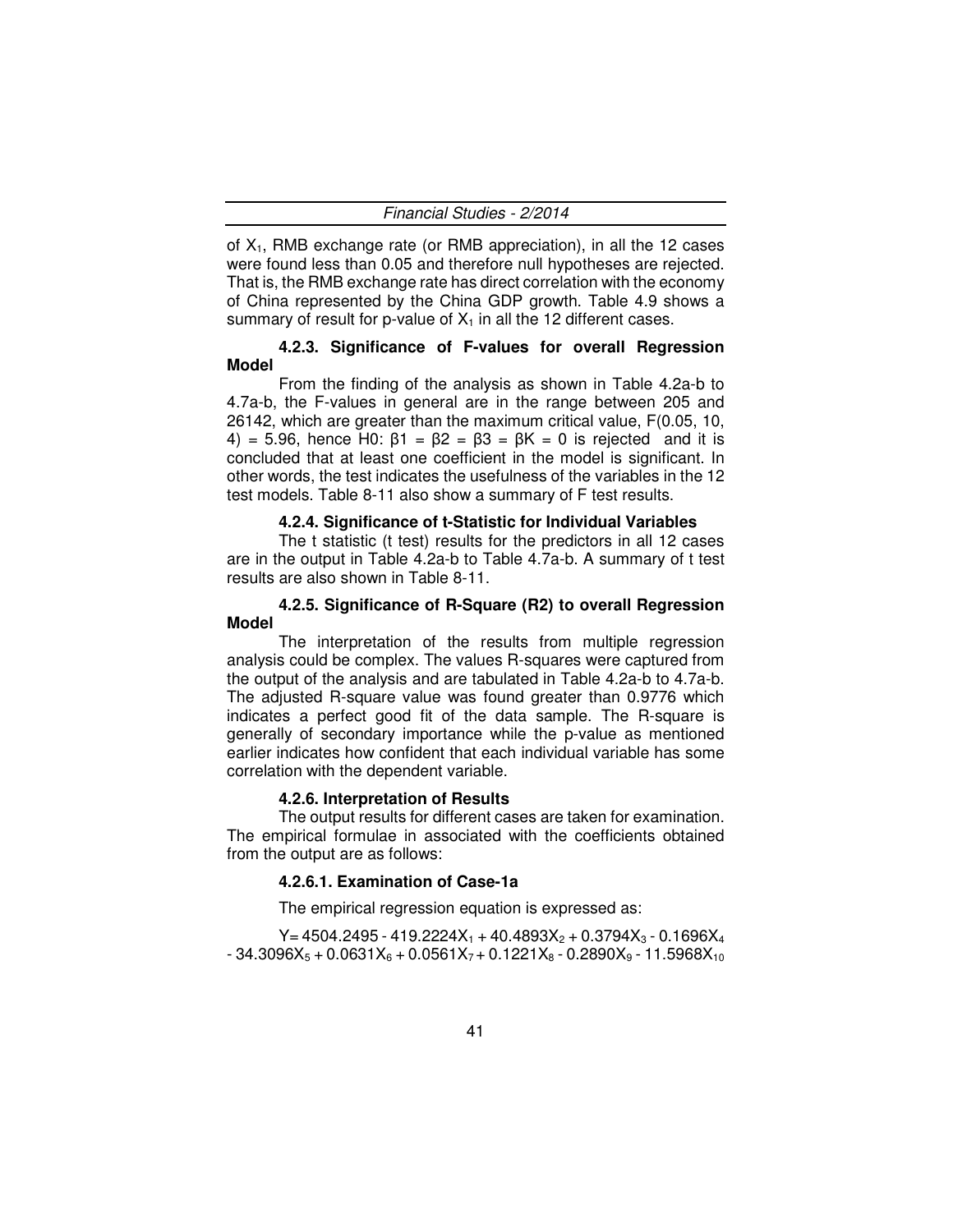of $X_1$, RMB exchange rate (or RMB appreciation), in all the 12 cases were found less than 0.05 and therefore null hypotheses are rejected. That is, the RMB exchange rate has direct correlation with the economy of China represented by the China GDP growth. Table 4.9 shows a summary of result for p-value of $X_1$ in all the 12 different cases.

#### 4.2.3. Significance of F-values for overall Regression Model

From the finding of the analysis as shown in Table 4.2a-b to 4.7a-b, the F-values in general are in the range between 205 and 26142, which are greater than the maximum critical value, $F(0.05, 10, 4) = 5.96$, hence $H0: \beta1 = \beta2 = \beta3 = \beta K = 0$ is rejected and it is concluded that at least one coefficient in the model is significant. In other words, the test indicates the usefulness of the variables in the 12 test models. Table 8-11 also show a summary of F test results.

#### 4.2.4. Significance of t-Statistic for Individual Variables

The t statistic (t test) results for the predictors in all 12 cases are in the output in Table 4.2a-b to Table 4.7a-b. A summary of t test results are also shown in Table 8-11.

#### 4.2.5. Significance of R-Square (R2) to overall Regression Model

The interpretation of the results from multiple regression analysis could be complex. The values R-squares were captured from the output of the analysis and are tabulated in Table 4.2a-b to 4.7a-b. The adjusted R-square value was found greater than 0.9776 which indicates a perfect good fit of the data sample. The R-square is generally of secondary importance while the p-value as mentioned earlier indicates how confident that each individual variable has some correlation with the dependent variable.

#### 4.2.6. Interpretation of Results

The output results for different cases are taken for examination. The empirical formulae in associated with the coefficients obtained from the output are as follows:

##### 4.2.6.1. Examination of Case-1a

The empirical regression equation is expressed as:

$$Y = 4504.2495 - 419.2224X_1 + 40.4893X_2 + 0.3794X_3 - 0.1696X_4 - 34.3096X_5 + 0.0631X_6 + 0.0561X_7 + 0.1221X_8 - 0.2890X_9 - 11.5968X_{10}$$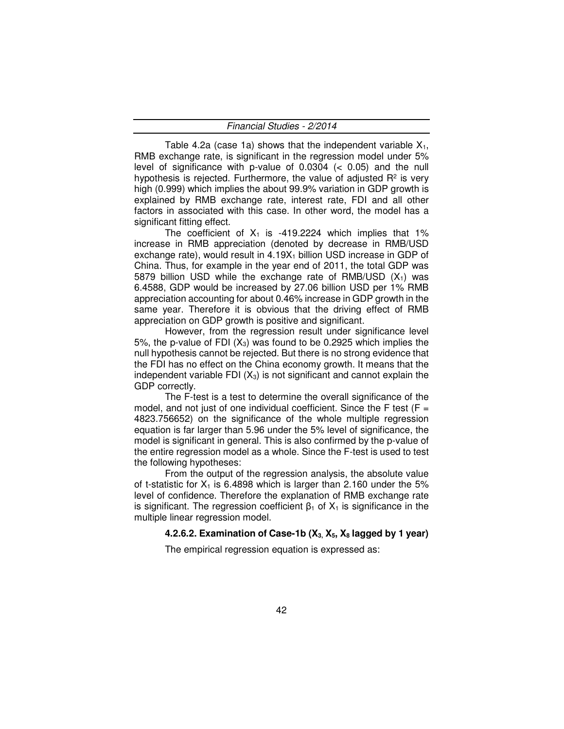Table 4.2a (case 1a) shows that the independent variable $X_1$, RMB exchange rate, is significant in the regression model under 5% level of significance with p-value of 0.0304 ($< 0.05$) and the null hypothesis is rejected. Furthermore, the value of adjusted $R^2$ is very high (0.999) which implies the about 99.9% variation in GDP growth is explained by RMB exchange rate, interest rate, FDI and all other factors in associated with this case. In other word, the model has a significant fitting effect.

The coefficient of $X_1$ is -419.2224 which implies that 1% increase in RMB appreciation (denoted by decrease in RMB/USD exchange rate), would result in $4.19X_1$ billion USD increase in GDP of China. Thus, for example in the year end of 2011, the total GDP was 5879 billion USD while the exchange rate of RMB/USD ($X_1$) was 6.4588, GDP would be increased by 27.06 billion USD per 1% RMB appreciation accounting for about 0.46% increase in GDP growth in the same year. Therefore it is obvious that the driving effect of RMB appreciation on GDP growth is positive and significant.

However, from the regression result under significance level 5%, the p-value of FDI ($X_3$) was found to be 0.2925 which implies the null hypothesis cannot be rejected. But there is no strong evidence that the FDI has no effect on the China economy growth. It means that the independent variable FDI ($X_3$) is not significant and cannot explain the GDP correctly.

The F-test is a test to determine the overall significance of the model, and not just of one individual coefficient. Since the F test ($F = 4823.756652$) on the significance of the whole multiple regression equation is far larger than 5.96 under the 5% level of significance, the model is significant in general. This is also confirmed by the p-value of the entire regression model as a whole. Since the F-test is used to test the following hypotheses:

From the output of the regression analysis, the absolute value of t-statistic for $X_1$ is 6.4898 which is larger than 2.160 under the 5% level of confidence. Therefore the explanation of RMB exchange rate is significant. The regression coefficient $\beta_1$ of $X_1$ is significance in the multiple linear regression model.

#### 4.2.6.2. Examination of Case-1b ($X_3$, $X_5$, $X_8$ lagged by 1 year)

The empirical regression equation is expressed as: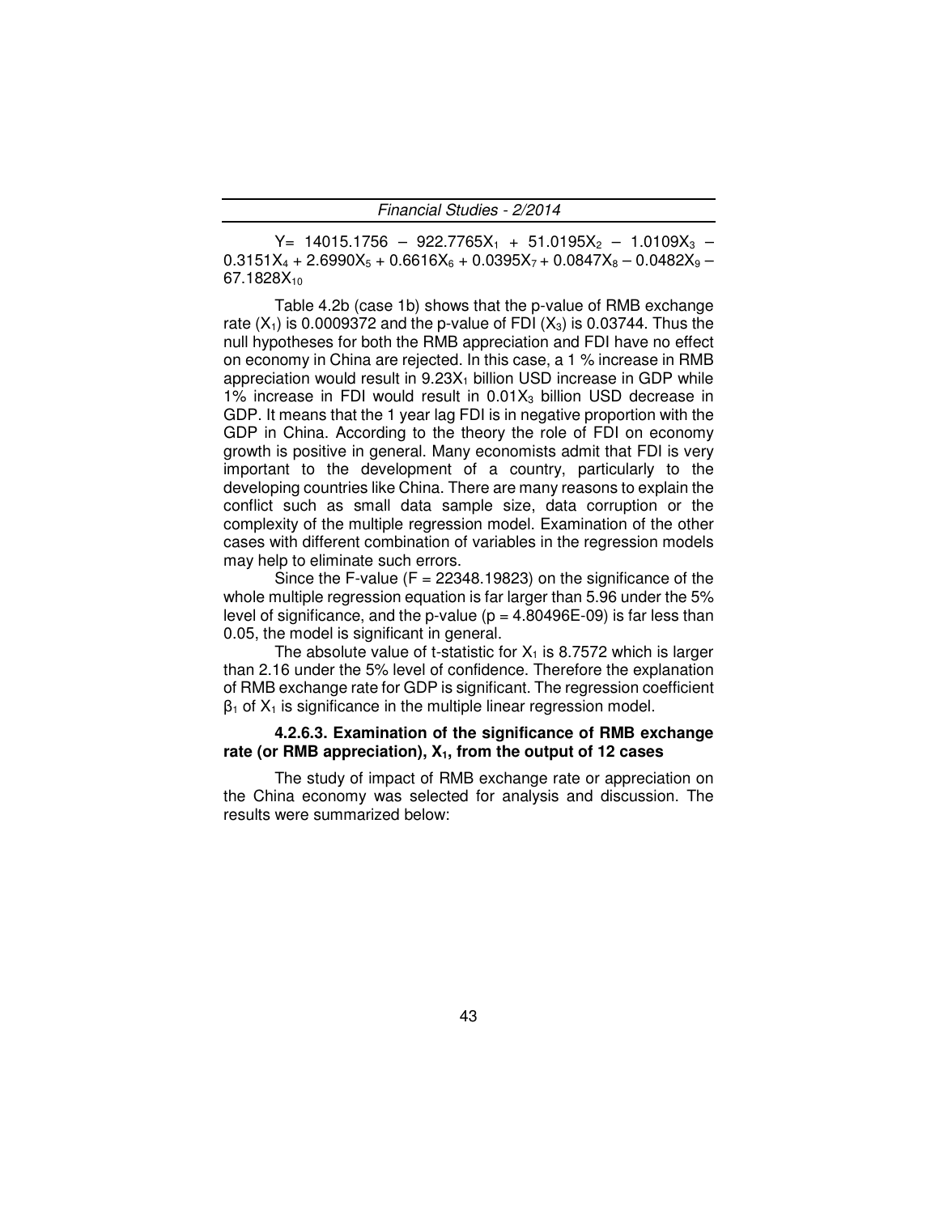$$Y = 14015.1756 - 922.7765X_1 + 51.0195X_2 - 1.0109X_3 - 0.3151X_4 + 2.6990X_5 + 0.6616X_6 + 0.0395X_7 + 0.0847X_8 - 0.0482X_9 - 67.1828X_{10}$$

Table 4.2b (case 1b) shows that the p-value of RMB exchange rate ($X_1$) is 0.0009372 and the p-value of FDI ($X_3$) is 0.03744. Thus the null hypotheses for both the RMB appreciation and FDI have no effect on economy in China are rejected. In this case, a 1 % increase in RMB appreciation would result in $9.23X_1$ billion USD increase in GDP while 1% increase in FDI would result in $0.01X_3$ billion USD decrease in GDP. It means that the 1 year lag FDI is in negative proportion with the GDP in China. According to the theory the role of FDI on economy growth is positive in general. Many economists admit that FDI is very important to the development of a country, particularly to the developing countries like China. There are many reasons to explain the conflict such as small data sample size, data corruption or the complexity of the multiple regression model. Examination of the other cases with different combination of variables in the regression models may help to eliminate such errors.

Since the F-value ($F = 22348.19823$) on the significance of the whole multiple regression equation is far larger than 5.96 under the 5% level of significance, and the p-value ($p = 4.80496E\text{-}09$) is far less than 0.05, the model is significant in general.

The absolute value of t-statistic for $X_1$ is 8.7572 which is larger than 2.16 under the 5% level of confidence. Therefore the explanation of RMB exchange rate for GDP is significant. The regression coefficient $\beta_1$ of $X_1$ is significance in the multiple linear regression model.

#### 4.2.6.3. Examination of the significance of RMB exchange rate (or RMB appreciation), $X_1$, from the output of 12 cases

The study of impact of RMB exchange rate or appreciation on the China economy was selected for analysis and discussion. The results were summarized below: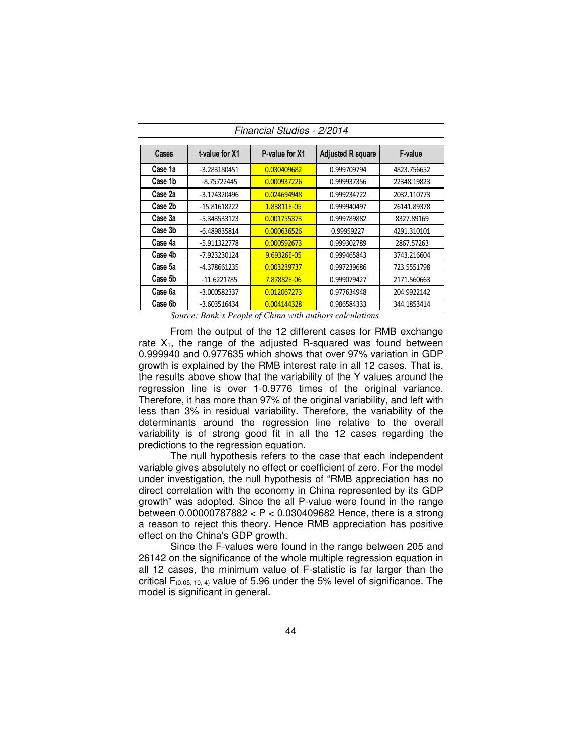| Cases | t-value for X1 | P-value for X1 | Adjusted R square | F-value |
|---|---|---|---|---|
| Case 1a | -3.283180451 | 0.030409682 | 0.999709794 | 4823.756652 |
| Case 1b | -8.75722445 | 0.000937226 | 0.999937356 | 22348.19823 |
| Case 2a | -3.174320496 | 0.024694948 | 0.999234722 | 2032.110773 |
| Case 2b | -15.81618222 | 1.83811E-05 | 0.999940497 | 26141.89378 |
| Case 3a | -5.343533123 | 0.001755373 | 0.999789882 | 8327.89169 |
| Case 3b | -6.489835814 | 0.000636526 | 0.99959227 | 4291.310101 |
| Case 4a | -5.911322778 | 0.000592673 | 0.999302789 | 2867.57263 |
| Case 4b | -7.923230124 | 9.69326E-05 | 0.999465843 | 3743.216604 |
| Case 5a | -4.378661235 | 0.003239737 | 0.997239686 | 723.5551798 |
| Case 5b | -11.6221785 | 7.87882E-06 | 0.999079427 | 2171.560663 |
| Case 6a | -3.000582337 | 0.012067273 | 0.977634948 | 204.9922142 |
| Case 6b | -3.603516434 | 0.004144328 | 0.986584333 | 344.1853414 |

*Source: Bank's People of China with authors calculations*

From the output of the 12 different cases for RMB exchange rate $X_1$, the range of the adjusted R-squared was found between 0.999940 and 0.977635 which shows that over 97% variation in GDP growth is explained by the RMB interest rate in all 12 cases. That is, the results above show that the variability of the Y values around the regression line is over 1-0.9776 times of the original variance. Therefore, it has more than 97% of the original variability, and left with less than 3% in residual variability. Therefore, the variability of the determinants around the regression line relative to the overall variability is of strong good fit in all the 12 cases regarding the predictions to the regression equation.

The null hypothesis refers to the case that each independent variable gives absolutely no effect or coefficient of zero. For the model under investigation, the null hypothesis of "RMB appreciation has no direct correlation with the economy in China represented by its GDP growth" was adopted. Since the all P-value were found in the range between $0.00000787882 < P < 0.030409682$ Hence, there is a strong a reason to reject this theory. Hence RMB appreciation has positive effect on the China's GDP growth.

Since the F-values were found in the range between 205 and 26142 on the significance of the whole multiple regression equation in all 12 cases, the minimum value of F-statistic is far larger than the critical $F_{(0.05,\ 10,\ 4)}$ value of 5.96 under the 5% level of significance. The model is significant in general.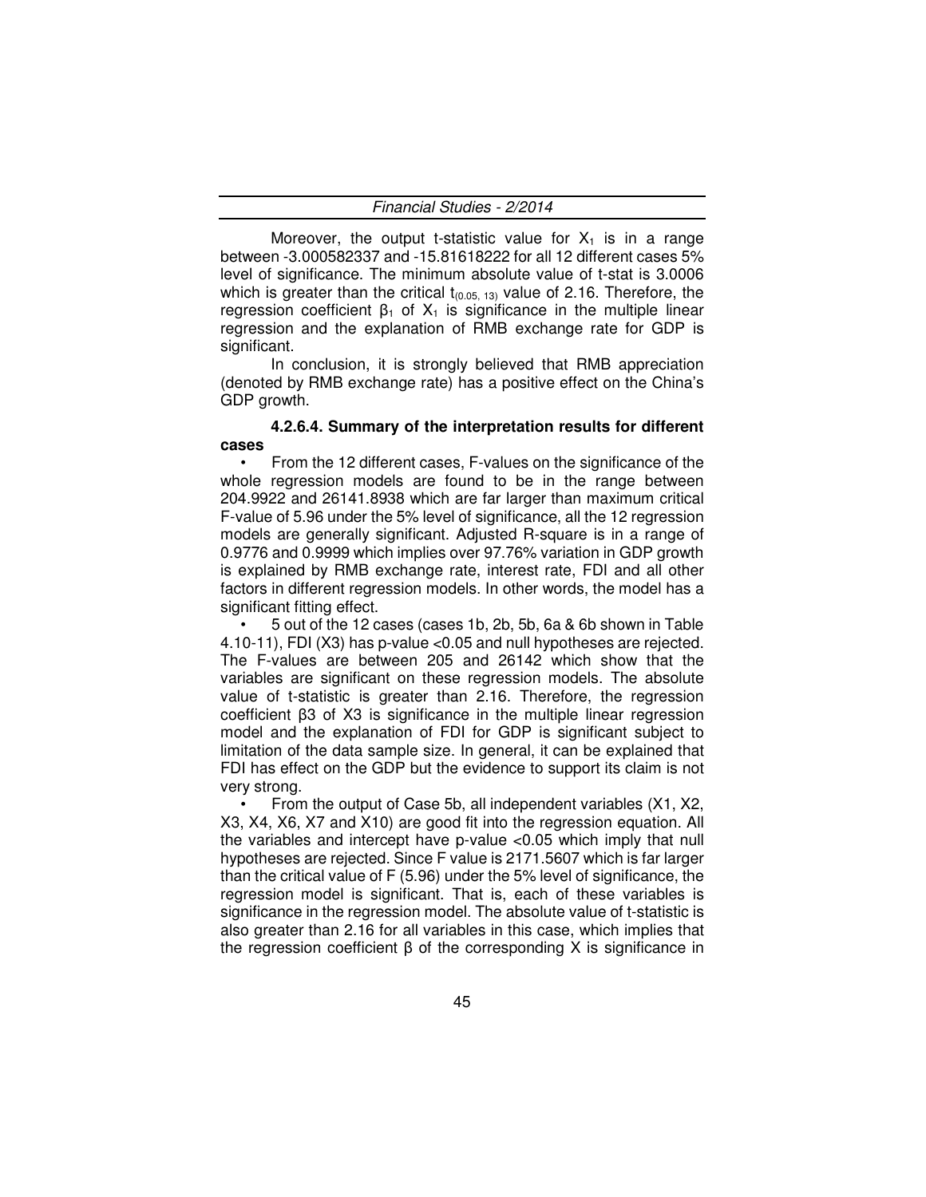Moreover, the output t-statistic value for $X_1$ is in a range between -3.000582337 and -15.81618222 for all 12 different cases 5% level of significance. The minimum absolute value of t-stat is 3.0006 which is greater than the critical $t_{(0.05,\ 13)}$ value of 2.16. Therefore, the regression coefficient $\beta_1$ of $X_1$ is significance in the multiple linear regression and the explanation of RMB exchange rate for GDP is significant.

In conclusion, it is strongly believed that RMB appreciation (denoted by RMB exchange rate) has a positive effect on the China's GDP growth.

#### 4.2.6.4. Summary of the interpretation results for different cases

- From the 12 different cases, F-values on the significance of the whole regression models are found to be in the range between 204.9922 and 26141.8938 which are far larger than maximum critical F-value of 5.96 under the 5% level of significance, all the 12 regression models are generally significant. Adjusted R-square is in a range of 0.9776 and 0.9999 which implies over 97.76% variation in GDP growth is explained by RMB exchange rate, interest rate, FDI and all other factors in different regression models. In other words, the model has a significant fitting effect.
- 5 out of the 12 cases (cases 1b, 2b, 5b, 6a & 6b shown in Table 4.10-11), FDI (X3) has p-value <0.05 and null hypotheses are rejected. The F-values are between 205 and 26142 which show that the variables are significant on these regression models. The absolute value of t-statistic is greater than 2.16. Therefore, the regression coefficient β3 of X3 is significance in the multiple linear regression model and the explanation of FDI for GDP is significant subject to limitation of the data sample size. In general, it can be explained that FDI has effect on the GDP but the evidence to support its claim is not very strong.
- From the output of Case 5b, all independent variables (X1, X2, X3, X4, X6, X7 and X10) are good fit into the regression equation. All the variables and intercept have p-value <0.05 which imply that null hypotheses are rejected. Since F value is 2171.5607 which is far larger than the critical value of F (5.96) under the 5% level of significance, the regression model is significant. That is, each of these variables is significance in the regression model. The absolute value of t-statistic is also greater than 2.16 for all variables in this case, which implies that the regression coefficient β of the corresponding X is significance in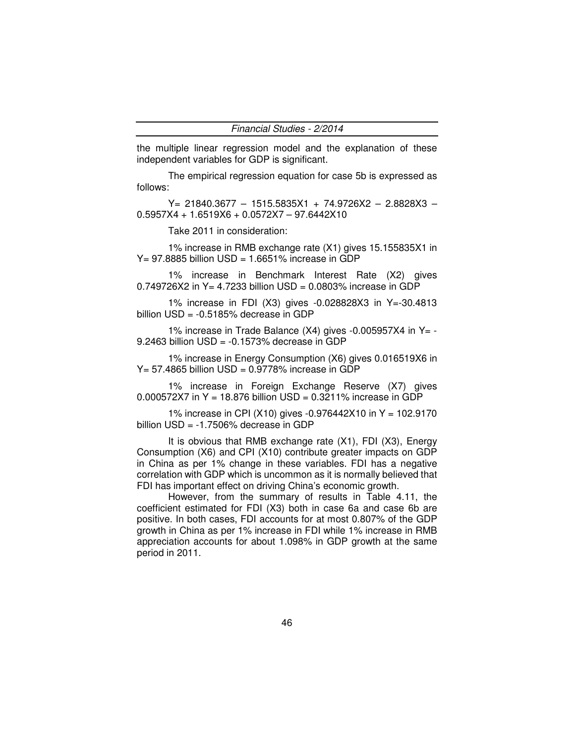the multiple linear regression model and the explanation of these independent variables for GDP is significant.

The empirical regression equation for case 5b is expressed as follows:

$$Y = 21840.3677 - 1515.5835X1 + 74.9726X2 - 2.8828X3 - 0.5957X4 + 1.6519X6 + 0.0572X7 - 97.6442X10$$

Take 2011 in consideration:

1% increase in RMB exchange rate (X1) gives 15.155835X1 in Y= 97.8885 billion USD = 1.6651% increase in GDP

1% increase in Benchmark Interest Rate (X2) gives 0.749726X2 in Y= 4.7233 billion USD = 0.0803% increase in GDP

1% increase in FDI (X3) gives -0.028828X3 in Y=-30.4813 billion USD = -0.5185% decrease in GDP

1% increase in Trade Balance (X4) gives -0.005957X4 in Y= -9.2463 billion USD = -0.1573% decrease in GDP

1% increase in Energy Consumption (X6) gives 0.016519X6 in Y= 57.4865 billion USD = 0.9778% increase in GDP

1% increase in Foreign Exchange Reserve (X7) gives 0.000572X7 in Y = 18.876 billion USD = 0.3211% increase in GDP

1% increase in CPI (X10) gives -0.976442X10 in Y = 102.9170 billion USD = -1.7506% decrease in GDP

It is obvious that RMB exchange rate (X1), FDI (X3), Energy Consumption (X6) and CPI (X10) contribute greater impacts on GDP in China as per 1% change in these variables. FDI has a negative correlation with GDP which is uncommon as it is normally believed that FDI has important effect on driving China's economic growth.

However, from the summary of results in Table 4.11, the coefficient estimated for FDI (X3) both in case 6a and case 6b are positive. In both cases, FDI accounts for at most 0.807% of the GDP growth in China as per 1% increase in FDI while 1% increase in RMB appreciation accounts for about 1.098% in GDP growth at the same period in 2011.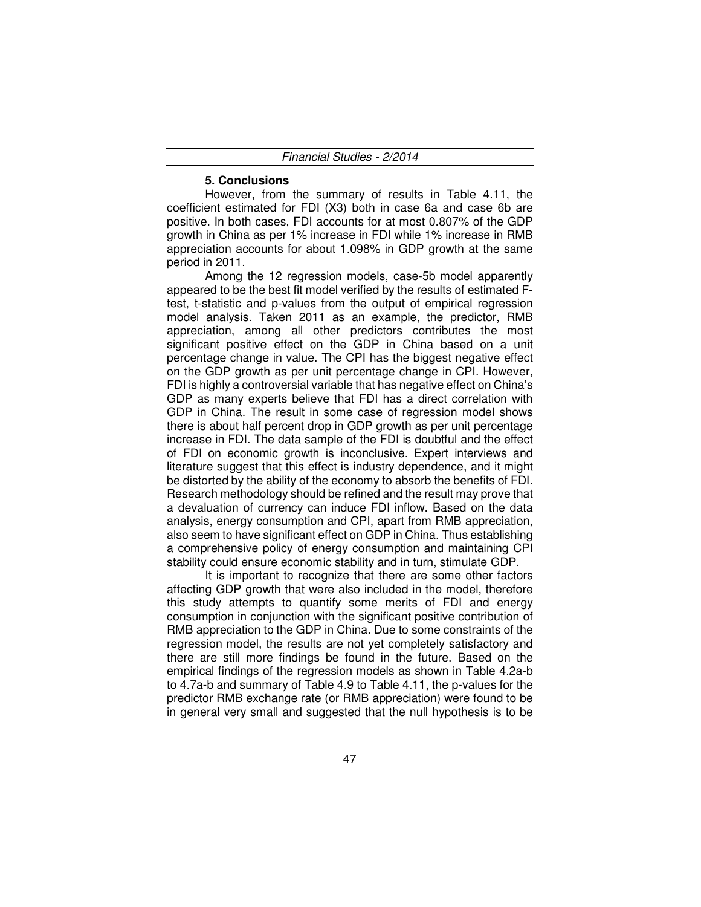## 5. Conclusions

However, from the summary of results in Table 4.11, the coefficient estimated for FDI (X3) both in case 6a and case 6b are positive. In both cases, FDI accounts for at most 0.807% of the GDP growth in China as per 1% increase in FDI while 1% increase in RMB appreciation accounts for about 1.098% in GDP growth at the same period in 2011.

Among the 12 regression models, case-5b model apparently appeared to be the best fit model verified by the results of estimated F-test, t-statistic and p-values from the output of empirical regression model analysis. Taken 2011 as an example, the predictor, RMB appreciation, among all other predictors contributes the most significant positive effect on the GDP in China based on a unit percentage change in value. The CPI has the biggest negative effect on the GDP growth as per unit percentage change in CPI. However, FDI is highly a controversial variable that has negative effect on China's GDP as many experts believe that FDI has a direct correlation with GDP in China. The result in some case of regression model shows there is about half percent drop in GDP growth as per unit percentage increase in FDI. The data sample of the FDI is doubtful and the effect of FDI on economic growth is inconclusive. Expert interviews and literature suggest that this effect is industry dependence, and it might be distorted by the ability of the economy to absorb the benefits of FDI. Research methodology should be refined and the result may prove that a devaluation of currency can induce FDI inflow. Based on the data analysis, energy consumption and CPI, apart from RMB appreciation, also seem to have significant effect on GDP in China. Thus establishing a comprehensive policy of energy consumption and maintaining CPI stability could ensure economic stability and in turn, stimulate GDP.

It is important to recognize that there are some other factors affecting GDP growth that were also included in the model, therefore this study attempts to quantify some merits of FDI and energy consumption in conjunction with the significant positive contribution of RMB appreciation to the GDP in China. Due to some constraints of the regression model, the results are not yet completely satisfactory and there are still more findings be found in the future. Based on the empirical findings of the regression models as shown in Table 4.2a-b to 4.7a-b and summary of Table 4.9 to Table 4.11, the p-values for the predictor RMB exchange rate (or RMB appreciation) were found to be in general very small and suggested that the null hypothesis is to be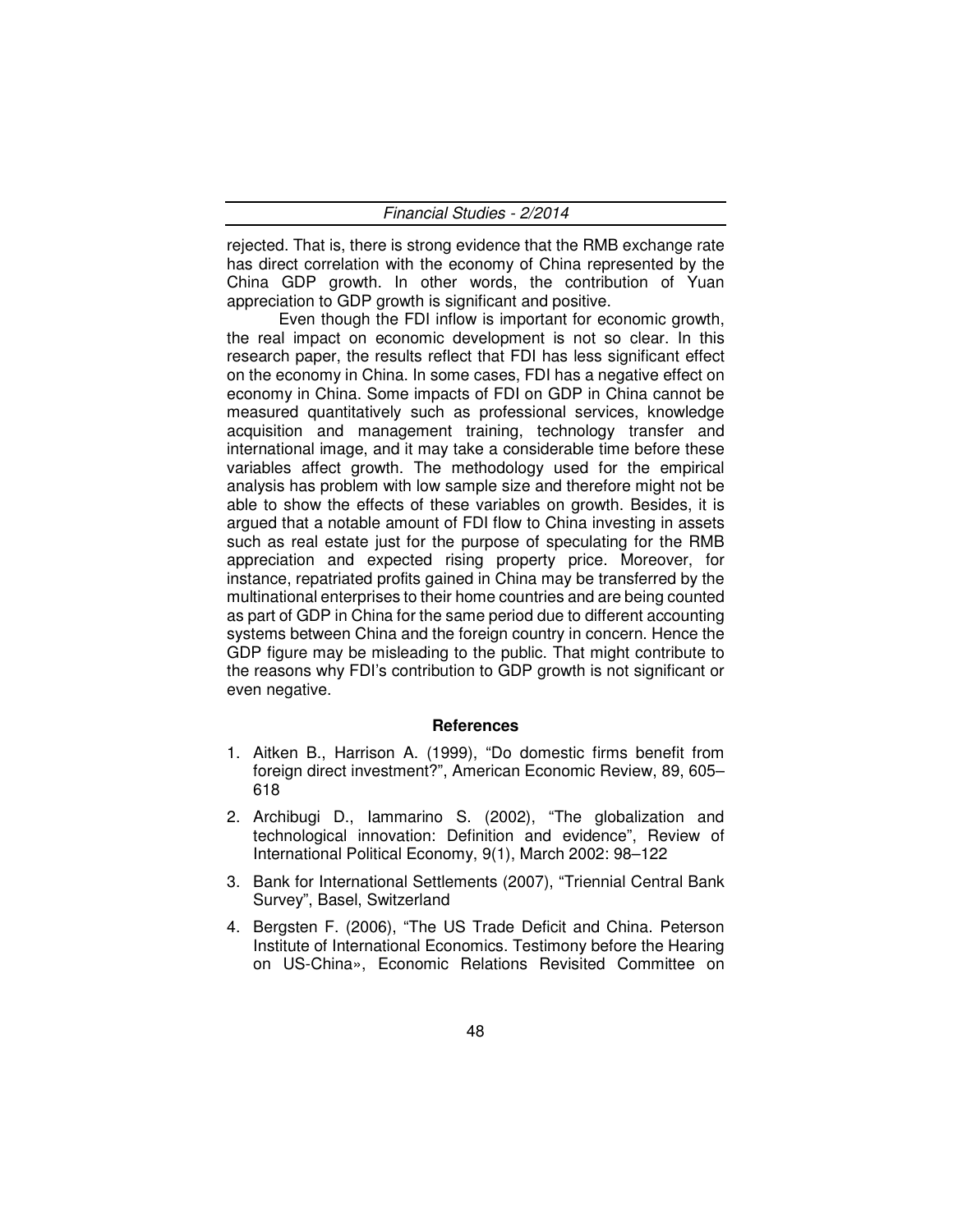rejected. That is, there is strong evidence that the RMB exchange rate has direct correlation with the economy of China represented by the China GDP growth. In other words, the contribution of Yuan appreciation to GDP growth is significant and positive.

Even though the FDI inflow is important for economic growth, the real impact on economic development is not so clear. In this research paper, the results reflect that FDI has less significant effect on the economy in China. In some cases, FDI has a negative effect on economy in China. Some impacts of FDI on GDP in China cannot be measured quantitatively such as professional services, knowledge acquisition and management training, technology transfer and international image, and it may take a considerable time before these variables affect growth. The methodology used for the empirical analysis has problem with low sample size and therefore might not be able to show the effects of these variables on growth. Besides, it is argued that a notable amount of FDI flow to China investing in assets such as real estate just for the purpose of speculating for the RMB appreciation and expected rising property price. Moreover, for instance, repatriated profits gained in China may be transferred by the multinational enterprises to their home countries and are being counted as part of GDP in China for the same period due to different accounting systems between China and the foreign country in concern. Hence the GDP figure may be misleading to the public. That might contribute to the reasons why FDI's contribution to GDP growth is not significant or even negative.

## References

1. Aitken B., Harrison A. (1999), "Do domestic firms benefit from foreign direct investment?", American Economic Review, 89, 605–618
2. Archibugi D., Iammarino S. (2002), "The globalization and technological innovation: Definition and evidence", Review of International Political Economy, 9(1), March 2002: 98–122
3. Bank for International Settlements (2007), "Triennial Central Bank Survey", Basel, Switzerland
4. Bergsten F. (2006), "The US Trade Deficit and China. Peterson Institute of International Economics. Testimony before the Hearing on US-China», Economic Relations Revisited Committee on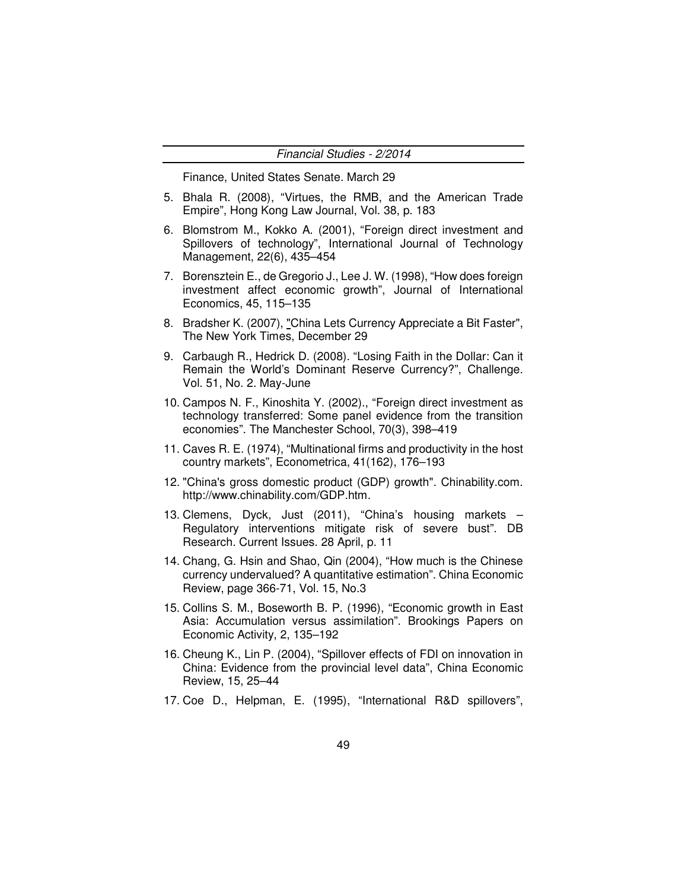Finance, United States Senate. March 29

5. Bhala R. (2008), "Virtues, the RMB, and the American Trade Empire", Hong Kong Law Journal, Vol. 38, p. 183
6. Blomstrom M., Kokko A. (2001), "Foreign direct investment and Spillovers of technology", International Journal of Technology Management, 22(6), 435–454
7. Borensztein E., de Gregorio J., Lee J. W. (1998), "How does foreign investment affect economic growth", Journal of International Economics, 45, 115–135
8. Bradsher K. (2007), "China Lets Currency Appreciate a Bit Faster", The New York Times, December 29
9. Carbaugh R., Hedrick D. (2008). "Losing Faith in the Dollar: Can it Remain the World's Dominant Reserve Currency?", Challenge. Vol. 51, No. 2. May-June
10. Campos N. F., Kinoshita Y. (2002)., "Foreign direct investment as technology transferred: Some panel evidence from the transition economies". The Manchester School, 70(3), 398–419
11. Caves R. E. (1974), "Multinational firms and productivity in the host country markets", Econometrica, 41(162), 176–193
12. "China's gross domestic product (GDP) growth". Chinability.com. http://www.chinability.com/GDP.htm.
13. Clemens, Dyck, Just (2011), "China's housing markets – Regulatory interventions mitigate risk of severe bust". DB Research. Current Issues. 28 April, p. 11
14. Chang, G. Hsin and Shao, Qin (2004), "How much is the Chinese currency undervalued? A quantitative estimation". China Economic Review, page 366-71, Vol. 15, No.3
15. Collins S. M., Boseworth B. P. (1996), "Economic growth in East Asia: Accumulation versus assimilation". Brookings Papers on Economic Activity, 2, 135–192
16. Cheung K., Lin P. (2004), "Spillover effects of FDI on innovation in China: Evidence from the provincial level data", China Economic Review, 15, 25–44
17. Coe D., Helpman, E. (1995), "International R&D spillovers",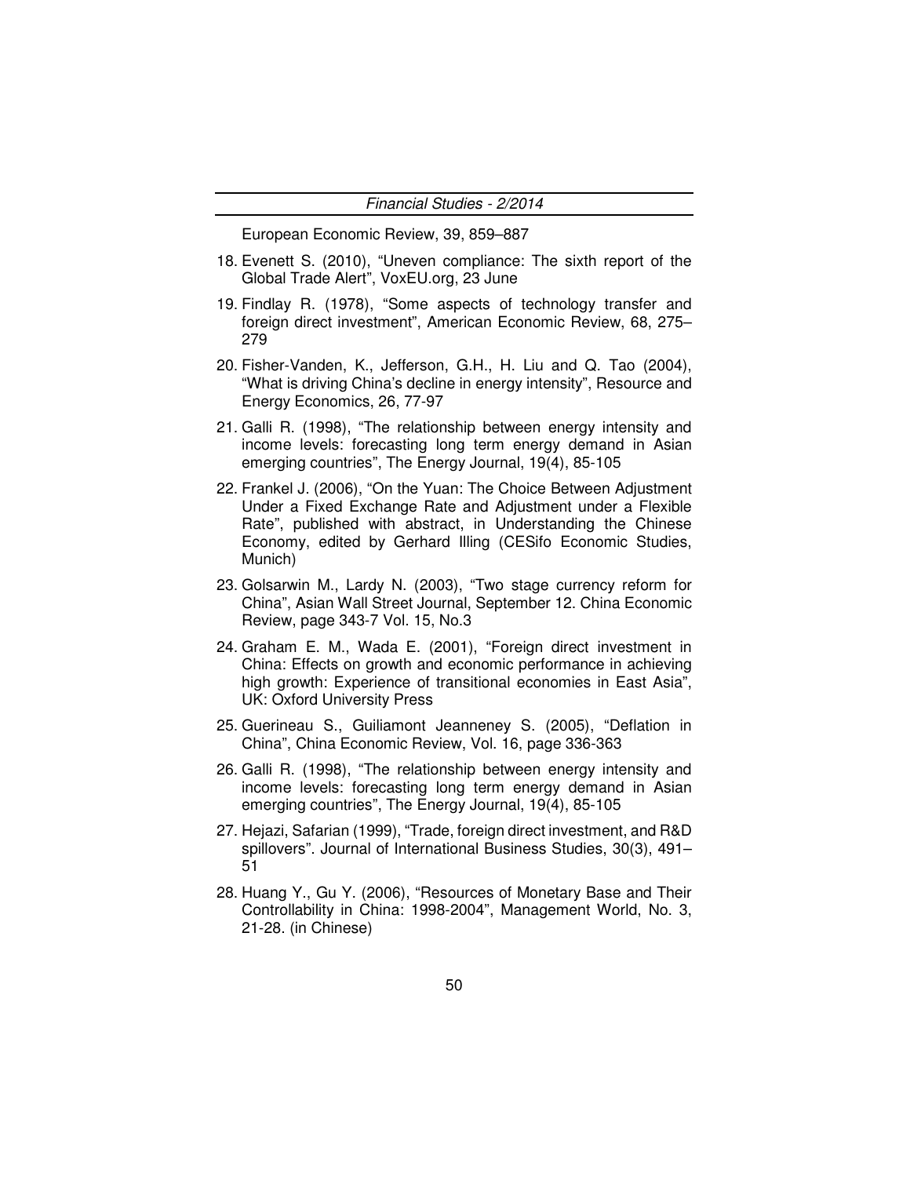European Economic Review, 39, 859–887

18. Evenett S. (2010), "Uneven compliance: The sixth report of the Global Trade Alert", VoxEU.org, 23 June

19. Findlay R. (1978), "Some aspects of technology transfer and foreign direct investment", American Economic Review, 68, 275–279

20. Fisher-Vanden, K., Jefferson, G.H., H. Liu and Q. Tao (2004), "What is driving China's decline in energy intensity", Resource and Energy Economics, 26, 77-97

21. Galli R. (1998), "The relationship between energy intensity and income levels: forecasting long term energy demand in Asian emerging countries", The Energy Journal, 19(4), 85-105

22. Frankel J. (2006), "On the Yuan: The Choice Between Adjustment Under a Fixed Exchange Rate and Adjustment under a Flexible Rate", published with abstract, in Understanding the Chinese Economy, edited by Gerhard Illing (CESifo Economic Studies, Munich)

23. Golsarwin M., Lardy N. (2003), "Two stage currency reform for China", Asian Wall Street Journal, September 12. China Economic Review, page 343-7 Vol. 15, No.3

24. Graham E. M., Wada E. (2001), "Foreign direct investment in China: Effects on growth and economic performance in achieving high growth: Experience of transitional economies in East Asia", UK: Oxford University Press

25. Guerineau S., Guiliamont Jeanneney S. (2005), "Deflation in China", China Economic Review, Vol. 16, page 336-363

26. Galli R. (1998), "The relationship between energy intensity and income levels: forecasting long term energy demand in Asian emerging countries", The Energy Journal, 19(4), 85-105

27. Hejazi, Safarian (1999), "Trade, foreign direct investment, and R&D spillovers". Journal of International Business Studies, 30(3), 491–51

28. Huang Y., Gu Y. (2006), "Resources of Monetary Base and Their Controllability in China: 1998-2004", Management World, No. 3, 21-28. (in Chinese)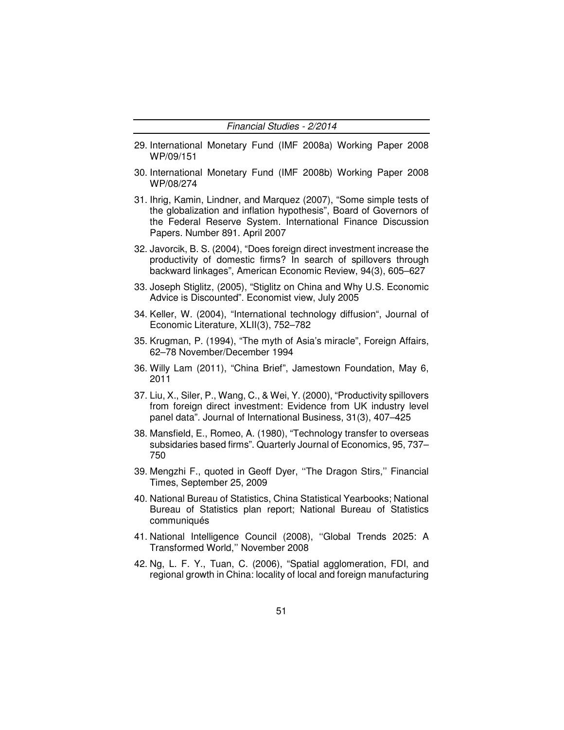29. International Monetary Fund (IMF 2008a) Working Paper 2008 WP/09/151

30. International Monetary Fund (IMF 2008b) Working Paper 2008 WP/08/274

31. Ihrig, Kamin, Lindner, and Marquez (2007), "Some simple tests of the globalization and inflation hypothesis", Board of Governors of the Federal Reserve System. International Finance Discussion Papers. Number 891. April 2007

32. Javorcik, B. S. (2004), "Does foreign direct investment increase the productivity of domestic firms? In search of spillovers through backward linkages", American Economic Review, 94(3), 605–627

33. Joseph Stiglitz, (2005), "Stiglitz on China and Why U.S. Economic Advice is Discounted". Economist view, July 2005

34. Keller, W. (2004), "International technology diffusion", Journal of Economic Literature, XLII(3), 752–782

35. Krugman, P. (1994), "The myth of Asia's miracle", Foreign Affairs, 62–78 November/December 1994

36. Willy Lam (2011), "China Brief", Jamestown Foundation, May 6, 2011

37. Liu, X., Siler, P., Wang, C., & Wei, Y. (2000), "Productivity spillovers from foreign direct investment: Evidence from UK industry level panel data". Journal of International Business, 31(3), 407–425

38. Mansfield, E., Romeo, A. (1980), "Technology transfer to overseas subsidaries based firms". Quarterly Journal of Economics, 95, 737–750

39. Mengzhi F., quoted in Geoff Dyer, ''The Dragon Stirs,'' Financial Times, September 25, 2009

40. National Bureau of Statistics, China Statistical Yearbooks; National Bureau of Statistics plan report; National Bureau of Statistics communiqués

41. National Intelligence Council (2008), ''Global Trends 2025: A Transformed World,'' November 2008

42. Ng, L. F. Y., Tuan, C. (2006), "Spatial agglomeration, FDI, and regional growth in China: locality of local and foreign manufacturing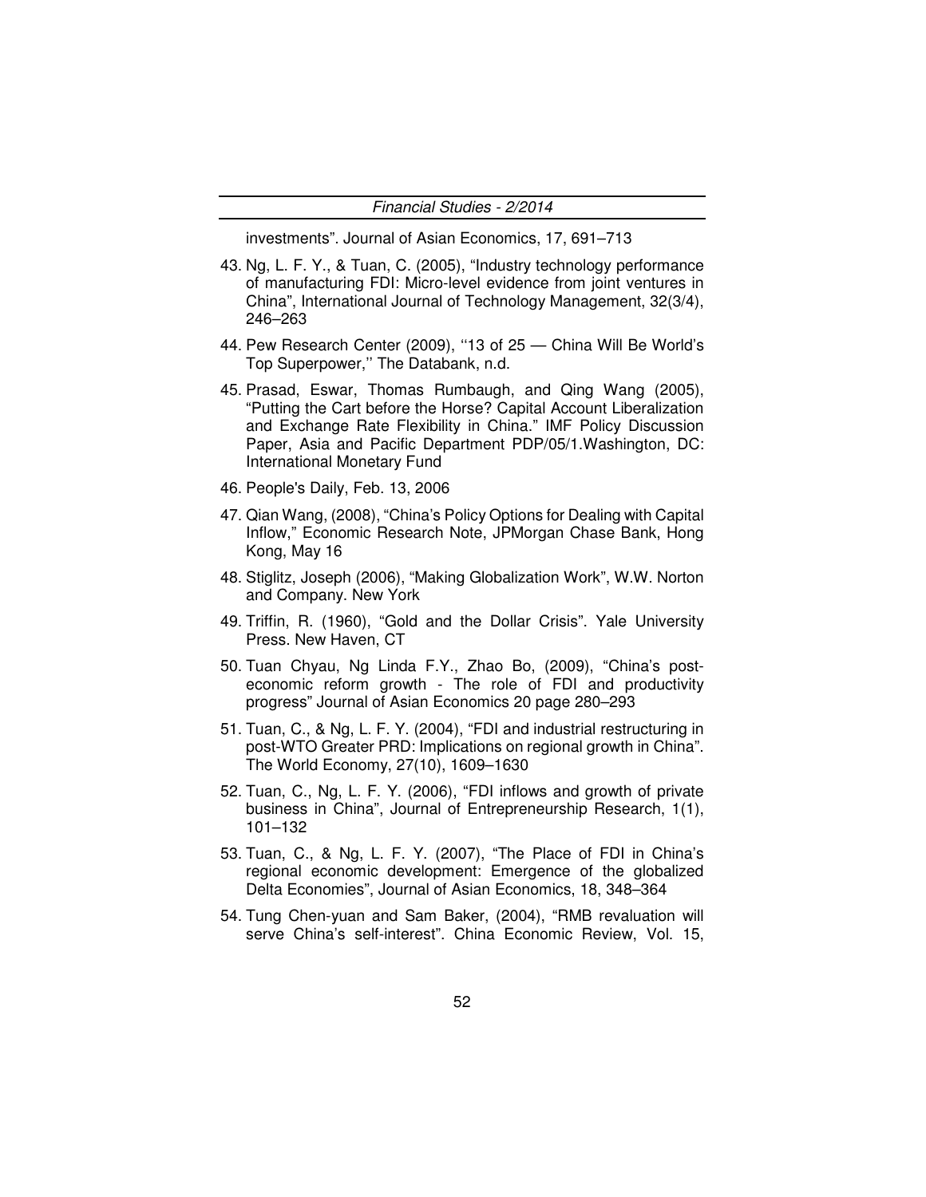investments". Journal of Asian Economics, 17, 691–713

43. Ng, L. F. Y., & Tuan, C. (2005), "Industry technology performance of manufacturing FDI: Micro-level evidence from joint ventures in China", International Journal of Technology Management, 32(3/4), 246–263

44. Pew Research Center (2009), ''13 of 25 — China Will Be World's Top Superpower,'' The Databank, n.d.

45. Prasad, Eswar, Thomas Rumbaugh, and Qing Wang (2005), "Putting the Cart before the Horse? Capital Account Liberalization and Exchange Rate Flexibility in China." IMF Policy Discussion Paper, Asia and Pacific Department PDP/05/1.Washington, DC: International Monetary Fund

46. People's Daily, Feb. 13, 2006

47. Qian Wang, (2008), "China's Policy Options for Dealing with Capital Inflow," Economic Research Note, JPMorgan Chase Bank, Hong Kong, May 16

48. Stiglitz, Joseph (2006), "Making Globalization Work", W.W. Norton and Company. New York

49. Triffin, R. (1960), "Gold and the Dollar Crisis". Yale University Press. New Haven, CT

50. Tuan Chyau, Ng Linda F.Y., Zhao Bo, (2009), "China's post-economic reform growth - The role of FDI and productivity progress" Journal of Asian Economics 20 page 280–293

51. Tuan, C., & Ng, L. F. Y. (2004), "FDI and industrial restructuring in post-WTO Greater PRD: Implications on regional growth in China". The World Economy, 27(10), 1609–1630

52. Tuan, C., Ng, L. F. Y. (2006), "FDI inflows and growth of private business in China", Journal of Entrepreneurship Research, 1(1), 101–132

53. Tuan, C., & Ng, L. F. Y. (2007), "The Place of FDI in China's regional economic development: Emergence of the globalized Delta Economies", Journal of Asian Economics, 18, 348–364

54. Tung Chen-yuan and Sam Baker, (2004), "RMB revaluation will serve China's self-interest". China Economic Review, Vol. 15,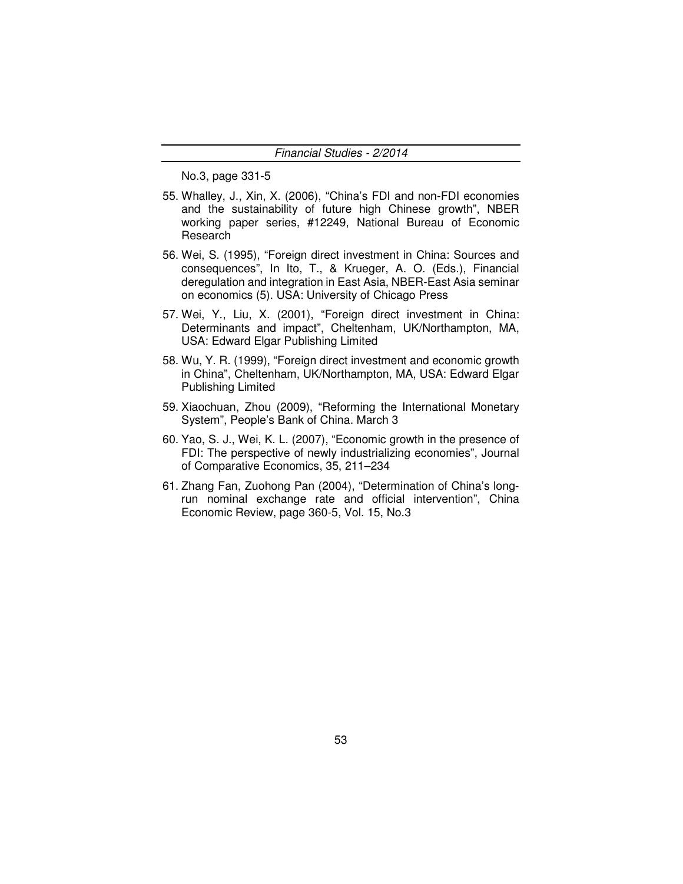No.3, page 331-5

55. Whalley, J., Xin, X. (2006), "China's FDI and non-FDI economies and the sustainability of future high Chinese growth", NBER working paper series, #12249, National Bureau of Economic Research

56. Wei, S. (1995), "Foreign direct investment in China: Sources and consequences", In Ito, T., & Krueger, A. O. (Eds.), Financial deregulation and integration in East Asia, NBER-East Asia seminar on economics (5). USA: University of Chicago Press

57. Wei, Y., Liu, X. (2001), "Foreign direct investment in China: Determinants and impact", Cheltenham, UK/Northampton, MA, USA: Edward Elgar Publishing Limited

58. Wu, Y. R. (1999), "Foreign direct investment and economic growth in China", Cheltenham, UK/Northampton, MA, USA: Edward Elgar Publishing Limited

59. Xiaochuan, Zhou (2009), "Reforming the International Monetary System", People's Bank of China. March 3

60. Yao, S. J., Wei, K. L. (2007), "Economic growth in the presence of FDI: The perspective of newly industrializing economies", Journal of Comparative Economics, 35, 211–234

61. Zhang Fan, Zuohong Pan (2004), "Determination of China's long-run nominal exchange rate and official intervention", China Economic Review, page 360-5, Vol. 15, No.3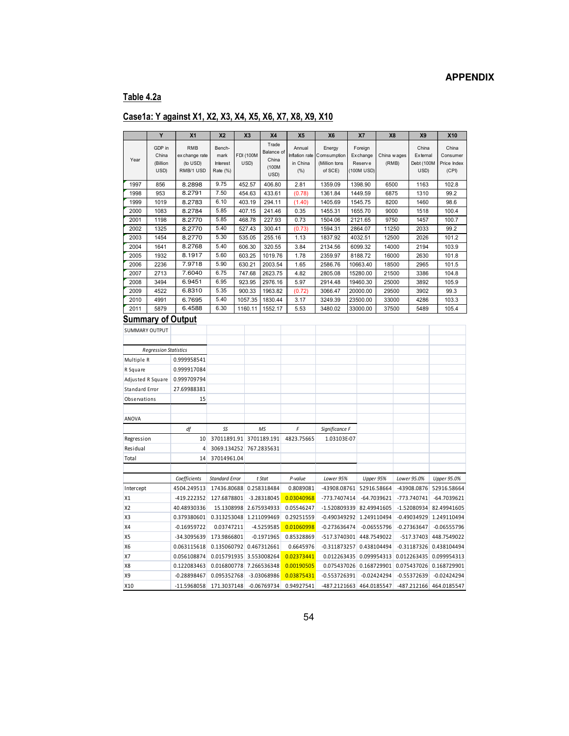## APPENDIX

### Table 4.2a

### Case1a: Y against X1, X2, X3, X4, X5, X6, X7, X8, X9, X10

| | Y | X1 | X2 | X3 | X4 | X5 | X6 | X7 | X8 | X9 | X10 |
|---|---|---|---|---|---|---|---|---|---|---|---|
| Year | GDP in China (Billion USD) | RMB exchange rate (to USD) RMB/1 USD | Bench-mark Interest Rate (%) | FDI (100M USD) | Trade Balance of China (100M USD) | Annual Inflation rate in China (%) | Energy Comsumption (Million tons of SCE) | Foreign Exchange Reserve (100M USD) | China wages (RMB) | China External Debt (100M USD) | China Consumer Price Index (CPI) |
| 1997 | 856 | 8.2898 | 9.75 | 452.57 | 406.80 | 2.81 | 1359.09 | 1398.90 | 6500 | 1163 | 102.8 |
| 1998 | 953 | 8.2791 | 7.50 | 454.63 | 433.61 | (0.78) | 1361.84 | 1449.59 | 6875 | 1310 | 99.2 |
| 1999 | 1019 | 8.2783 | 6.10 | 403.19 | 294.11 | (1.40) | 1405.69 | 1545.75 | 8200 | 1460 | 98.6 |
| 2000 | 1083 | 8.2784 | 5.85 | 407.15 | 241.46 | 0.35 | 1455.31 | 1655.70 | 9000 | 1518 | 100.4 |
| 2001 | 1198 | 8.2770 | 5.85 | 468.78 | 227.93 | 0.73 | 1504.06 | 2121.65 | 9750 | 1457 | 100.7 |
| 2002 | 1325 | 8.2770 | 5.40 | 527.43 | 300.41 | (0.73) | 1594.31 | 2864.07 | 11250 | 2033 | 99.2 |
| 2003 | 1454 | 8.2770 | 5.30 | 535.05 | 255.16 | 1.13 | 1837.92 | 4032.51 | 12500 | 2026 | 101.2 |
| 2004 | 1641 | 8.2768 | 5.40 | 606.30 | 320.55 | 3.84 | 2134.56 | 6099.32 | 14000 | 2194 | 103.9 |
| 2005 | 1932 | 8.1917 | 5.60 | 603.25 | 1019.76 | 1.78 | 2359.97 | 8188.72 | 16000 | 2630 | 101.8 |
| 2006 | 2236 | 7.9718 | 5.90 | 630.21 | 2003.54 | 1.65 | 2586.76 | 10663.40 | 18500 | 2965 | 101.5 |
| 2007 | 2713 | 7.6040 | 6.75 | 747.68 | 2623.75 | 4.82 | 2805.08 | 15280.00 | 21500 | 3386 | 104.8 |
| 2008 | 3494 | 6.9451 | 6.95 | 923.95 | 2976.16 | 5.97 | 2914.48 | 19460.30 | 25000 | 3892 | 105.9 |
| 2009 | 4522 | 6.8310 | 5.35 | 900.33 | 1963.82 | (0.72) | 3066.47 | 20000.00 | 29500 | 3902 | 99.3 |
| 2010 | 4991 | 6.7695 | 5.40 | 1057.35 | 1830.44 | 3.17 | 3249.39 | 23500.00 | 33000 | 4286 | 103.3 |
| 2011 | 5879 | 6.4588 | 6.30 | 1160.11 | 1552.17 | 5.53 | 3480.02 | 33000.00 | 37500 | 5489 | 105.4 |

### Summary of Output

SUMMARY OUTPUT

| Regression Statistics | |
|---|---|
| Multiple R | 0.999958541 |
| R Square | 0.999917084 |
| Adjusted R Square | 0.999709794 |
| Standard Error | 27.69988381 |
| Observations | 15 |

ANOVA

| | df | SS | MS | F | Significance F |
|---|---|---|---|---|---|
| Regression | 10 | 37011891.91 | 3701189.191 | 4823.75665 | 1.03103E-07 |
| Residual | 4 | 3069.134252 | 767.2835631 | | |
| Total | 14 | 37014961.04 | | | |

| | Coefficients | Standard Error | t Stat | P-value | Lower 95% | Upper 95% | Lower 95.0% | Upper 95.0% |
|---|---|---|---|---|---|---|---|---|
| Intercept | 4504.249513 | 17436.80688 | 0.258318484 | 0.8089081 | -43908.08761 | 52916.58664 | -43908.0876 | 52916.58664 |
| X1 | -419.222352 | 127.6878801 | -3.28318045 | 0.03040968 | -773.7407414 | -64.7039621 | -773.740741 | -64.7039621 |
| X2 | 40.48930336 | 15.1308998 | 2.675934933 | 0.05546247 | -1.520809339 | 82.49941605 | -1.52080934 | 82.49941605 |
| X3 | 0.379380601 | 0.313253048 | 1.211099469 | 0.29251559 | -0.490349292 | 1.249110494 | -0.49034929 | 1.249110494 |
| X4 | -0.16959722 | 0.03747211 | -4.5259585 | 0.01060998 | -0.273636474 | -0.06555796 | -0.27363647 | -0.06555796 |
| X5 | -34.3095639 | 173.9866801 | -0.1971965 | 0.85328869 | -517.3740301 | 448.7549022 | -517.37403 | 448.7549022 |
| X6 | 0.063115618 | 0.135060792 | 0.467312661 | 0.6645976 | -0.311873257 | 0.438104494 | -0.31187326 | 0.438104494 |
| X7 | 0.056108874 | 0.015791935 | 3.553008264 | 0.02373441 | 0.012263435 | 0.099954313 | 0.012263435 | 0.099954313 |
| X8 | 0.122083463 | 0.016800778 | 7.266536348 | 0.00190505 | 0.075437026 | 0.168729901 | 0.075437026 | 0.168729901 |
| X9 | -0.28898467 | 0.095352768 | -3.03068986 | 0.03875431 | -0.553726391 | -0.02424294 | -0.55372639 | -0.02424294 |
| X10 | -11.5968058 | 171.3037148 | -0.06769734 | 0.94927541 | -487.2121663 | 464.0185547 | -487.212166 | 464.0185547 |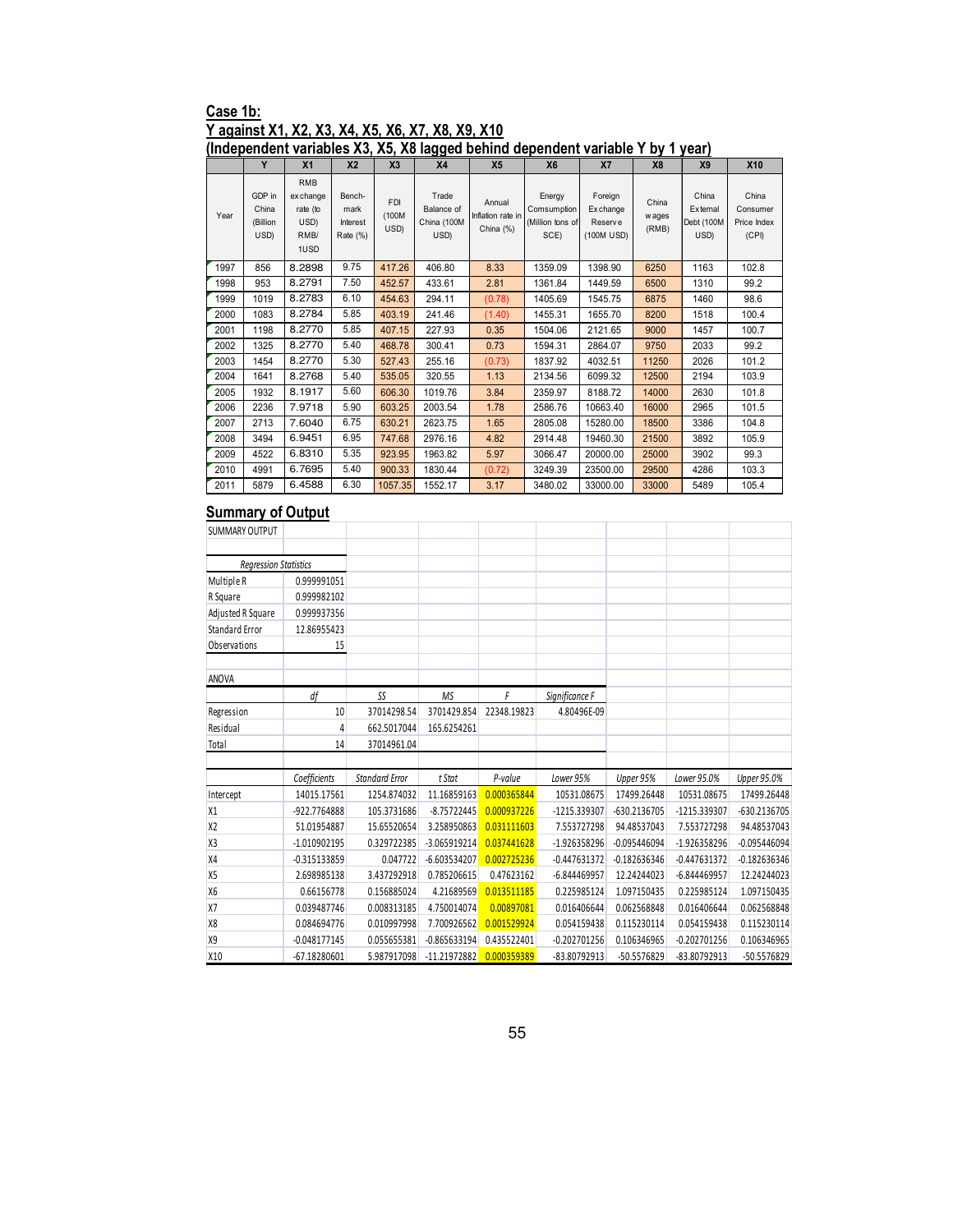## Case 1b:

## Y against X1, X2, X3, X4, X5, X6, X7, X8, X9, X10

## (Independent variables X3, X5, X8 lagged behind dependent variable Y by 1 year)

| | Y | X1 | X2 | X3 | X4 | X5 | X6 | X7 | X8 | X9 | X10 |
|---|---|---|---|---|---|---|---|---|---|---|---|
| Year | GDP in China (Billion USD) | RMB exchange rate (to USD) RMB/ 1USD | Bench-mark Interest Rate (%) | FDI (100M USD) | Trade Balance of China (100M USD) | Annual Inflation rate in China (%) | Energy Comsumption (Million tons of SCE) | Foreign Exchange Reserve (100M USD) | China wages (RMB) | China External Debt (100M USD) | China Consumer Price Index (CPI) |
| 1997 | 856 | 8.2898 | 9.75 | 417.26 | 406.80 | 8.33 | 1359.09 | 1398.90 | 6250 | 1163 | 102.8 |
| 1998 | 953 | 8.2791 | 7.50 | 452.57 | 433.61 | 2.81 | 1361.84 | 1449.59 | 6500 | 1310 | 99.2 |
| 1999 | 1019 | 8.2783 | 6.10 | 454.63 | 294.11 | (0.78) | 1405.69 | 1545.75 | 6875 | 1460 | 98.6 |
| 2000 | 1083 | 8.2784 | 5.85 | 403.19 | 241.46 | (1.40) | 1455.31 | 1655.70 | 8200 | 1518 | 100.4 |
| 2001 | 1198 | 8.2770 | 5.85 | 407.15 | 227.93 | 0.35 | 1504.06 | 2121.65 | 9000 | 1457 | 100.7 |
| 2002 | 1325 | 8.2770 | 5.40 | 468.78 | 300.41 | 0.73 | 1594.31 | 2864.07 | 9750 | 2033 | 99.2 |
| 2003 | 1454 | 8.2770 | 5.30 | 527.43 | 255.16 | (0.73) | 1837.92 | 4032.51 | 11250 | 2026 | 101.2 |
| 2004 | 1641 | 8.2768 | 5.40 | 535.05 | 320.55 | 1.13 | 2134.56 | 6099.32 | 12500 | 2194 | 103.9 |
| 2005 | 1932 | 8.1917 | 5.60 | 606.30 | 1019.76 | 3.84 | 2359.97 | 8188.72 | 14000 | 2630 | 101.8 |
| 2006 | 2236 | 7.9718 | 5.90 | 603.25 | 2003.54 | 1.78 | 2586.76 | 10663.40 | 16000 | 2965 | 101.5 |
| 2007 | 2713 | 7.6040 | 6.75 | 630.21 | 2623.75 | 1.65 | 2805.08 | 15280.00 | 18500 | 3386 | 104.8 |
| 2008 | 3494 | 6.9451 | 6.95 | 747.68 | 2976.16 | 4.82 | 2914.48 | 19460.30 | 21500 | 3892 | 105.9 |
| 2009 | 4522 | 6.8310 | 5.35 | 923.95 | 1963.82 | 5.97 | 3066.47 | 20000.00 | 25000 | 3902 | 99.3 |
| 2010 | 4991 | 6.7695 | 5.40 | 900.33 | 1830.44 | (0.72) | 3249.39 | 23500.00 | 29500 | 4286 | 103.3 |
| 2011 | 5879 | 6.4588 | 6.30 | 1057.35 | 1552.17 | 3.17 | 3480.02 | 33000.00 | 33000 | 5489 | 105.4 |

## Summary of Output

SUMMARY OUTPUT

| *Regression Statistics* | |
|---|---|
| Multiple R | 0.999991051 |
| R Square | 0.999982102 |
| Adjusted R Square | 0.999937356 |
| Standard Error | 12.86955423 |
| Observations | 15 |

ANOVA

| | *df* | *SS* | *MS* | *F* | *Significance F* |
|---|---|---|---|---|---|
| Regression | 10 | 37014298.54 | 3701429.854 | 22348.19823 | 4.80496E-09 |
| Residual | 4 | 662.5017044 | 165.6254261 | | |
| Total | 14 | 37014961.04 | | | |

| | *Coefficients* | *Standard Error* | *t Stat* | *P-value* | *Lower 95%* | *Upper 95%* | *Lower 95.0%* | *Upper 95.0%* |
|---|---|---|---|---|---|---|---|---|
| Intercept | 14015.17561 | 1254.874032 | 11.16859163 | 0.000365844 | 10531.08675 | 17499.26448 | 10531.08675 | 17499.26448 |
| X1 | -922.7764888 | 105.3731686 | -8.75722445 | 0.000937226 | -1215.339307 | -630.2136705 | -1215.339307 | -630.2136705 |
| X2 | 51.01954887 | 15.65520654 | 3.258950863 | 0.031111603 | 7.553727298 | 94.48537043 | 7.553727298 | 94.48537043 |
| X3 | -1.010902195 | 0.329722385 | -3.065919214 | 0.037441628 | -1.926358296 | -0.095446094 | -1.926358296 | -0.095446094 |
| X4 | -0.315133859 | 0.047722 | -6.603534207 | 0.002725236 | -0.447631372 | -0.182636346 | -0.447631372 | -0.182636346 |
| X5 | 2.698985138 | 3.437292918 | 0.785206615 | 0.47623162 | -6.844469957 | 12.24244023 | -6.844469957 | 12.24244023 |
| X6 | 0.66156778 | 0.156885024 | 4.21689569 | 0.013511185 | 0.225985124 | 1.097150435 | 0.225985124 | 1.097150435 |
| X7 | 0.039487746 | 0.008313185 | 4.750014074 | 0.00897081 | 0.016406644 | 0.062568848 | 0.016406644 | 0.062568848 |
| X8 | 0.084694776 | 0.010997998 | 7.700926562 | 0.001529924 | 0.054159438 | 0.115230114 | 0.054159438 | 0.115230114 |
| X9 | -0.048177145 | 0.055655381 | -0.865633194 | 0.435522401 | -0.202701256 | 0.106346965 | -0.202701256 | 0.106346965 |
| X10 | -67.18280601 | 5.987917098 | -11.21972882 | 0.000359389 | -83.80792913 | -50.5576829 | -83.80792913 | -50.5576829 |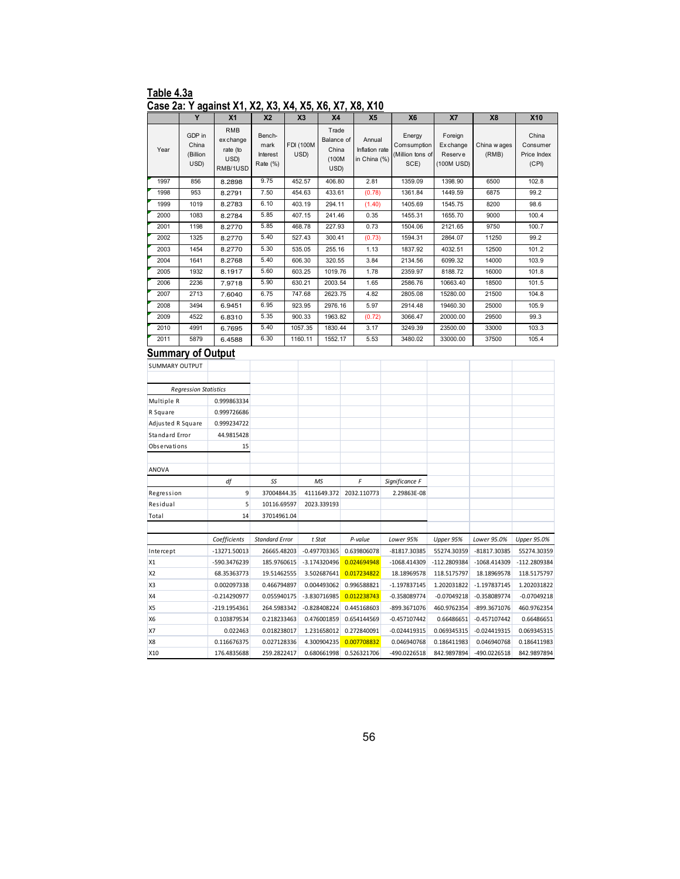# Table 4.3a

## Case 2a: Y against X1, X2, X3, X4, X5, X6, X7, X8, X10

| | Y | X1 | X2 | X3 | X4 | X5 | X6 | X7 | X8 | X10 |
|---|---|---|---|---|---|---|---|---|---|---|
| Year | GDP in China (Billion USD) | RMB exchange rate (to USD) RMB/1USD | Bench-mark Interest Rate (%) | FDI (100M USD) | Trade Balance of China (100M USD) | Annual Inflation rate in China (%) | Energy Comsumption (Million tons of SCE) | Foreign Exchange Reserve (100M USD) | China wages (RMB) | China Consumer Price Index (CPI) |
| 1997 | 856 | 8.2898 | 9.75 | 452.57 | 406.80 | 2.81 | 1359.09 | 1398.90 | 6500 | 102.8 |
| 1998 | 953 | 8.2791 | 7.50 | 454.63 | 433.61 | (0.78) | 1361.84 | 1449.59 | 6875 | 99.2 |
| 1999 | 1019 | 8.2783 | 6.10 | 403.19 | 294.11 | (1.40) | 1405.69 | 1545.75 | 8200 | 98.6 |
| 2000 | 1083 | 8.2784 | 5.85 | 407.15 | 241.46 | 0.35 | 1455.31 | 1655.70 | 9000 | 100.4 |
| 2001 | 1198 | 8.2770 | 5.85 | 468.78 | 227.93 | 0.73 | 1504.06 | 2121.65 | 9750 | 100.7 |
| 2002 | 1325 | 8.2770 | 5.40 | 527.43 | 300.41 | (0.73) | 1594.31 | 2864.07 | 11250 | 99.2 |
| 2003 | 1454 | 8.2770 | 5.30 | 535.05 | 255.16 | 1.13 | 1837.92 | 4032.51 | 12500 | 101.2 |
| 2004 | 1641 | 8.2768 | 5.40 | 606.30 | 320.55 | 3.84 | 2134.56 | 6099.32 | 14000 | 103.9 |
| 2005 | 1932 | 8.1917 | 5.60 | 603.25 | 1019.76 | 1.78 | 2359.97 | 8188.72 | 16000 | 101.8 |
| 2006 | 2236 | 7.9718 | 5.90 | 630.21 | 2003.54 | 1.65 | 2586.76 | 10663.40 | 18500 | 101.5 |
| 2007 | 2713 | 7.6040 | 6.75 | 747.68 | 2623.75 | 4.82 | 2805.08 | 15280.00 | 21500 | 104.8 |
| 2008 | 3494 | 6.9451 | 6.95 | 923.95 | 2976.16 | 5.97 | 2914.48 | 19460.30 | 25000 | 105.9 |
| 2009 | 4522 | 6.8310 | 5.35 | 900.33 | 1963.82 | (0.72) | 3066.47 | 20000.00 | 29500 | 99.3 |
| 2010 | 4991 | 6.7695 | 5.40 | 1057.35 | 1830.44 | 3.17 | 3249.39 | 23500.00 | 33000 | 103.3 |
| 2011 | 5879 | 6.4588 | 6.30 | 1160.11 | 1552.17 | 5.53 | 3480.02 | 33000.00 | 37500 | 105.4 |

## Summary of Output

SUMMARY OUTPUT

| *Regression Statistics* | |
|---|---|
| Multiple R | 0.999863334 |
| R Square | 0.999726686 |
| Adjusted R Square | 0.999234722 |
| Standard Error | 44.9815428 |
| Observations | 15 |

ANOVA

| | *df* | *SS* | *MS* | *F* | *Significance F* |
|---|---|---|---|---|---|
| Regression | 9 | 37004844.35 | 4111649.372 | 2032.110773 | 2.29863E-08 |
| Residual | 5 | 10116.69597 | 2023.339193 | | |
| Total | 14 | 37014961.04 | | | |

| | *Coefficients* | *Standard Error* | *t Stat* | *P-value* | *Lower 95%* | *Upper 95%* | *Lower 95.0%* | *Upper 95.0%* |
|---|---|---|---|---|---|---|---|---|
| Intercept | -13271.50013 | 26665.48203 | -0.497703365 | 0.639806078 | -81817.30385 | 55274.30359 | -81817.30385 | 55274.30359 |
| X1 | -590.3476239 | 185.9760615 | -3.174320496 | 0.024694948 | -1068.414309 | -112.2809384 | -1068.414309 | -112.2809384 |
| X2 | 68.35363773 | 19.51462555 | 3.502687641 | 0.017234822 | 18.18969578 | 118.5175797 | 18.18969578 | 118.5175797 |
| X3 | 0.002097338 | 0.466794897 | 0.004493062 | 0.996588821 | -1.197837145 | 1.202031822 | -1.197837145 | 1.202031822 |
| X4 | -0.214290977 | 0.055940175 | -3.830716985 | 0.012238743 | -0.358089774 | -0.07049218 | -0.358089774 | -0.07049218 |
| X5 | -219.1954361 | 264.5983342 | -0.828408224 | 0.445168603 | -899.3671076 | 460.9762354 | -899.3671076 | 460.9762354 |
| X6 | 0.103879534 | 0.218233463 | 0.476001859 | 0.654144569 | -0.457107442 | 0.66486651 | -0.457107442 | 0.66486651 |
| X7 | 0.022463 | 0.018238017 | 1.231658012 | 0.272840091 | -0.024419315 | 0.069345315 | -0.024419315 | 0.069345315 |
| X8 | 0.116676375 | 0.027128336 | 4.300904235 | 0.007708832 | 0.046940768 | 0.186411983 | 0.046940768 | 0.186411983 |
| X10 | 176.4835688 | 259.2822417 | 0.680661998 | 0.526321706 | -490.0226518 | 842.9897894 | -490.0226518 | 842.9897894 |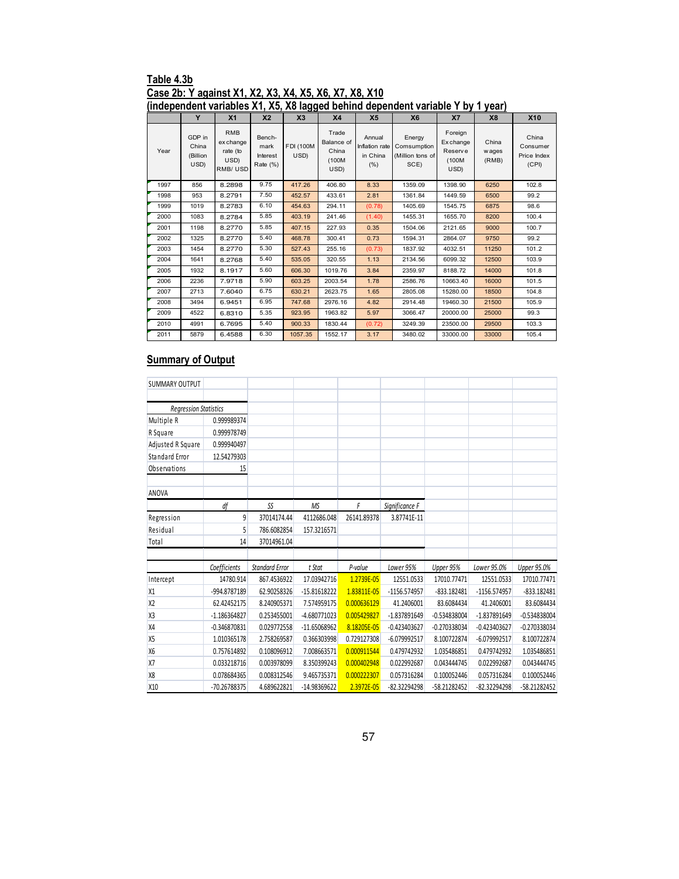## Table 4.3b
## Case 2b: Y against X1, X2, X3, X4, X5, X6, X7, X8, X10
## (independent variables X1, X5, X8 lagged behind dependent variable Y by 1 year)

| | Y | X1 | X2 | X3 | X4 | X5 | X6 | X7 | X8 | X10 |
|---|---|---|---|---|---|---|---|---|---|---|
| Year | GDP in China (Billion USD) | RMB exchange rate (to USD) RMB/ USD | Bench-mark Interest Rate (%) | FDI (100M USD) | Trade Balance of China (100M USD) | Annual Inflation rate in China (%) | Energy Comsumption (Million tons of SCE) | Foreign Exchange Reserve (100M USD) | China wages (RMB) | China Consumer Price Index (CPI) |
| 1997 | 856 | 8.2898 | 9.75 | 417.26 | 406.80 | 8.33 | 1359.09 | 1398.90 | 6250 | 102.8 |
| 1998 | 953 | 8.2791 | 7.50 | 452.57 | 433.61 | 2.81 | 1361.84 | 1449.59 | 6500 | 99.2 |
| 1999 | 1019 | 8.2783 | 6.10 | 454.63 | 294.11 | (0.78) | 1405.69 | 1545.75 | 6875 | 98.6 |
| 2000 | 1083 | 8.2784 | 5.85 | 403.19 | 241.46 | (1.40) | 1455.31 | 1655.70 | 8200 | 100.4 |
| 2001 | 1198 | 8.2770 | 5.85 | 407.15 | 227.93 | 0.35 | 1504.06 | 2121.65 | 9000 | 100.7 |
| 2002 | 1325 | 8.2770 | 5.40 | 468.78 | 300.41 | 0.73 | 1594.31 | 2864.07 | 9750 | 99.2 |
| 2003 | 1454 | 8.2770 | 5.30 | 527.43 | 255.16 | (0.73) | 1837.92 | 4032.51 | 11250 | 101.2 |
| 2004 | 1641 | 8.2768 | 5.40 | 535.05 | 320.55 | 1.13 | 2134.56 | 6099.32 | 12500 | 103.9 |
| 2005 | 1932 | 8.1917 | 5.60 | 606.30 | 1019.76 | 3.84 | 2359.97 | 8188.72 | 14000 | 101.8 |
| 2006 | 2236 | 7.9718 | 5.90 | 603.25 | 2003.54 | 1.78 | 2586.76 | 10663.40 | 16000 | 101.5 |
| 2007 | 2713 | 7.6040 | 6.75 | 630.21 | 2623.75 | 1.65 | 2805.08 | 15280.00 | 18500 | 104.8 |
| 2008 | 3494 | 6.9451 | 6.95 | 747.68 | 2976.16 | 4.82 | 2914.48 | 19460.30 | 21500 | 105.9 |
| 2009 | 4522 | 6.8310 | 5.35 | 923.95 | 1963.82 | 5.97 | 3066.47 | 20000.00 | 25000 | 99.3 |
| 2010 | 4991 | 6.7695 | 5.40 | 900.33 | 1830.44 | (0.72) | 3249.39 | 23500.00 | 29500 | 103.3 |
| 2011 | 5879 | 6.4588 | 6.30 | 1057.35 | 1552.17 | 3.17 | 3480.02 | 33000.00 | 33000 | 105.4 |

## Summary of Output

SUMMARY OUTPUT

| *Regression Statistics* | |
|---|---|
| Multiple R | 0.999989374 |
| R Square | 0.999978749 |
| Adjusted R Square | 0.999940497 |
| Standard Error | 12.54279303 |
| Observations | 15 |

ANOVA

| | *df* | *SS* | *MS* | *F* | *Significance F* |
|---|---|---|---|---|---|
| Regression | 9 | 37014174.44 | 4112686.048 | 26141.89378 | 3.87741E-11 |
| Residual | 5 | 786.6082854 | 157.3216571 | | |
| Total | 14 | 37014961.04 | | | |

| | *Coefficients* | *Standard Error* | *t Stat* | *P-value* | *Lower 95%* | *Upper 95%* | *Lower 95.0%* | *Upper 95.0%* |
|---|---|---|---|---|---|---|---|---|
| Intercept | 14780.914 | 867.4536922 | 17.03942716 | 1.2739E-05 | 12551.0533 | 17010.77471 | 12551.0533 | 17010.77471 |
| X1 | -994.8787189 | 62.90258326 | -15.81618222 | 1.83811E-05 | -1156.574957 | -833.182481 | -1156.574957 | -833.182481 |
| X2 | 62.42452175 | 8.240905371 | 7.574959175 | 0.000636129 | 41.2406001 | 83.6084434 | 41.2406001 | 83.6084434 |
| X3 | -1.186364827 | 0.253455001 | -4.680771023 | 0.005429827 | -1.837891649 | -0.534838004 | -1.837891649 | -0.534838004 |
| X4 | -0.346870831 | 0.029772558 | -11.65068962 | 8.18205E-05 | -0.423403627 | -0.270338034 | -0.423403627 | -0.270338034 |
| X5 | 1.010365178 | 2.758269587 | 0.366303998 | 0.729127308 | -6.079992517 | 8.100722874 | -6.079992517 | 8.100722874 |
| X6 | 0.757614892 | 0.108096912 | 7.008663571 | 0.000911544 | 0.479742932 | 1.035486851 | 0.479742932 | 1.035486851 |
| X7 | 0.033218716 | 0.003978099 | 8.350399243 | 0.000402948 | 0.022992687 | 0.043444745 | 0.022992687 | 0.043444745 |
| X8 | 0.078684365 | 0.008312546 | 9.465735371 | 0.000222307 | 0.057316284 | 0.100052446 | 0.057316284 | 0.100052446 |
| X10 | -70.26788375 | 4.689622821 | -14.98369622 | 2.3972E-05 | -82.32294298 | -58.21282452 | -82.32294298 | -58.21282452 |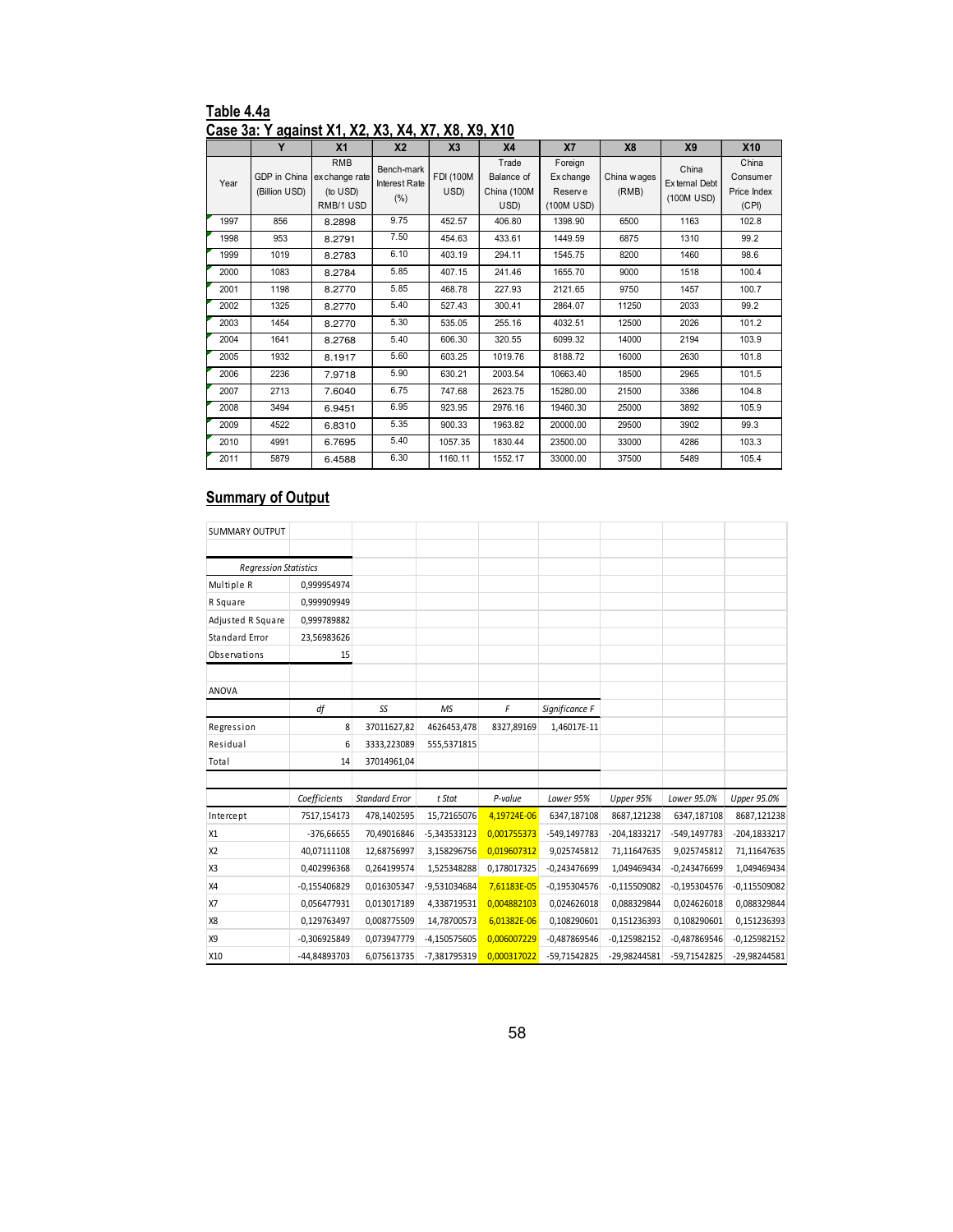**Table 4.4a**

**Case 3a: Y against X1, X2, X3, X4, X7, X8, X9, X10**

| | Y | X1 | X2 | X3 | X4 | X7 | X8 | X9 | X10 |
|---|---|---|---|---|---|---|---|---|---|
| Year | GDP in China (Billion USD) | RMB exchange rate (to USD) RMB/1 USD | Bench-mark Interest Rate (%) | FDI (100M USD) | Trade Balance of China (100M USD) | Foreign Exchange Reserve (100M USD) | China wages (RMB) | China External Debt (100M USD) | China Consumer Price Index (CPI) |
| 1997 | 856 | 8.2898 | 9.75 | 452.57 | 406.80 | 1398.90 | 6500 | 1163 | 102.8 |
| 1998 | 953 | 8.2791 | 7.50 | 454.63 | 433.61 | 1449.59 | 6875 | 1310 | 99.2 |
| 1999 | 1019 | 8.2783 | 6.10 | 403.19 | 294.11 | 1545.75 | 8200 | 1460 | 98.6 |
| 2000 | 1083 | 8.2784 | 5.85 | 407.15 | 241.46 | 1655.70 | 9000 | 1518 | 100.4 |
| 2001 | 1198 | 8.2770 | 5.85 | 468.78 | 227.93 | 2121.65 | 9750 | 1457 | 100.7 |
| 2002 | 1325 | 8.2770 | 5.40 | 527.43 | 300.41 | 2864.07 | 11250 | 2033 | 99.2 |
| 2003 | 1454 | 8.2770 | 5.30 | 535.05 | 255.16 | 4032.51 | 12500 | 2026 | 101.2 |
| 2004 | 1641 | 8.2768 | 5.40 | 606.30 | 320.55 | 6099.32 | 14000 | 2194 | 103.9 |
| 2005 | 1932 | 8.1917 | 5.60 | 603.25 | 1019.76 | 8188.72 | 16000 | 2630 | 101.8 |
| 2006 | 2236 | 7.9718 | 5.90 | 630.21 | 2003.54 | 10663.40 | 18500 | 2965 | 101.5 |
| 2007 | 2713 | 7.6040 | 6.75 | 747.68 | 2623.75 | 15280.00 | 21500 | 3386 | 104.8 |
| 2008 | 3494 | 6.9451 | 6.95 | 923.95 | 2976.16 | 19460.30 | 25000 | 3892 | 105.9 |
| 2009 | 4522 | 6.8310 | 5.35 | 900.33 | 1963.82 | 20000.00 | 29500 | 3902 | 99.3 |
| 2010 | 4991 | 6.7695 | 5.40 | 1057.35 | 1830.44 | 23500.00 | 33000 | 4286 | 103.3 |
| 2011 | 5879 | 6.4588 | 6.30 | 1160.11 | 1552.17 | 33000.00 | 37500 | 5489 | 105.4 |

**Summary of Output**

SUMMARY OUTPUT

| *Regression Statistics* | |
|---|---|
| Multiple R | 0,999954974 |
| R Square | 0,999909949 |
| Adjusted R Square | 0,999789882 |
| Standard Error | 23,56983626 |
| Observations | 15 |

ANOVA

| | *df* | *SS* | *MS* | *F* | *Significance F* |
|---|---|---|---|---|---|
| Regression | 8 | 37011627,82 | 4626453,478 | 8327,89169 | 1,46017E-11 |
| Residual | 6 | 3333,223089 | 555,5371815 | | |
| Total | 14 | 37014961,04 | | | |

| | *Coefficients* | *Standard Error* | *t Stat* | *P-value* | *Lower 95%* | *Upper 95%* | *Lower 95.0%* | *Upper 95.0%* |
|---|---|---|---|---|---|---|---|---|
| Intercept | 7517,154173 | 478,1402595 | 15,72165076 | 4,19724E-06 | 6347,187108 | 8687,121238 | 6347,187108 | 8687,121238 |
| X1 | -376,66655 | 70,49016846 | -5,343533123 | 0,001755373 | -549,1497783 | -204,1833217 | -549,1497783 | -204,1833217 |
| X2 | 40,07111108 | 12,68756997 | 3,158296756 | 0,019607312 | 9,025745812 | 71,11647635 | 9,025745812 | 71,11647635 |
| X3 | 0,402996368 | 0,264199574 | 1,525348288 | 0,178017325 | -0,243476699 | 1,049469434 | -0,243476699 | 1,049469434 |
| X4 | -0,155406829 | 0,016305347 | -9,531034684 | 7,61183E-05 | -0,195304576 | -0,115509082 | -0,195304576 | -0,115509082 |
| X7 | 0,056477931 | 0,013017189 | 4,338719531 | 0,004882103 | 0,024626018 | 0,088329844 | 0,024626018 | 0,088329844 |
| X8 | 0,129763497 | 0,008775509 | 14,78700573 | 6,01382E-06 | 0,108290601 | 0,151236393 | 0,108290601 | 0,151236393 |
| X9 | -0,306925849 | 0,073947779 | -4,150575605 | 0,006007229 | -0,487869546 | -0,125982152 | -0,487869546 | -0,125982152 |
| X10 | -44,84893703 | 6,075613735 | -7,381795319 | 0,000317022 | -59,71542825 | -29,98244581 | -59,71542825 | -29,98244581 |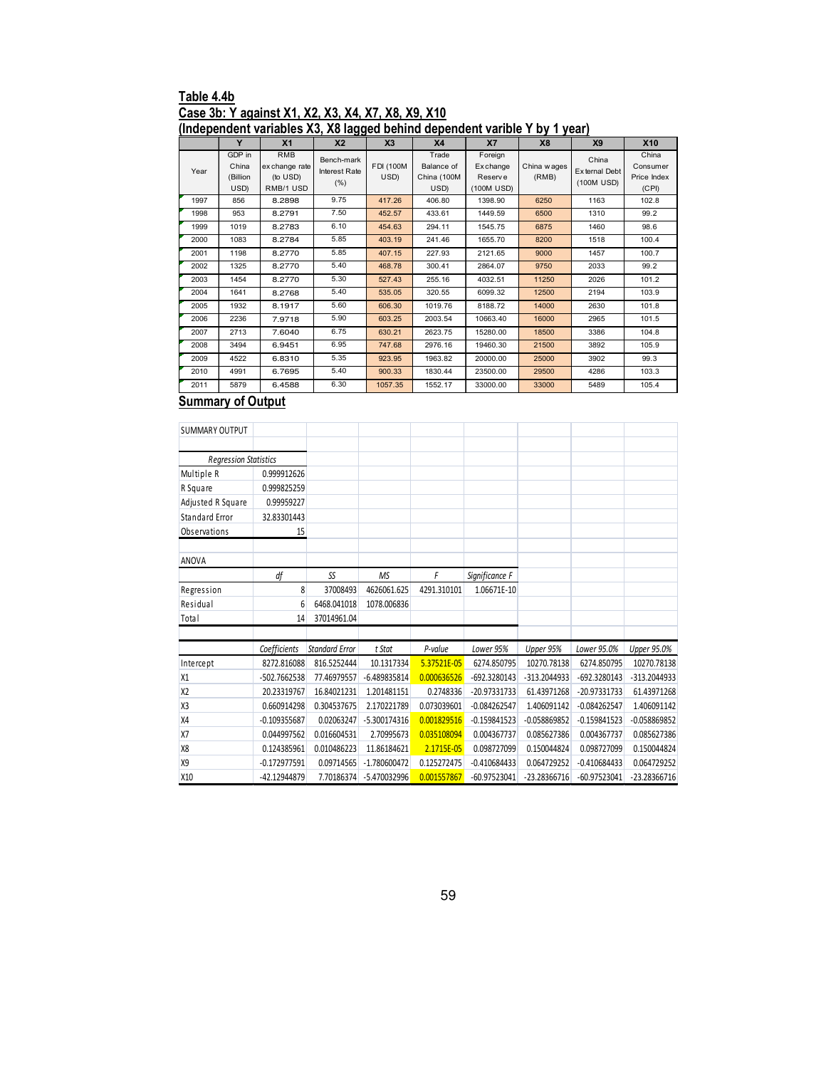**Table 4.4b**
**Case 3b: Y against X1, X2, X3, X4, X7, X8, X9, X10**
**(Independent variables X3, X8 lagged behind dependent varible Y by 1 year)**

| | Y | X1 | X2 | X3 | X4 | X7 | X8 | X9 | X10 |
|---|---|---|---|---|---|---|---|---|---|
| Year | GDP in China (Billion USD) | RMB exchange rate (to USD) RMB/1 USD | Bench-mark Interest Rate (%) | FDI (100M USD) | Trade Balance of China (100M USD) | Foreign Exchange Reserve (100M USD) | China wages (RMB) | China External Debt (100M USD) | China Consumer Price Index (CPI) |
| 1997 | 856 | 8.2898 | 9.75 | 417.26 | 406.80 | 1398.90 | 6250 | 1163 | 102.8 |
| 1998 | 953 | 8.2791 | 7.50 | 452.57 | 433.61 | 1449.59 | 6500 | 1310 | 99.2 |
| 1999 | 1019 | 8.2783 | 6.10 | 454.63 | 294.11 | 1545.75 | 6875 | 1460 | 98.6 |
| 2000 | 1083 | 8.2784 | 5.85 | 403.19 | 241.46 | 1655.70 | 8200 | 1518 | 100.4 |
| 2001 | 1198 | 8.2770 | 5.85 | 407.15 | 227.93 | 2121.65 | 9000 | 1457 | 100.7 |
| 2002 | 1325 | 8.2770 | 5.40 | 468.78 | 300.41 | 2864.07 | 9750 | 2033 | 99.2 |
| 2003 | 1454 | 8.2770 | 5.30 | 527.43 | 255.16 | 4032.51 | 11250 | 2026 | 101.2 |
| 2004 | 1641 | 8.2768 | 5.40 | 535.05 | 320.55 | 6099.32 | 12500 | 2194 | 103.9 |
| 2005 | 1932 | 8.1917 | 5.60 | 606.30 | 1019.76 | 8188.72 | 14000 | 2630 | 101.8 |
| 2006 | 2236 | 7.9718 | 5.90 | 603.25 | 2003.54 | 10663.40 | 16000 | 2965 | 101.5 |
| 2007 | 2713 | 7.6040 | 6.75 | 630.21 | 2623.75 | 15280.00 | 18500 | 3386 | 104.8 |
| 2008 | 3494 | 6.9451 | 6.95 | 747.68 | 2976.16 | 19460.30 | 21500 | 3892 | 105.9 |
| 2009 | 4522 | 6.8310 | 5.35 | 923.95 | 1963.82 | 20000.00 | 25000 | 3902 | 99.3 |
| 2010 | 4991 | 6.7695 | 5.40 | 900.33 | 1830.44 | 23500.00 | 29500 | 4286 | 103.3 |
| 2011 | 5879 | 6.4588 | 6.30 | 1057.35 | 1552.17 | 33000.00 | 33000 | 5489 | 105.4 |

**Summary of Output**

SUMMARY OUTPUT

| *Regression Statistics* | |
|---|---|
| Multiple R | 0.999912626 |
| R Square | 0.999825259 |
| Adjusted R Square | 0.99959227 |
| Standard Error | 32.83301443 |
| Observations | 15 |

ANOVA

| | *df* | *SS* | *MS* | *F* | *Significance F* |
|---|---|---|---|---|---|
| Regression | 8 | 37008493 | 4626061.625 | 4291.310101 | 1.06671E-10 |
| Residual | 6 | 6468.041018 | 1078.006836 | | |
| Total | 14 | 37014961.04 | | | |

| | *Coefficients* | *Standard Error* | *t Stat* | *P-value* | *Lower 95%* | *Upper 95%* | *Lower 95.0%* | *Upper 95.0%* |
|---|---|---|---|---|---|---|---|---|
| Intercept | 8272.816088 | 816.5252444 | 10.1317334 | 5.37521E-05 | 6274.850795 | 10270.78138 | 6274.850795 | 10270.78138 |
| X1 | -502.7662538 | 77.46979557 | -6.489835814 | 0.000636526 | -692.3280143 | -313.2044933 | -692.3280143 | -313.2044933 |
| X2 | 20.23319767 | 16.84021231 | 1.201481151 | 0.2748336 | -20.97331733 | 61.43971268 | -20.97331733 | 61.43971268 |
| X3 | 0.660914298 | 0.304537675 | 2.170221789 | 0.073039601 | -0.084262547 | 1.406091142 | -0.084262547 | 1.406091142 |
| X4 | -0.109355687 | 0.02063247 | -5.300174316 | 0.001829516 | -0.159841523 | -0.058869852 | -0.159841523 | -0.058869852 |
| X7 | 0.044997562 | 0.016604531 | 2.70995673 | 0.035108094 | 0.004367737 | 0.085627386 | 0.004367737 | 0.085627386 |
| X8 | 0.124385961 | 0.010486223 | 11.86184621 | 2.1715E-05 | 0.098727099 | 0.150044824 | 0.098727099 | 0.150044824 |
| X9 | -0.172977591 | 0.09714565 | -1.780600472 | 0.125272475 | -0.410684433 | 0.064729252 | -0.410684433 | 0.064729252 |
| X10 | -42.12944879 | 7.70186374 | -5.470032996 | 0.001557867 | -60.97523041 | -23.28366716 | -60.97523041 | -23.28366716 |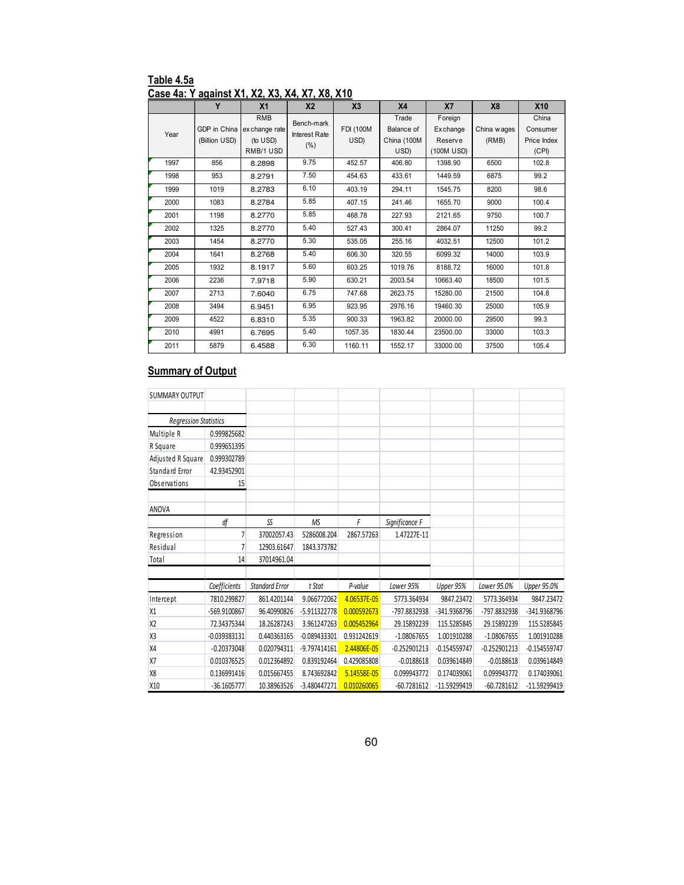**Table 4.5a**

**Case 4a: Y against X1, X2, X3, X4, X7, X8, X10**

| | Y | X1 | X2 | X3 | X4 | X7 | X8 | X10 |
|---|---|---|---|---|---|---|---|---|
| Year | GDP in China (Billion USD) | RMB exchange rate (to USD) RMB/1 USD | Bench-mark Interest Rate (%) | FDI (100M USD) | Trade Balance of China (100M USD) | Foreign Exchange Reserve (100M USD) | China wages (RMB) | China Consumer Price Index (CPI) |
| 1997 | 856 | 8.2898 | 9.75 | 452.57 | 406.80 | 1398.90 | 6500 | 102.8 |
| 1998 | 953 | 8.2791 | 7.50 | 454.63 | 433.61 | 1449.59 | 6875 | 99.2 |
| 1999 | 1019 | 8.2783 | 6.10 | 403.19 | 294.11 | 1545.75 | 8200 | 98.6 |
| 2000 | 1083 | 8.2784 | 5.85 | 407.15 | 241.46 | 1655.70 | 9000 | 100.4 |
| 2001 | 1198 | 8.2770 | 5.85 | 468.78 | 227.93 | 2121.65 | 9750 | 100.7 |
| 2002 | 1325 | 8.2770 | 5.40 | 527.43 | 300.41 | 2864.07 | 11250 | 99.2 |
| 2003 | 1454 | 8.2770 | 5.30 | 535.05 | 255.16 | 4032.51 | 12500 | 101.2 |
| 2004 | 1641 | 8.2768 | 5.40 | 606.30 | 320.55 | 6099.32 | 14000 | 103.9 |
| 2005 | 1932 | 8.1917 | 5.60 | 603.25 | 1019.76 | 8188.72 | 16000 | 101.8 |
| 2006 | 2236 | 7.9718 | 5.90 | 630.21 | 2003.54 | 10663.40 | 18500 | 101.5 |
| 2007 | 2713 | 7.6040 | 6.75 | 747.68 | 2623.75 | 15280.00 | 21500 | 104.8 |
| 2008 | 3494 | 6.9451 | 6.95 | 923.95 | 2976.16 | 19460.30 | 25000 | 105.9 |
| 2009 | 4522 | 6.8310 | 5.35 | 900.33 | 1963.82 | 20000.00 | 29500 | 99.3 |
| 2010 | 4991 | 6.7695 | 5.40 | 1057.35 | 1830.44 | 23500.00 | 33000 | 103.3 |
| 2011 | 5879 | 6.4588 | 6.30 | 1160.11 | 1552.17 | 33000.00 | 37500 | 105.4 |

**Summary of Output**

SUMMARY OUTPUT

| *Regression Statistics* | |
|---|---|
| Multiple R | 0.999825682 |
| R Square | 0.999651395 |
| Adjusted R Square | 0.999302789 |
| Standard Error | 42.93452901 |
| Observations | 15 |

ANOVA

| | *df* | *SS* | *MS* | *F* | *Significance F* |
|---|---|---|---|---|---|
| Regression | 7 | 37002057.43 | 5286008.204 | 2867.57263 | 1.47227E-11 |
| Residual | 7 | 12903.61647 | 1843.373782 | | |
| Total | 14 | 37014961.04 | | | |

| | *Coefficients* | *Standard Error* | *t Stat* | *P-value* | *Lower 95%* | *Upper 95%* | *Lower 95.0%* | *Upper 95.0%* |
|---|---|---|---|---|---|---|---|---|
| Intercept | 7810.299827 | 861.4201144 | 9.066772062 | 4.06537E-05 | 5773.364934 | 9847.23472 | 5773.364934 | 9847.23472 |
| X1 | -569.9100867 | 96.40990826 | -5.911322778 | 0.000592673 | -797.8832938 | -341.9368796 | -797.8832938 | -341.9368796 |
| X2 | 72.34375344 | 18.26287243 | 3.961247263 | 0.005452964 | 29.15892239 | 115.5285845 | 29.15892239 | 115.5285845 |
| X3 | -0.039383131 | 0.440363165 | -0.089433301 | 0.931242619 | -1.08067655 | 1.001910288 | -1.08067655 | 1.001910288 |
| X4 | -0.20373048 | 0.020794311 | -9.797414161 | 2.44806E-05 | -0.252901213 | -0.154559747 | -0.252901213 | -0.154559747 |
| X7 | 0.010376525 | 0.012364892 | 0.839192464 | 0.429085808 | -0.0188618 | 0.039614849 | -0.0188618 | 0.039614849 |
| X8 | 0.136991416 | 0.015667455 | 8.743692842 | 5.14558E-05 | 0.099943772 | 0.174039061 | 0.099943772 | 0.174039061 |
| X10 | -36.1605777 | 10.38963526 | -3.480447271 | 0.010260065 | -60.7281612 | -11.59299419 | -60.7281612 | -11.59299419 |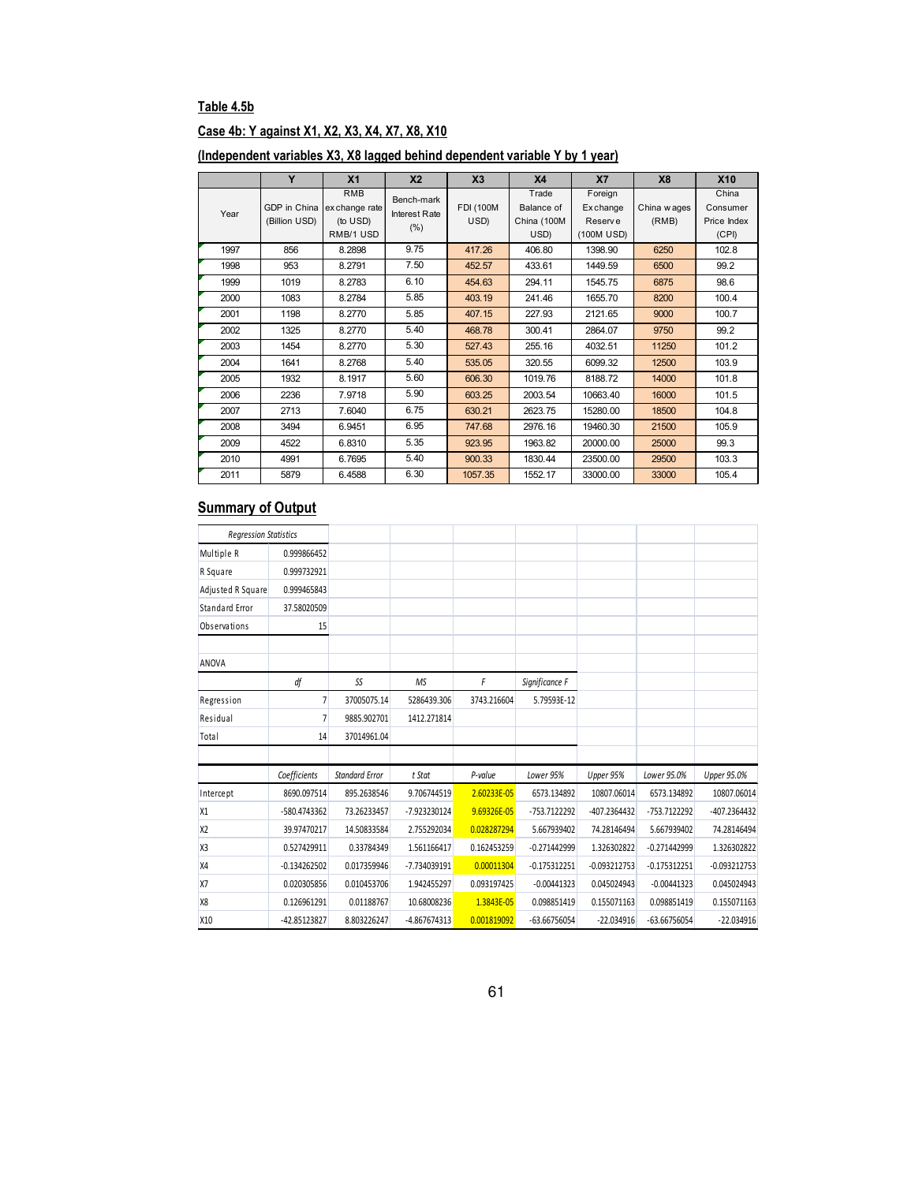**Table 4.5b**

**Case 4b: Y against X1, X2, X3, X4, X7, X8, X10**

**(Independent variables X3, X8 lagged behind dependent variable Y by 1 year)**

| | Y | X1 | X2 | X3 | X4 | X7 | X8 | X10 |
|---|---|---|---|---|---|---|---|---|
| Year | GDP in China (Billion USD) | RMB exchange rate (to USD) RMB/1 USD | Bench-mark Interest Rate (%) | FDI (100M USD) | Trade Balance of China (100M USD) | Foreign Exchange Reserve (100M USD) | China wages (RMB) | China Consumer Price Index (CPI) |
| 1997 | 856 | 8.2898 | 9.75 | 417.26 | 406.80 | 1398.90 | 6250 | 102.8 |
| 1998 | 953 | 8.2791 | 7.50 | 452.57 | 433.61 | 1449.59 | 6500 | 99.2 |
| 1999 | 1019 | 8.2783 | 6.10 | 454.63 | 294.11 | 1545.75 | 6875 | 98.6 |
| 2000 | 1083 | 8.2784 | 5.85 | 403.19 | 241.46 | 1655.70 | 8200 | 100.4 |
| 2001 | 1198 | 8.2770 | 5.85 | 407.15 | 227.93 | 2121.65 | 9000 | 100.7 |
| 2002 | 1325 | 8.2770 | 5.40 | 468.78 | 300.41 | 2864.07 | 9750 | 99.2 |
| 2003 | 1454 | 8.2770 | 5.30 | 527.43 | 255.16 | 4032.51 | 11250 | 101.2 |
| 2004 | 1641 | 8.2768 | 5.40 | 535.05 | 320.55 | 6099.32 | 12500 | 103.9 |
| 2005 | 1932 | 8.1917 | 5.60 | 606.30 | 1019.76 | 8188.72 | 14000 | 101.8 |
| 2006 | 2236 | 7.9718 | 5.90 | 603.25 | 2003.54 | 10663.40 | 16000 | 101.5 |
| 2007 | 2713 | 7.6040 | 6.75 | 630.21 | 2623.75 | 15280.00 | 18500 | 104.8 |
| 2008 | 3494 | 6.9451 | 6.95 | 747.68 | 2976.16 | 19460.30 | 21500 | 105.9 |
| 2009 | 4522 | 6.8310 | 5.35 | 923.95 | 1963.82 | 20000.00 | 25000 | 99.3 |
| 2010 | 4991 | 6.7695 | 5.40 | 900.33 | 1830.44 | 23500.00 | 29500 | 103.3 |
| 2011 | 5879 | 6.4588 | 6.30 | 1057.35 | 1552.17 | 33000.00 | 33000 | 105.4 |

## Summary of Output

| *Regression Statistics* | |
|---|---|
| Multiple R | 0.999866452 |
| R Square | 0.999732921 |
| Adjusted R Square | 0.999465843 |
| Standard Error | 37.58020509 |
| Observations | 15 |

ANOVA

| | *df* | *SS* | *MS* | *F* | *Significance F* |
|---|---|---|---|---|---|
| Regression | 7 | 37005075.14 | 5286439.306 | 3743.216604 | 5.79593E-12 |
| Residual | 7 | 9885.902701 | 1412.271814 | | |
| Total | 14 | 37014961.04 | | | |

| | *Coefficients* | *Standard Error* | *t Stat* | *P-value* | *Lower 95%* | *Upper 95%* | *Lower 95.0%* | *Upper 95.0%* |
|---|---|---|---|---|---|---|---|---|
| Intercept | 8690.097514 | 895.2638546 | 9.706744519 | 2.60233E-05 | 6573.134892 | 10807.06014 | 6573.134892 | 10807.06014 |
| X1 | -580.4743362 | 73.26233457 | -7.923230124 | 9.69326E-05 | -753.7122292 | -407.2364432 | -753.7122292 | -407.2364432 |
| X2 | 39.97470217 | 14.50833584 | 2.755292034 | 0.028287294 | 5.667939402 | 74.28146494 | 5.667939402 | 74.28146494 |
| X3 | 0.527429911 | 0.33784349 | 1.561166417 | 0.162453259 | -0.271442999 | 1.326302822 | -0.271442999 | 1.326302822 |
| X4 | -0.134262502 | 0.017359946 | -7.734039191 | 0.00011304 | -0.175312251 | -0.093212753 | -0.175312251 | -0.093212753 |
| X7 | 0.020305856 | 0.010453706 | 1.942455297 | 0.093197425 | -0.00441323 | 0.045024943 | -0.00441323 | 0.045024943 |
| X8 | 0.126961291 | 0.01188767 | 10.68008236 | 1.3843E-05 | 0.098851419 | 0.155071163 | 0.098851419 | 0.155071163 |
| X10 | -42.85123827 | 8.803226247 | -4.867674313 | 0.001819092 | -63.66756054 | -22.034916 | -63.66756054 | -22.034916 |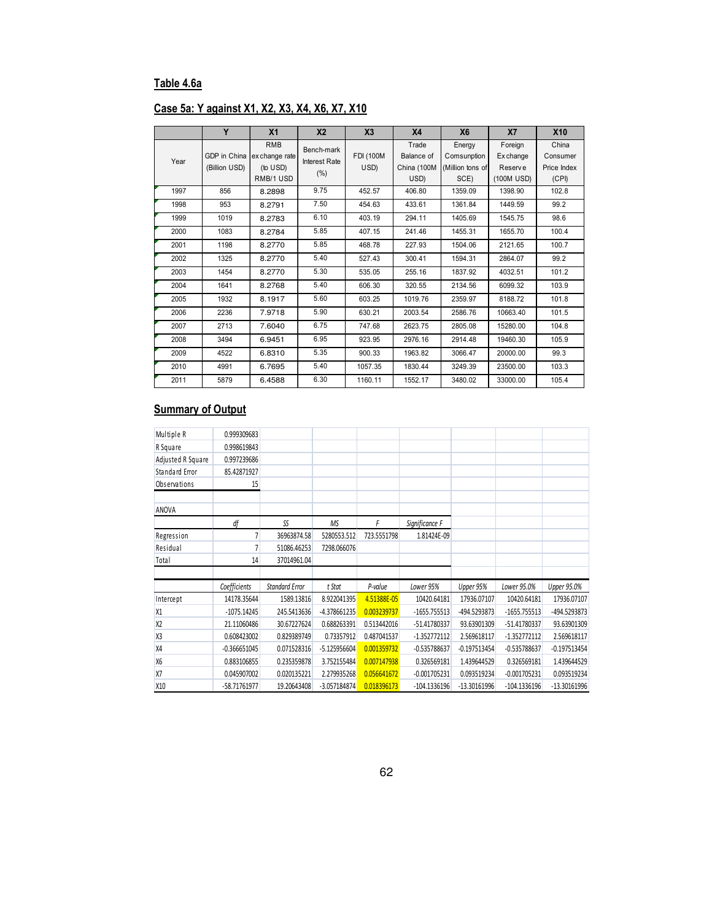## Table 4.6a

## Case 5a: Y against X1, X2, X3, X4, X6, X7, X10

| | Y | X1 | X2 | X3 | X4 | X6 | X7 | X10 |
|---|---|---|---|---|---|---|---|---|
| Year | GDP in China (Billion USD) | RMB exchange rate (to USD) RMB/1 USD | Bench-mark Interest Rate (%) | FDI (100M USD) | Trade Balance of China (100M USD) | Energy Comsunption (Million tons of SCE) | Foreign Exchange Reserve (100M USD) | China Consumer Price Index (CPI) |
| 1997 | 856 | 8.2898 | 9.75 | 452.57 | 406.80 | 1359.09 | 1398.90 | 102.8 |
| 1998 | 953 | 8.2791 | 7.50 | 454.63 | 433.61 | 1361.84 | 1449.59 | 99.2 |
| 1999 | 1019 | 8.2783 | 6.10 | 403.19 | 294.11 | 1405.69 | 1545.75 | 98.6 |
| 2000 | 1083 | 8.2784 | 5.85 | 407.15 | 241.46 | 1455.31 | 1655.70 | 100.4 |
| 2001 | 1198 | 8.2770 | 5.85 | 468.78 | 227.93 | 1504.06 | 2121.65 | 100.7 |
| 2002 | 1325 | 8.2770 | 5.40 | 527.43 | 300.41 | 1594.31 | 2864.07 | 99.2 |
| 2003 | 1454 | 8.2770 | 5.30 | 535.05 | 255.16 | 1837.92 | 4032.51 | 101.2 |
| 2004 | 1641 | 8.2768 | 5.40 | 606.30 | 320.55 | 2134.56 | 6099.32 | 103.9 |
| 2005 | 1932 | 8.1917 | 5.60 | 603.25 | 1019.76 | 2359.97 | 8188.72 | 101.8 |
| 2006 | 2236 | 7.9718 | 5.90 | 630.21 | 2003.54 | 2586.76 | 10663.40 | 101.5 |
| 2007 | 2713 | 7.6040 | 6.75 | 747.68 | 2623.75 | 2805.08 | 15280.00 | 104.8 |
| 2008 | 3494 | 6.9451 | 6.95 | 923.95 | 2976.16 | 2914.48 | 19460.30 | 105.9 |
| 2009 | 4522 | 6.8310 | 5.35 | 900.33 | 1963.82 | 3066.47 | 20000.00 | 99.3 |
| 2010 | 4991 | 6.7695 | 5.40 | 1057.35 | 1830.44 | 3249.39 | 23500.00 | 103.3 |
| 2011 | 5879 | 6.4588 | 6.30 | 1160.11 | 1552.17 | 3480.02 | 33000.00 | 105.4 |

## Summary of Output

| | |
|---|---|
| Multiple R | 0.999309683 |
| R Square | 0.998619843 |
| Adjusted R Square | 0.997239686 |
| Standard Error | 85.42871927 |
| Observations | 15 |

ANOVA

| | df | SS | MS | F | Significance F |
|---|---|---|---|---|---|
| Regression | 7 | 36963874.58 | 5280553.512 | 723.5551798 | 1.81424E-09 |
| Residual | 7 | 51086.46253 | 7298.066076 | | |
| Total | 14 | 37014961.04 | | | |

| | Coefficients | Standard Error | t Stat | P-value | Lower 95% | Upper 95% | Lower 95.0% | Upper 95.0% |
|---|---|---|---|---|---|---|---|---|
| Intercept | 14178.35644 | 1589.13816 | 8.922041395 | 4.51388E-05 | 10420.64181 | 17936.07107 | 10420.64181 | 17936.07107 |
| X1 | -1075.14245 | 245.5413636 | -4.378661235 | 0.003239737 | -1655.755513 | -494.5293873 | -1655.755513 | -494.5293873 |
| X2 | 21.11060486 | 30.67227624 | 0.688263391 | 0.513442016 | -51.41780337 | 93.63901309 | -51.41780337 | 93.63901309 |
| X3 | 0.608423002 | 0.829389749 | 0.73357912 | 0.487041537 | -1.352772112 | 2.569618117 | -1.352772112 | 2.569618117 |
| X4 | -0.366651045 | 0.071528316 | -5.125956604 | 0.001359732 | -0.535788637 | -0.197513454 | -0.535788637 | -0.197513454 |
| X6 | 0.883106855 | 0.235359878 | 3.752155484 | 0.007147938 | 0.326569181 | 1.439644529 | 0.326569181 | 1.439644529 |
| X7 | 0.045907002 | 0.020135221 | 2.279935268 | 0.056641672 | -0.001705231 | 0.093519234 | -0.001705231 | 0.093519234 |
| X10 | -58.71761977 | 19.20643408 | -3.057184874 | 0.018396173 | -104.1336196 | -13.30161996 | -104.1336196 | -13.30161996 |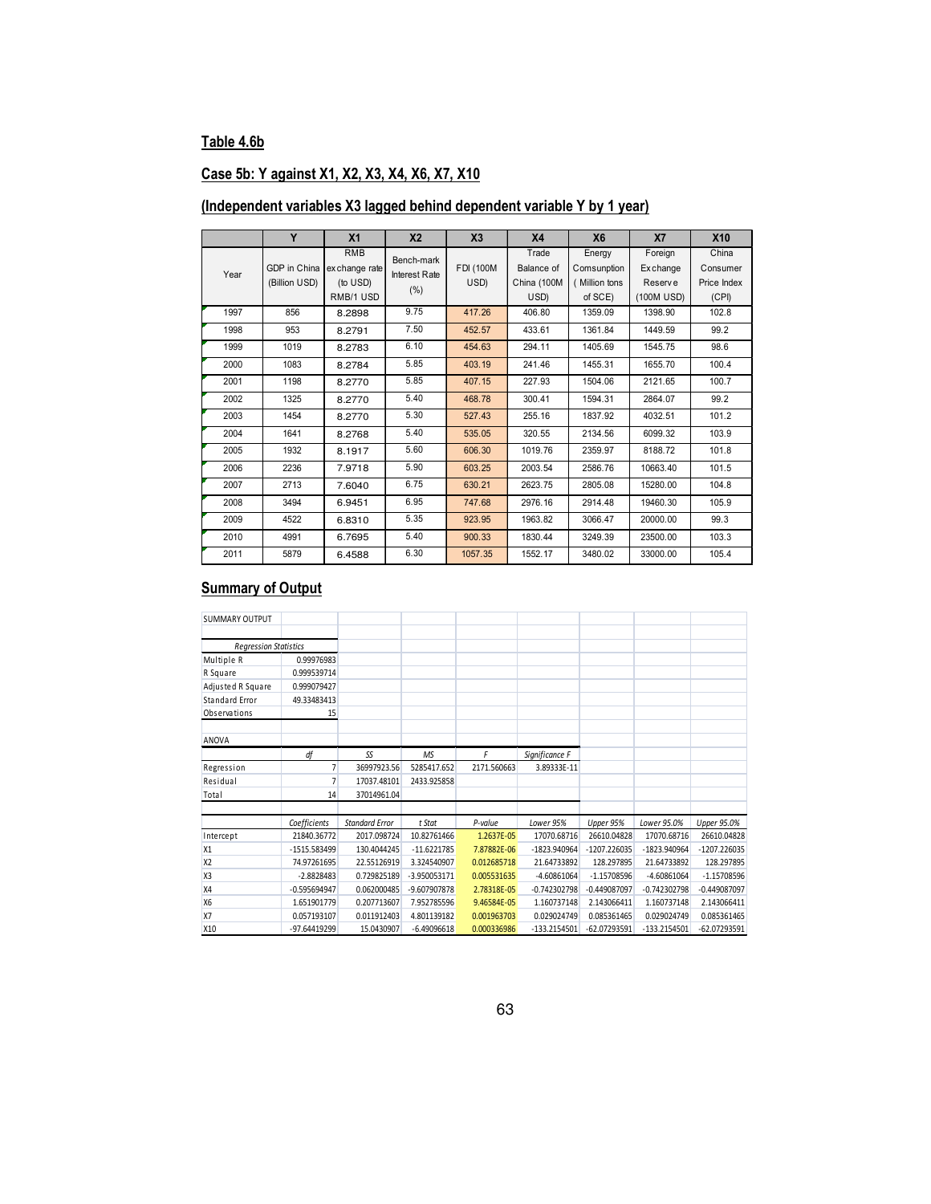## Table 4.6b

## Case 5b: Y against X1, X2, X3, X4, X6, X7, X10

## (Independent variables X3 lagged behind dependent variable Y by 1 year)

| | Y | X1 | X2 | X3 | X4 | X6 | X7 | X10 |
|---|---|---|---|---|---|---|---|---|
| Year | GDP in China (Billion USD) | RMB exchange rate (to USD) RMB/1 USD | Bench-mark Interest Rate (%) | FDI (100M USD) | Trade Balance of China (100M USD) | Energy Comsunption ( Million tons of SCE) | Foreign Exchange Reserve (100M USD) | China Consumer Price Index (CPI) |
| 1997 | 856 | 8.2898 | 9.75 | 417.26 | 406.80 | 1359.09 | 1398.90 | 102.8 |
| 1998 | 953 | 8.2791 | 7.50 | 452.57 | 433.61 | 1361.84 | 1449.59 | 99.2 |
| 1999 | 1019 | 8.2783 | 6.10 | 454.63 | 294.11 | 1405.69 | 1545.75 | 98.6 |
| 2000 | 1083 | 8.2784 | 5.85 | 403.19 | 241.46 | 1455.31 | 1655.70 | 100.4 |
| 2001 | 1198 | 8.2770 | 5.85 | 407.15 | 227.93 | 1504.06 | 2121.65 | 100.7 |
| 2002 | 1325 | 8.2770 | 5.40 | 468.78 | 300.41 | 1594.31 | 2864.07 | 99.2 |
| 2003 | 1454 | 8.2770 | 5.30 | 527.43 | 255.16 | 1837.92 | 4032.51 | 101.2 |
| 2004 | 1641 | 8.2768 | 5.40 | 535.05 | 320.55 | 2134.56 | 6099.32 | 103.9 |
| 2005 | 1932 | 8.1917 | 5.60 | 606.30 | 1019.76 | 2359.97 | 8188.72 | 101.8 |
| 2006 | 2236 | 7.9718 | 5.90 | 603.25 | 2003.54 | 2586.76 | 10663.40 | 101.5 |
| 2007 | 2713 | 7.6040 | 6.75 | 630.21 | 2623.75 | 2805.08 | 15280.00 | 104.8 |
| 2008 | 3494 | 6.9451 | 6.95 | 747.68 | 2976.16 | 2914.48 | 19460.30 | 105.9 |
| 2009 | 4522 | 6.8310 | 5.35 | 923.95 | 1963.82 | 3066.47 | 20000.00 | 99.3 |
| 2010 | 4991 | 6.7695 | 5.40 | 900.33 | 1830.44 | 3249.39 | 23500.00 | 103.3 |
| 2011 | 5879 | 6.4588 | 6.30 | 1057.35 | 1552.17 | 3480.02 | 33000.00 | 105.4 |

## Summary of Output

SUMMARY OUTPUT

| *Regression Statistics* | |
|---|---|
| Multiple R | 0.99976983 |
| R Square | 0.999539714 |
| Adjusted R Square | 0.999079427 |
| Standard Error | 49.33483413 |
| Observations | 15 |

ANOVA

| | *df* | *SS* | *MS* | *F* | *Significance F* |
|---|---|---|---|---|---|
| Regression | 7 | 36997923.56 | 5285417.652 | 2171.560663 | 3.89333E-11 |
| Residual | 7 | 17037.48101 | 2433.925858 | | |
| Total | 14 | 37014961.04 | | | |

| | *Coefficients* | *Standard Error* | *t Stat* | *P-value* | *Lower 95%* | *Upper 95%* | *Lower 95.0%* | *Upper 95.0%* |
|---|---|---|---|---|---|---|---|---|
| Intercept | 21840.36772 | 2017.098724 | 10.82761466 | 1.2637E-05 | 17070.68716 | 26610.04828 | 17070.68716 | 26610.04828 |
| X1 | -1515.583499 | 130.4044245 | -11.6221785 | 7.87882E-06 | -1823.940964 | -1207.226035 | -1823.940964 | -1207.226035 |
| X2 | 74.97261695 | 22.55126919 | 3.324540907 | 0.012685718 | 21.64733892 | 128.297895 | 21.64733892 | 128.297895 |
| X3 | -2.8828483 | 0.729825189 | -3.950053171 | 0.005531635 | -4.60861064 | -1.15708596 | -4.60861064 | -1.15708596 |
| X4 | -0.595694947 | 0.062000485 | -9.607907878 | 2.78318E-05 | -0.742302798 | -0.449087097 | -0.742302798 | -0.449087097 |
| X6 | 1.651901779 | 0.207713607 | 7.952785596 | 9.46584E-05 | 1.160737148 | 2.143066411 | 1.160737148 | 2.143066411 |
| X7 | 0.057193107 | 0.011912403 | 4.801139182 | 0.001963703 | 0.029024749 | 0.085361465 | 0.029024749 | 0.085361465 |
| X10 | -97.64419299 | 15.0430907 | -6.49096618 | 0.000336986 | -133.2154501 | -62.07293591 | -133.2154501 | -62.07293591 |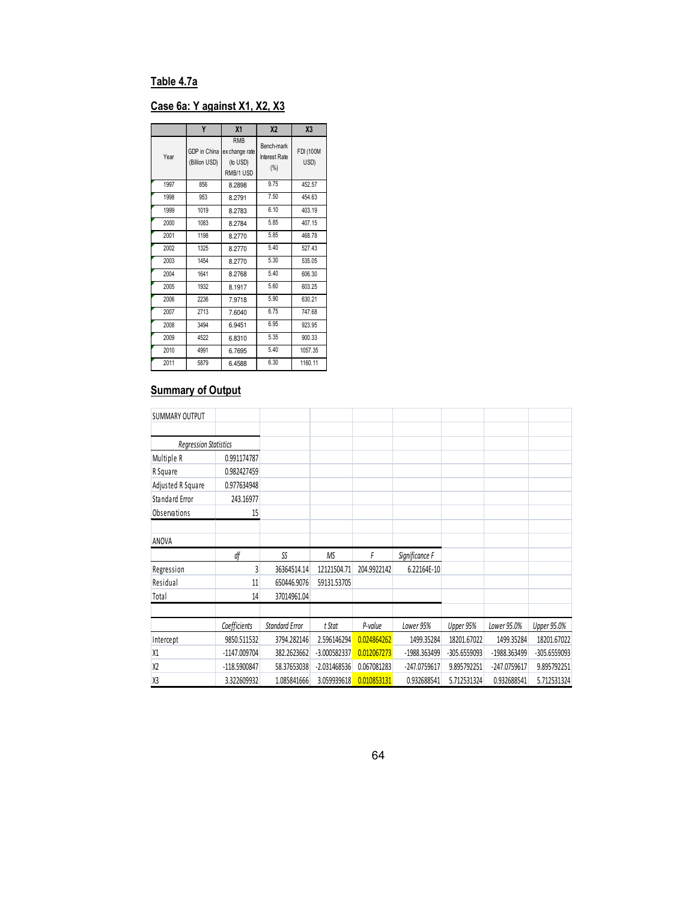**Table 4.7a**

**Case 6a: Y against X1, X2, X3**

| | Y | X1 | X2 | X3 |
|---|---|---|---|---|
| Year | GDP in China (Billion USD) | RMB exchange rate (to USD) RMB/1 USD | Bench-mark Interest Rate (%) | FDI (100M USD) |
| 1997 | 856 | 8.2898 | 9.75 | 452.57 |
| 1998 | 953 | 8.2791 | 7.50 | 454.63 |
| 1999 | 1019 | 8.2783 | 6.10 | 403.19 |
| 2000 | 1083 | 8.2784 | 5.85 | 407.15 |
| 2001 | 1198 | 8.2770 | 5.85 | 468.78 |
| 2002 | 1325 | 8.2770 | 5.40 | 527.43 |
| 2003 | 1454 | 8.2770 | 5.30 | 535.05 |
| 2004 | 1641 | 8.2768 | 5.40 | 606.30 |
| 2005 | 1932 | 8.1917 | 5.60 | 603.25 |
| 2006 | 2236 | 7.9718 | 5.90 | 630.21 |
| 2007 | 2713 | 7.6040 | 6.75 | 747.68 |
| 2008 | 3494 | 6.9451 | 6.95 | 923.95 |
| 2009 | 4522 | 6.8310 | 5.35 | 900.33 |
| 2010 | 4991 | 6.7695 | 5.40 | 1057.35 |
| 2011 | 5879 | 6.4588 | 6.30 | 1160.11 |

**Summary of Output**

SUMMARY OUTPUT

| *Regression Statistics* | |
|---|---|
| Multiple R | 0.991174787 |
| R Square | 0.982427459 |
| Adjusted R Square | 0.977634948 |
| Standard Error | 243.16977 |
| Observations | 15 |

ANOVA

| | *df* | *SS* | *MS* | *F* | *Significance F* |
|---|---|---|---|---|---|
| Regression | 3 | 36364514.14 | 12121504.71 | 204.9922142 | 6.22164E-10 |
| Residual | 11 | 650446.9076 | 59131.53705 | | |
| Total | 14 | 37014961.04 | | | |

| | *Coefficients* | *Standard Error* | *t Stat* | *P-value* | *Lower 95%* | *Upper 95%* | *Lower 95.0%* | *Upper 95.0%* |
|---|---|---|---|---|---|---|---|---|
| Intercept | 9850.511532 | 3794.282146 | 2.596146294 | 0.024864262 | 1499.35284 | 18201.67022 | 1499.35284 | 18201.67022 |
| X1 | -1147.009704 | 382.2623662 | -3.000582337 | 0.012067273 | -1988.363499 | -305.6559093 | -1988.363499 | -305.6559093 |
| X2 | -118.5900847 | 58.37653038 | -2.031468536 | 0.067081283 | -247.0759617 | 9.895792251 | -247.0759617 | 9.895792251 |
| X3 | 3.322609932 | 1.085841666 | 3.059939618 | 0.010853131 | 0.932688541 | 5.712531324 | 0.932688541 | 5.712531324 |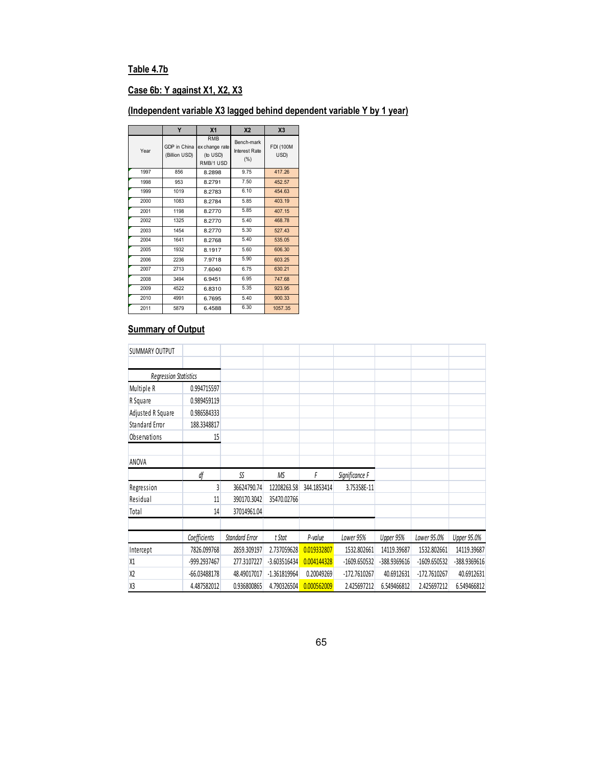## Table 4.7b

## Case 6b: Y against X1, X2, X3

## (Independent variable X3 lagged behind dependent variable Y by 1 year)

| | Y | X1 | X2 | X3 |
|---|---|---|---|---|
| Year | GDP in China (Billion USD) | RMB ex change rate (to USD) RMB/1 USD | Bench-mark Interest Rate (%) | FDI (100M USD) |
| 1997 | 856 | 8.2898 | 9.75 | 417.26 |
| 1998 | 953 | 8.2791 | 7.50 | 452.57 |
| 1999 | 1019 | 8.2783 | 6.10 | 454.63 |
| 2000 | 1083 | 8.2784 | 5.85 | 403.19 |
| 2001 | 1198 | 8.2770 | 5.85 | 407.15 |
| 2002 | 1325 | 8.2770 | 5.40 | 468.78 |
| 2003 | 1454 | 8.2770 | 5.30 | 527.43 |
| 2004 | 1641 | 8.2768 | 5.40 | 535.05 |
| 2005 | 1932 | 8.1917 | 5.60 | 606.30 |
| 2006 | 2236 | 7.9718 | 5.90 | 603.25 |
| 2007 | 2713 | 7.6040 | 6.75 | 630.21 |
| 2008 | 3494 | 6.9451 | 6.95 | 747.68 |
| 2009 | 4522 | 6.8310 | 5.35 | 923.95 |
| 2010 | 4991 | 6.7695 | 5.40 | 900.33 |
| 2011 | 5879 | 6.4588 | 6.30 | 1057.35 |

## Summary of Output

SUMMARY OUTPUT

| *Regression Statistics* | |
|---|---|
| Multiple R | 0.994715597 |
| R Square | 0.989459119 |
| Adjusted R Square | 0.986584333 |
| Standard Error | 188.3348817 |
| Observations | 15 |

ANOVA

| | *df* | *SS* | *MS* | *F* | *Significance F* |
|---|---|---|---|---|---|
| Regression | 3 | 36624790.74 | 12208263.58 | 344.1853414 | 3.75358E-11 |
| Residual | 11 | 390170.3042 | 35470.02766 | | |
| Total | 14 | 37014961.04 | | | |

| | *Coefficients* | *Standard Error* | *t Stat* | *P-value* | *Lower 95%* | *Upper 95%* | *Lower 95.0%* | *Upper 95.0%* |
|---|---|---|---|---|---|---|---|---|
| Intercept | 7826.099768 | 2859.309197 | 2.737059628 | 0.019332807 | 1532.802661 | 14119.39687 | 1532.802661 | 14119.39687 |
| X1 | -999.2937467 | 277.3107227 | -3.603516434 | 0.004144328 | -1609.650532 | -388.9369616 | -1609.650532 | -388.9369616 |
| X2 | -66.03488178 | 48.49017017 | -1.361819964 | 0.20049269 | -172.7610267 | 40.6912631 | -172.7610267 | 40.6912631 |
| X3 | 4.487582012 | 0.936800865 | 4.790326504 | 0.000562009 | 2.425697212 | 6.549466812 | 2.425697212 | 6.549466812 |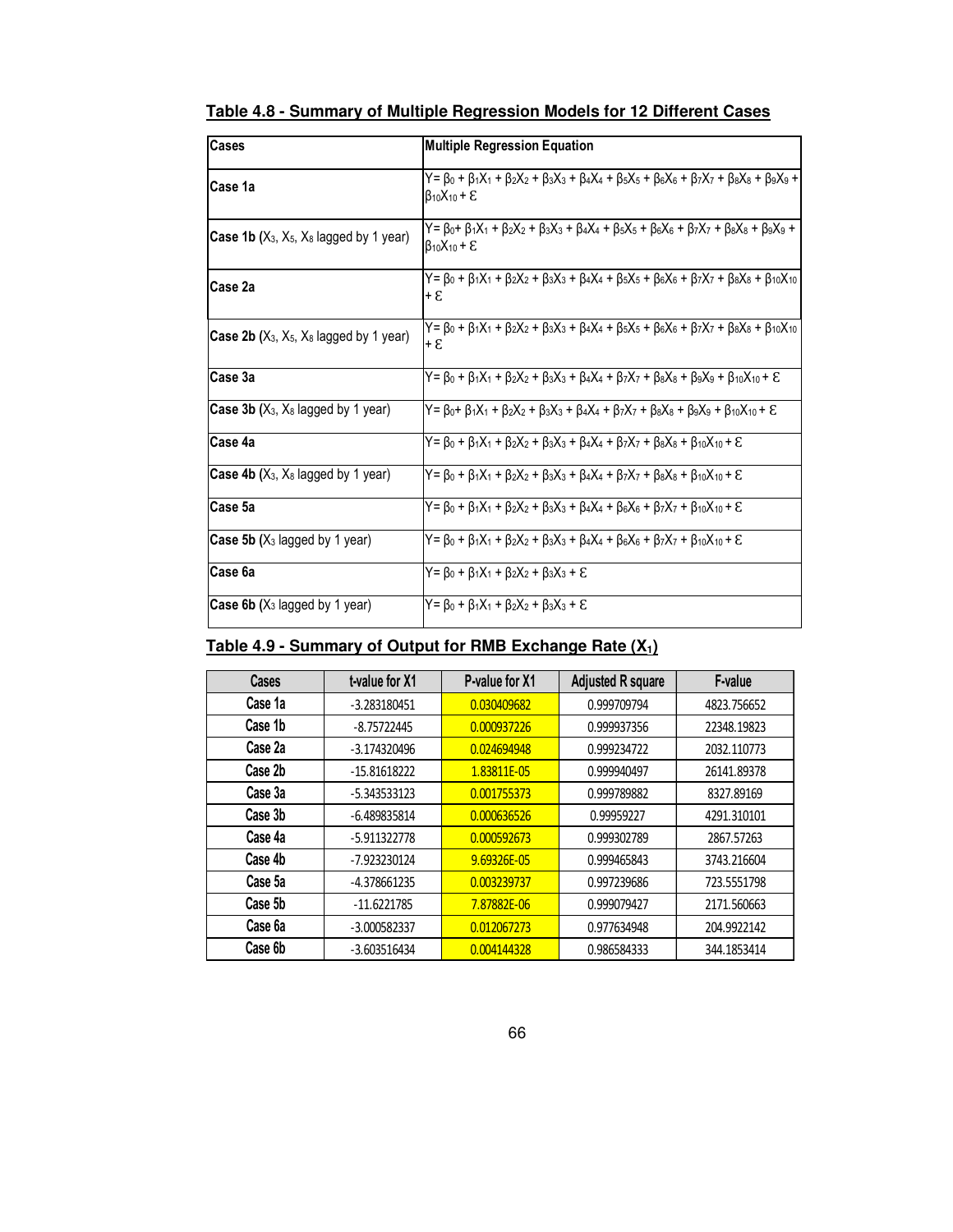**Table 4.8 - Summary of Multiple Regression Models for 12 Different Cases**

| Cases | Multiple Regression Equation |
|---|---|
| Case 1a | $Y = \beta_0 + \beta_1X_1 + \beta_2X_2 + \beta_3X_3 + \beta_4X_4 + \beta_5X_5 + \beta_6X_6 + \beta_7X_7 + \beta_8X_8 + \beta_9X_9 + \beta_{10}X_{10} + \varepsilon$ |
| **Case 1b** ($X_3$, $X_5$, $X_8$ lagged by 1 year) | $Y = \beta_0 + \beta_1X_1 + \beta_2X_2 + \beta_3X_3 + \beta_4X_4 + \beta_5X_5 + \beta_6X_6 + \beta_7X_7 + \beta_8X_8 + \beta_9X_9 + \beta_{10}X_{10} + \varepsilon$ |
| Case 2a | $Y = \beta_0 + \beta_1X_1 + \beta_2X_2 + \beta_3X_3 + \beta_4X_4 + \beta_5X_5 + \beta_6X_6 + \beta_7X_7 + \beta_8X_8 + \beta_{10}X_{10} + \varepsilon$ |
| **Case 2b** ($X_3$, $X_5$, $X_8$ lagged by 1 year) | $Y = \beta_0 + \beta_1X_1 + \beta_2X_2 + \beta_3X_3 + \beta_4X_4 + \beta_5X_5 + \beta_6X_6 + \beta_7X_7 + \beta_8X_8 + \beta_{10}X_{10} + \varepsilon$ |
| Case 3a | $Y = \beta_0 + \beta_1X_1 + \beta_2X_2 + \beta_3X_3 + \beta_4X_4 + \beta_7X_7 + \beta_8X_8 + \beta_9X_9 + \beta_{10}X_{10} + \varepsilon$ |
| **Case 3b** ($X_3$, $X_8$ lagged by 1 year) | $Y = \beta_0 + \beta_1X_1 + \beta_2X_2 + \beta_3X_3 + \beta_4X_4 + \beta_7X_7 + \beta_8X_8 + \beta_9X_9 + \beta_{10}X_{10} + \varepsilon$ |
| Case 4a | $Y = \beta_0 + \beta_1X_1 + \beta_2X_2 + \beta_3X_3 + \beta_4X_4 + \beta_7X_7 + \beta_8X_8 + \beta_{10}X_{10} + \varepsilon$ |
| **Case 4b** ($X_3$, $X_8$ lagged by 1 year) | $Y = \beta_0 + \beta_1X_1 + \beta_2X_2 + \beta_3X_3 + \beta_4X_4 + \beta_7X_7 + \beta_8X_8 + \beta_{10}X_{10} + \varepsilon$ |
| Case 5a | $Y = \beta_0 + \beta_1X_1 + \beta_2X_2 + \beta_3X_3 + \beta_4X_4 + \beta_6X_6 + \beta_7X_7 + \beta_{10}X_{10} + \varepsilon$ |
| **Case 5b** ($X_3$ lagged by 1 year) | $Y = \beta_0 + \beta_1X_1 + \beta_2X_2 + \beta_3X_3 + \beta_4X_4 + \beta_6X_6 + \beta_7X_7 + \beta_{10}X_{10} + \varepsilon$ |
| Case 6a | $Y = \beta_0 + \beta_1X_1 + \beta_2X_2 + \beta_3X_3 + \varepsilon$ |
| **Case 6b** ($X_3$ lagged by 1 year) | $Y = \beta_0 + \beta_1X_1 + \beta_2X_2 + \beta_3X_3 + \varepsilon$ |

**Table 4.9 - Summary of Output for RMB Exchange Rate ($X_1$)**

| Cases | t-value for X1 | P-value for X1 | Adjusted R square | F-value |
|---|---|---|---|---|
| Case 1a | -3.283180451 | 0.030409682 | 0.999709794 | 4823.756652 |
| Case 1b | -8.75722445 | 0.000937226 | 0.999937356 | 22348.19823 |
| Case 2a | -3.174320496 | 0.024694948 | 0.999234722 | 2032.110773 |
| Case 2b | -15.81618222 | 1.83811E-05 | 0.999940497 | 26141.89378 |
| Case 3a | -5.343533123 | 0.001755373 | 0.999789882 | 8327.89169 |
| Case 3b | -6.489835814 | 0.000636526 | 0.99959227 | 4291.310101 |
| Case 4a | -5.911322778 | 0.000592673 | 0.999302789 | 2867.57263 |
| Case 4b | -7.923230124 | 9.69326E-05 | 0.999465843 | 3743.216604 |
| Case 5a | -4.378661235 | 0.003239737 | 0.997239686 | 723.5551798 |
| Case 5b | -11.6221785 | 7.87882E-06 | 0.999079427 | 2171.560663 |
| Case 6a | -3.000582337 | 0.012067273 | 0.977634948 | 204.9922142 |
| Case 6b | -3.603516434 | 0.004144328 | 0.986584333 | 344.1853414 |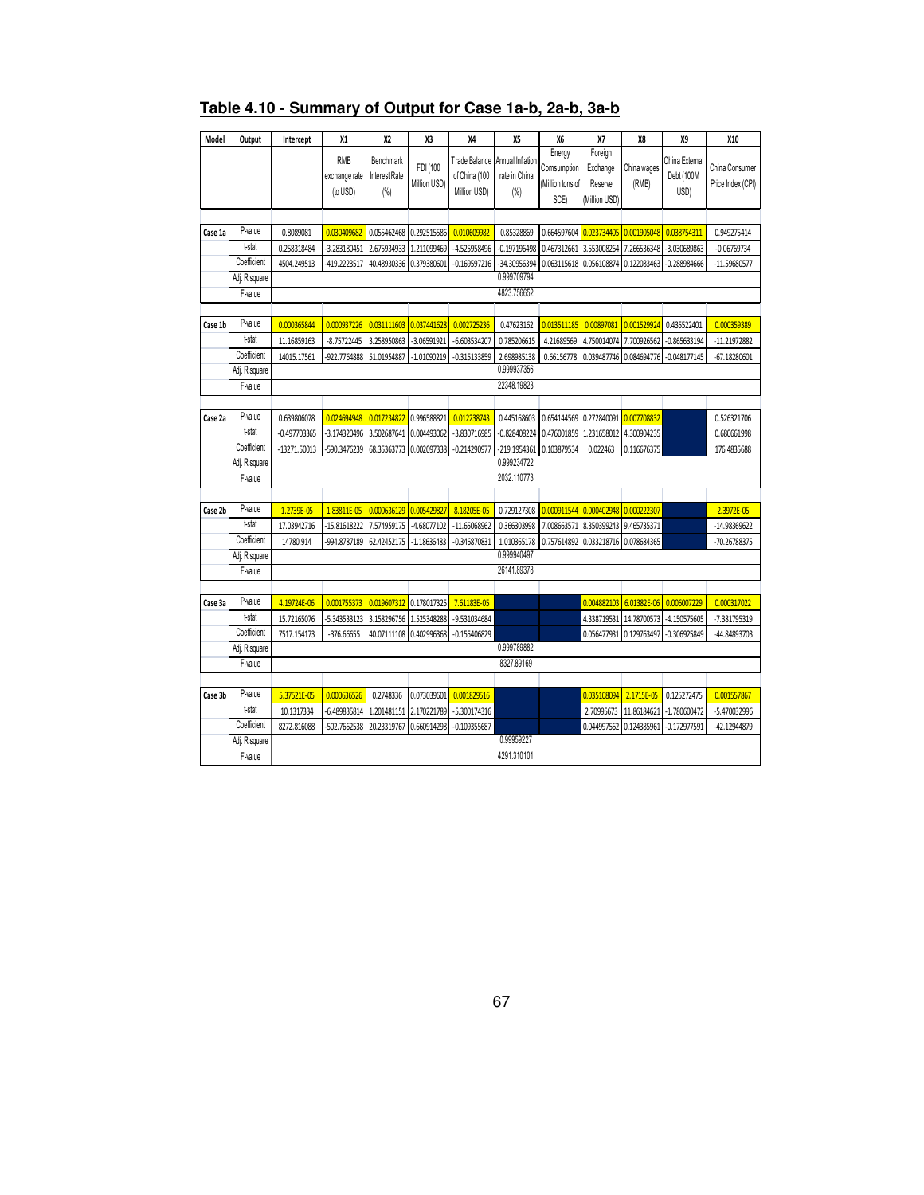## Table 4.10 - Summary of Output for Case 1a-b, 2a-b, 3a-b

| Model | Output | Intercept | X1 | X2 | X3 | X4 | X5 | X6 | X7 | X8 | X9 | X10 |
|---|---|---|---|---|---|---|---|---|---|---|---|---|
| | | | RMB exchange rate (to USD) | Benchmark Interest Rate (%) | FDI (100 Million USD) | Trade Balance of China (100 Million USD) | Annual Inflation rate in China (%) | Energy Comsumption (Million tons of SCE) | Foreign Exchange Reserve (Million USD) | China wages (RMB) | China External Debt (100M USD) | China Consumer Price Index (CPI) |
| Case 1a | P-value | 0.8089081 | 0.030409682 | 0.055462468 | 0.292515586 | 0.010609982 | 0.85328869 | 0.664597604 | 0.023734405 | 0.001905048 | 0.038754311 | 0.949275414 |
| | t-stat | 0.258318484 | -3.283180451 | 2.675934933 | 1.211099469 | -4.525958496 | -0.197196498 | 0.467312661 | 3.553008264 | 7.266536348 | -3.030689863 | -0.06769734 |
| | Coefficient | 4504.249513 | -419.2223517 | 40.48930336 | 0.379380601 | -0.169597216 | -34.30956394 | 0.063115618 | 0.056108874 | 0.122083463 | -0.288984666 | -11.59680577 |
| | Adj. R square | 0.999709794 | | | | | | | | | | |
| | F-value | 4823.756652 | | | | | | | | | | |
| Case 1b | P-value | 0.000365844 | 0.000937226 | 0.031111603 | 0.037441628 | 0.002725236 | 0.47623162 | 0.013511185 | 0.00897081 | 0.001529924 | 0.435522401 | 0.000359389 |
| | t-stat | 11.16859163 | -8.75722445 | 3.258950863 | -3.06591921 | -6.603534207 | 0.785206615 | 4.21689569 | 4.750014074 | 7.700926562 | -0.865633194 | -11.21972882 |
| | Coefficient | 14015.17561 | -922.7764888 | 51.01954887 | -1.01090219 | -0.315133859 | 2.698985138 | 0.66156778 | 0.039487746 | 0.084694776 | -0.048177145 | -67.18280601 |
| | Adj. R square | 0.999937356 | | | | | | | | | | |
| | F-value | 22348.19823 | | | | | | | | | | |
| Case 2a | P-value | 0.639806078 | 0.024694948 | 0.017234822 | 0.996588821 | 0.012238743 | 0.445168603 | 0.654144569 | 0.272840091 | 0.007708832 | | 0.526321706 |
| | t-stat | -0.497703365 | -3.174320496 | 3.502687641 | 0.004493062 | -3.830716985 | -0.828408224 | 0.476001859 | 1.231658012 | 4.300904235 | | 0.680661998 |
| | Coefficient | -13271.50013 | -590.3476239 | 68.35363773 | 0.002097338 | -0.214290977 | -219.1954361 | 0.103879534 | 0.022463 | 0.116676375 | | 176.4835688 |
| | Adj. R square | 0.999234722 | | | | | | | | | | |
| | F-value | 2032.110773 | | | | | | | | | | |
| Case 2b | P-value | 1.2739E-05 | 1.83811E-05 | 0.000636129 | 0.005429827 | 8.18205E-05 | 0.729127308 | 0.000911544 | 0.000402948 | 0.000222307 | | 2.3972E-05 |
| | t-stat | 17.03942716 | -15.81618222 | 7.574959175 | -4.68077102 | -11.65068962 | 0.366303998 | 7.008663571 | 8.350399243 | 9.465735371 | | -14.98369622 |
| | Coefficient | 14780.914 | -994.8787189 | 62.42452175 | -1.18636483 | -0.346870831 | 1.010365178 | 0.757614892 | 0.033218716 | 0.078684365 | | -70.26788375 |
| | Adj. R square | 0.999940497 | | | | | | | | | | |
| | F-value | 26141.89378 | | | | | | | | | | |
| Case 3a | P-value | 4.19724E-06 | 0.001755373 | 0.019607312 | 0.178017325 | 7.61183E-05 | | | 0.004882103 | 6.01382E-06 | 0.006007229 | 0.000317022 |
| | t-stat | 15.72165076 | -5.343533123 | 3.158296756 | 1.525348288 | -9.531034684 | | | 4.338719531 | 14.78700573 | -4.150575605 | -7.381795319 |
| | Coefficient | 7517.154173 | -376.66655 | 40.07111108 | 0.402996368 | -0.155406829 | | | 0.056477931 | 0.129763497 | -0.306925849 | -44.84893703 |
| | Adj. R square | 0.999789882 | | | | | | | | | | |
| | F-value | 8327.89169 | | | | | | | | | | |
| Case 3b | P-value | 5.37521E-05 | 0.000636526 | 0.2748336 | 0.073039601 | 0.001829516 | | | 0.035108094 | 2.1715E-05 | 0.125272475 | 0.001557867 |
| | t-stat | 10.1317334 | -6.489835814 | 1.201481151 | 2.170221789 | -5.300174316 | | | 2.70995673 | 11.86184621 | -1.780600472 | -5.470032996 |
| | Coefficient | 8272.816088 | -502.7662538 | 20.23319767 | 0.660914298 | -0.109355687 | | | 0.044997562 | 0.124385961 | -0.172977591 | -42.12944879 |
| | Adj. R square | 0.99959227 | | | | | | | | | | |
| | F-value | 4291.310101 | | | | | | | | | | |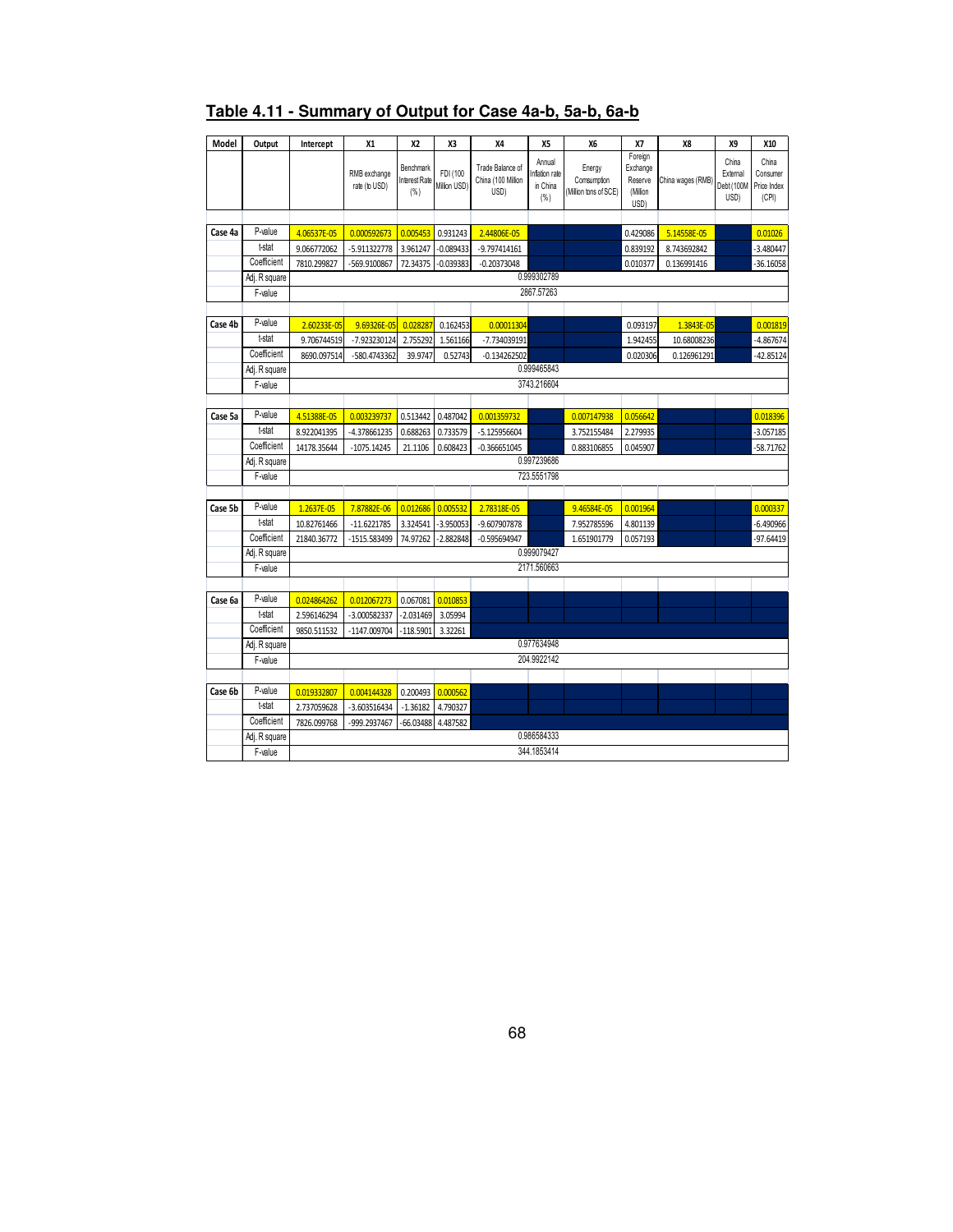## Table 4.11 - Summary of Output for Case 4a-b, 5a-b, 6a-b

| Model | Output | Intercept | X1 | X2 | X3 | X4 | X5 | X6 | X7 | X8 | X9 | X10 |
|---|---|---|---|---|---|---|---|---|---|---|---|---|
| | | | RMB exchange rate (to USD) | Benchmark Interest Rate (%) | FDI (100 Million USD) | Trade Balance of China (100 Million USD) | Annual Inflation rate in China (%) | Energy Comsumption (Million tons of SCE) | Foreign Exchange Reserve (Million USD) | China wages (RMB) | China External Debt (100M USD) | China Consumer Price Index (CPI) |
| Case 4a | P-value | 4.06537E-05 | 0.000592673 | 0.005453 | 0.931243 | 2.44806E-05 | | | 0.429086 | 5.14558E-05 | | 0.01026 |
| | t-stat | 9.066772062 | -5.911322778 | 3.961247 | -0.089433 | -9.797414161 | | | 0.839192 | 8.743692842 | | -3.480447 |
| | Coefficient | 7810.299827 | -569.9100867 | 72.34375 | -0.039383 | -0.20373048 | | | 0.010377 | 0.136991416 | | -36.16058 |
| | Adj. R square | 0.999302789 | | | | | | | | | | |
| | F-value | 2867.57263 | | | | | | | | | | |
| Case 4b | P-value | 2.60233E-05 | 9.69326E-05 | 0.028287 | 0.162453 | 0.00011304 | | | 0.093197 | 1.3843E-05 | | 0.001819 |
| | t-stat | 9.706744519 | -7.923230124 | 2.755292 | 1.561166 | -7.734039191 | | | 1.942455 | 10.68008236 | | -4.867674 |
| | Coefficient | 8690.097514 | -580.4743362 | 39.9747 | 0.52743 | -0.134262502 | | | 0.020306 | 0.126961291 | | -42.85124 |
| | Adj. R square | 0.999465843 | | | | | | | | | | |
| | F-value | 3743.216604 | | | | | | | | | | |
| Case 5a | P-value | 4.51388E-05 | 0.003239737 | 0.513442 | 0.487042 | 0.001359732 | | 0.007147938 | 0.056642 | | | 0.018396 |
| | t-stat | 8.922041395 | -4.378661235 | 0.688263 | 0.733579 | -5.125956604 | | 3.752155484 | 2.279935 | | | -3.057185 |
| | Coefficient | 14178.35644 | -1075.14245 | 21.1106 | 0.608423 | -0.366651045 | | 0.883106855 | 0.045907 | | | -58.71762 |
| | Adj. R square | 0.997239686 | | | | | | | | | | |
| | F-value | 723.5551798 | | | | | | | | | | |
| Case 5b | P-value | 1.2637E-05 | 7.87882E-06 | 0.012686 | 0.005532 | 2.78318E-05 | | 9.46584E-05 | 0.001964 | | | 0.000337 |
| | t-stat | 10.82761466 | -11.6221785 | 3.324541 | -3.950053 | -9.607907878 | | 7.952785596 | 4.801139 | | | -6.490966 |
| | Coefficient | 21840.36772 | -1515.583499 | 74.97262 | -2.882848 | -0.595694947 | | 1.651901779 | 0.057193 | | | -97.64419 |
| | Adj. R square | 0.999079427 | | | | | | | | | | |
| | F-value | 2171.560663 | | | | | | | | | | |
| Case 6a | P-value | 0.024864262 | 0.012067273 | 0.067081 | 0.010853 | | | | | | | |
| | t-stat | 2.596146294 | -3.000582337 | -2.031469 | 3.05994 | | | | | | | |
| | Coefficient | 9850.511532 | -1147.009704 | -118.5901 | 3.32261 | | | | | | | |
| | Adj. R square | 0.977634948 | | | | | | | | | | |
| | F-value | 204.9922142 | | | | | | | | | | |
| Case 6b | P-value | 0.019332807 | 0.004144328 | 0.200493 | 0.000562 | | | | | | | |
| | t-stat | 2.737059628 | -3.603516434 | -1.36182 | 4.790327 | | | | | | | |
| | Coefficient | 7826.099768 | -999.2937467 | -66.03488 | 4.487582 | | | | | | | |
| | Adj. R square | 0.986584333 | | | | | | | | | | |
| | F-value | 344.1853414 | | | | | | | | | | |